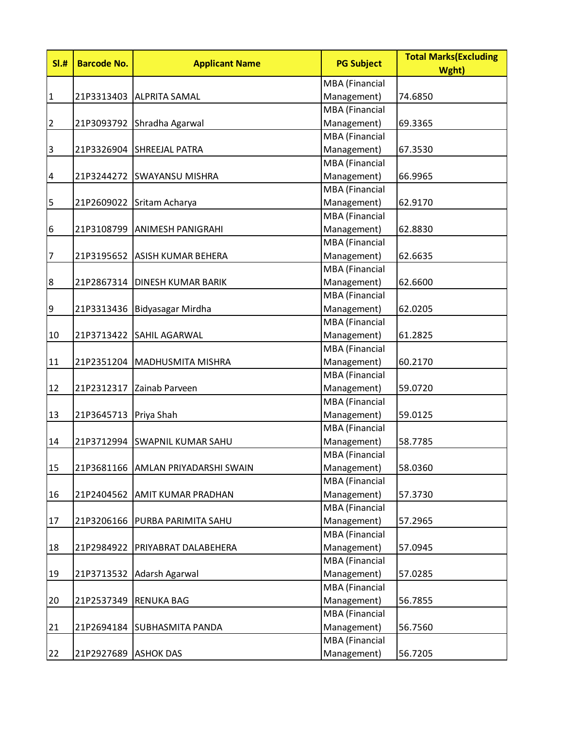| Sl.# | Barcode No. | Applicant Name | PG Subject | Total Marks(Excluding Wght) |
|---|---|---|---|---|
| 1 | 21P3313403 | ALPRITA SAMAL | MBA (Financial Management) | 74.6850 |
| 2 | 21P3093792 | Shradha Agarwal | MBA (Financial Management) | 69.3365 |
| 3 | 21P3326904 | SHREEJAL PATRA | MBA (Financial Management) | 67.3530 |
| 4 | 21P3244272 | SWAYANSU MISHRA | MBA (Financial Management) | 66.9965 |
| 5 | 21P2609022 | Sritam Acharya | MBA (Financial Management) | 62.9170 |
| 6 | 21P3108799 | ANIMESH PANIGRAHI | MBA (Financial Management) | 62.8830 |
| 7 | 21P3195652 | ASISH KUMAR BEHERA | MBA (Financial Management) | 62.6635 |
| 8 | 21P2867314 | DINESH KUMAR BARIK | MBA (Financial Management) | 62.6600 |
| 9 | 21P3313436 | Bidyasagar Mirdha | MBA (Financial Management) | 62.0205 |
| 10 | 21P3713422 | SAHIL AGARWAL | MBA (Financial Management) | 61.2825 |
| 11 | 21P2351204 | MADHUSMITA MISHRA | MBA (Financial Management) | 60.2170 |
| 12 | 21P2312317 | Zainab Parveen | MBA (Financial Management) | 59.0720 |
| 13 | 21P3645713 | Priya Shah | MBA (Financial Management) | 59.0125 |
| 14 | 21P3712994 | SWAPNIL KUMAR SAHU | MBA (Financial Management) | 58.7785 |
| 15 | 21P3681166 | AMLAN PRIYADARSHI SWAIN | MBA (Financial Management) | 58.0360 |
| 16 | 21P2404562 | AMIT KUMAR PRADHAN | MBA (Financial Management) | 57.3730 |
| 17 | 21P3206166 | PURBA PARIMITA SAHU | MBA (Financial Management) | 57.2965 |
| 18 | 21P2984922 | PRIYABRAT DALABEHERA | MBA (Financial Management) | 57.0945 |
| 19 | 21P3713532 | Adarsh Agarwal | MBA (Financial Management) | 57.0285 |
| 20 | 21P2537349 | RENUKA BAG | MBA (Financial Management) | 56.7855 |
| 21 | 21P2694184 | SUBHASMITA PANDA | MBA (Financial Management) | 56.7560 |
| 22 | 21P2927689 | ASHOK DAS | MBA (Financial Management) | 56.7205 |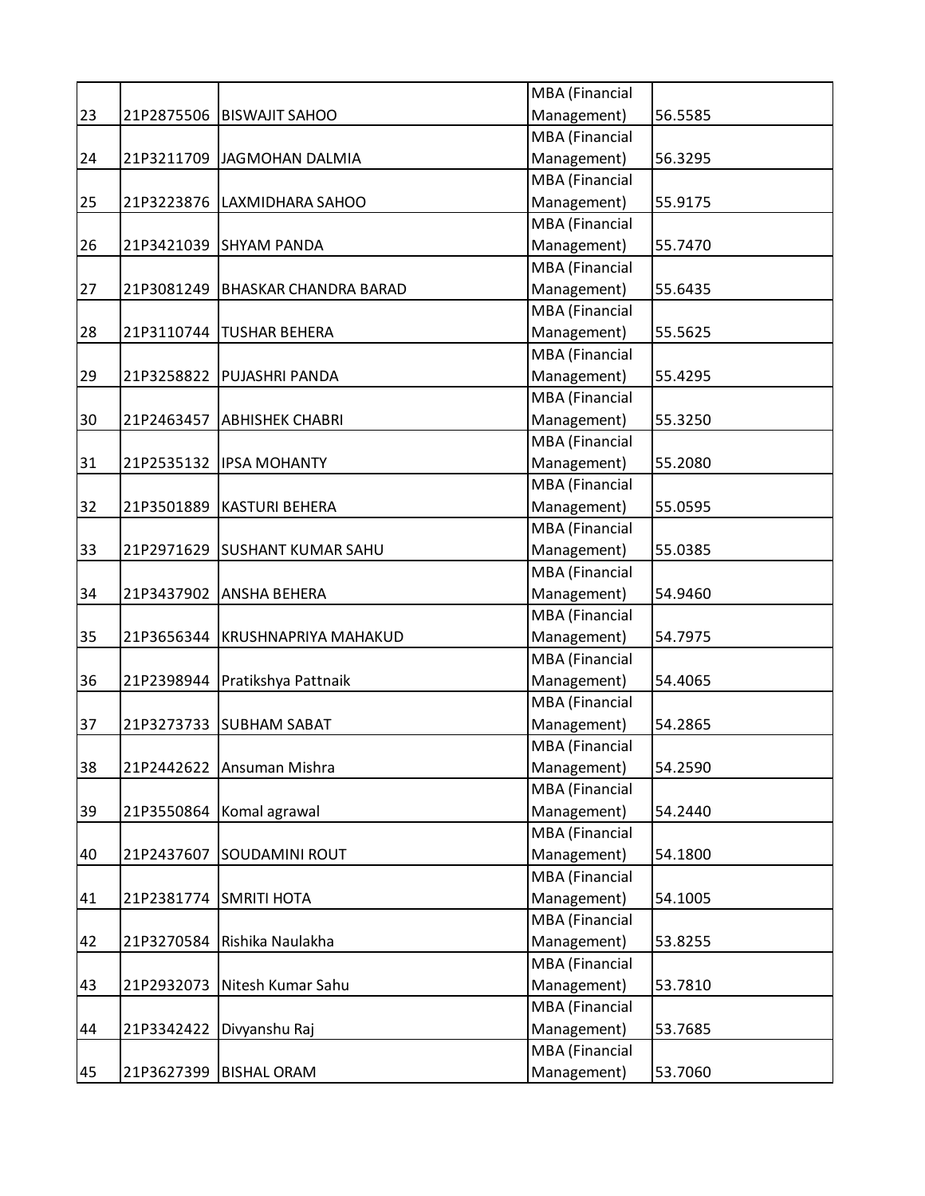| 23 | 21P2875506 | BISWAJIT SAHOO | MBA (Financial Management) | 56.5585 |
|---|---|---|---|---|
| 24 | 21P3211709 | JAGMOHAN DALMIA | MBA (Financial Management) | 56.3295 |
| 25 | 21P3223876 | LAXMIDHARA SAHOO | MBA (Financial Management) | 55.9175 |
| 26 | 21P3421039 | SHYAM PANDA | MBA (Financial Management) | 55.7470 |
| 27 | 21P3081249 | BHASKAR CHANDRA BARAD | MBA (Financial Management) | 55.6435 |
| 28 | 21P3110744 | TUSHAR BEHERA | MBA (Financial Management) | 55.5625 |
| 29 | 21P3258822 | PUJASHRI PANDA | MBA (Financial Management) | 55.4295 |
| 30 | 21P2463457 | ABHISHEK CHABRI | MBA (Financial Management) | 55.3250 |
| 31 | 21P2535132 | IPSA MOHANTY | MBA (Financial Management) | 55.2080 |
| 32 | 21P3501889 | KASTURI BEHERA | MBA (Financial Management) | 55.0595 |
| 33 | 21P2971629 | SUSHANT KUMAR SAHU | MBA (Financial Management) | 55.0385 |
| 34 | 21P3437902 | ANSHA BEHERA | MBA (Financial Management) | 54.9460 |
| 35 | 21P3656344 | KRUSHNAPRIYA MAHAKUD | MBA (Financial Management) | 54.7975 |
| 36 | 21P2398944 | Pratikshya Pattnaik | MBA (Financial Management) | 54.4065 |
| 37 | 21P3273733 | SUBHAM SABAT | MBA (Financial Management) | 54.2865 |
| 38 | 21P2442622 | Ansuman Mishra | MBA (Financial Management) | 54.2590 |
| 39 | 21P3550864 | Komal agrawal | MBA (Financial Management) | 54.2440 |
| 40 | 21P2437607 | SOUDAMINI ROUT | MBA (Financial Management) | 54.1800 |
| 41 | 21P2381774 | SMRITI HOTA | MBA (Financial Management) | 54.1005 |
| 42 | 21P3270584 | Rishika Naulakha | MBA (Financial Management) | 53.8255 |
| 43 | 21P2932073 | Nitesh Kumar Sahu | MBA (Financial Management) | 53.7810 |
| 44 | 21P3342422 | Divyanshu Raj | MBA (Financial Management) | 53.7685 |
| 45 | 21P3627399 | BISHAL ORAM | MBA (Financial Management) | 53.7060 |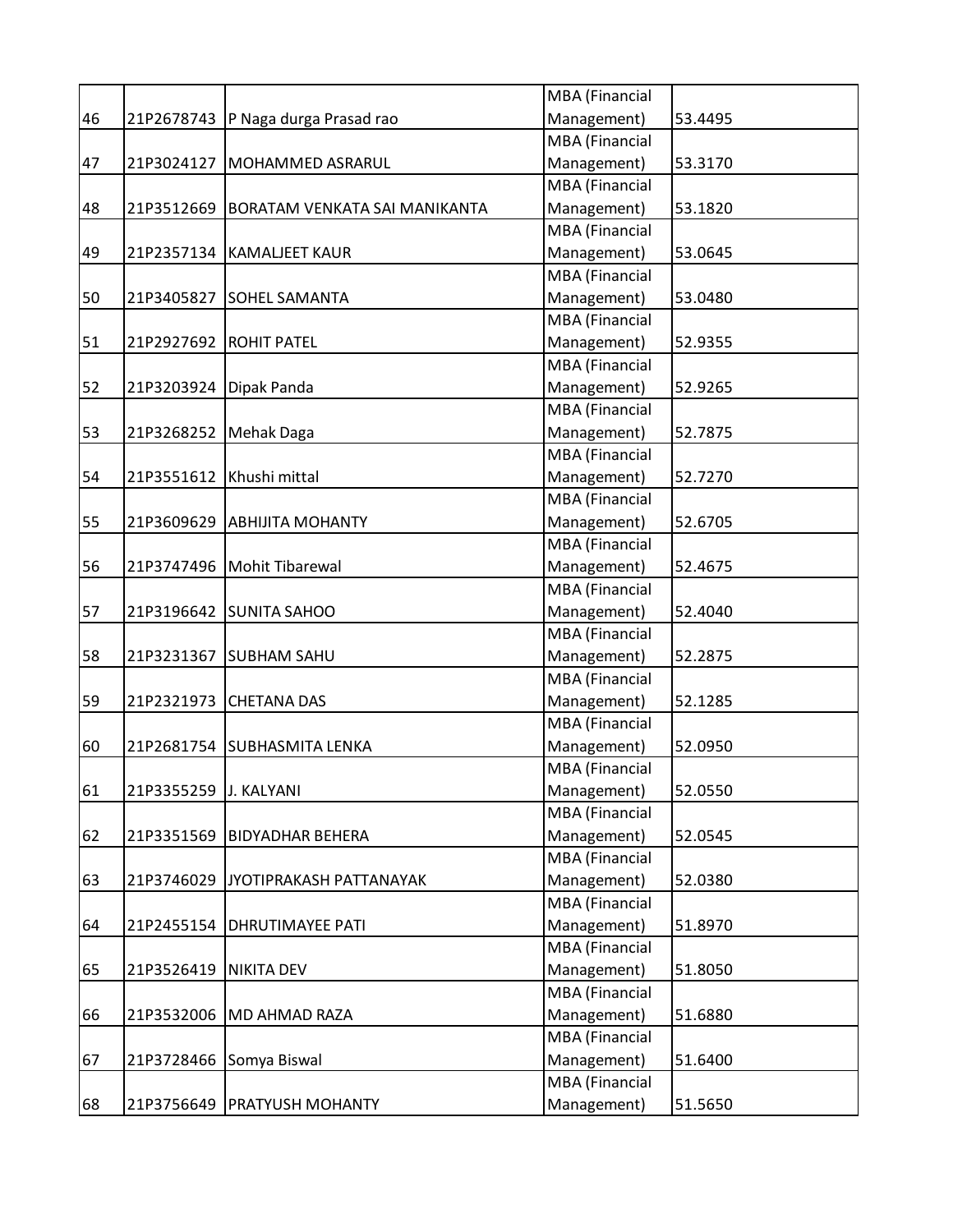| | | | | |
|---|---|---|---|---|
| 46 | 21P2678743 | P Naga durga Prasad rao | MBA (Financial Management) | 53.4495 |
| 47 | 21P3024127 | MOHAMMED ASRARUL | MBA (Financial Management) | 53.3170 |
| 48 | 21P3512669 | BORATAM VENKATA SAI MANIKANTA | MBA (Financial Management) | 53.1820 |
| 49 | 21P2357134 | KAMALJEET KAUR | MBA (Financial Management) | 53.0645 |
| 50 | 21P3405827 | SOHEL SAMANTA | MBA (Financial Management) | 53.0480 |
| 51 | 21P2927692 | ROHIT PATEL | MBA (Financial Management) | 52.9355 |
| 52 | 21P3203924 | Dipak Panda | MBA (Financial Management) | 52.9265 |
| 53 | 21P3268252 | Mehak Daga | MBA (Financial Management) | 52.7875 |
| 54 | 21P3551612 | Khushi mittal | MBA (Financial Management) | 52.7270 |
| 55 | 21P3609629 | ABHIJITA MOHANTY | MBA (Financial Management) | 52.6705 |
| 56 | 21P3747496 | Mohit Tibarewal | MBA (Financial Management) | 52.4675 |
| 57 | 21P3196642 | SUNITA SAHOO | MBA (Financial Management) | 52.4040 |
| 58 | 21P3231367 | SUBHAM SAHU | MBA (Financial Management) | 52.2875 |
| 59 | 21P2321973 | CHETANA DAS | MBA (Financial Management) | 52.1285 |
| 60 | 21P2681754 | SUBHASMITA LENKA | MBA (Financial Management) | 52.0950 |
| 61 | 21P3355259 | J. KALYANI | MBA (Financial Management) | 52.0550 |
| 62 | 21P3351569 | BIDYADHAR BEHERA | MBA (Financial Management) | 52.0545 |
| 63 | 21P3746029 | JYOTIPRAKASH PATTANAYAK | MBA (Financial Management) | 52.0380 |
| 64 | 21P2455154 | DHRUTIMAYEE PATI | MBA (Financial Management) | 51.8970 |
| 65 | 21P3526419 | NIKITA DEV | MBA (Financial Management) | 51.8050 |
| 66 | 21P3532006 | MD AHMAD RAZA | MBA (Financial Management) | 51.6880 |
| 67 | 21P3728466 | Somya Biswal | MBA (Financial Management) | 51.6400 |
| 68 | 21P3756649 | PRATYUSH MOHANTY | MBA (Financial Management) | 51.5650 |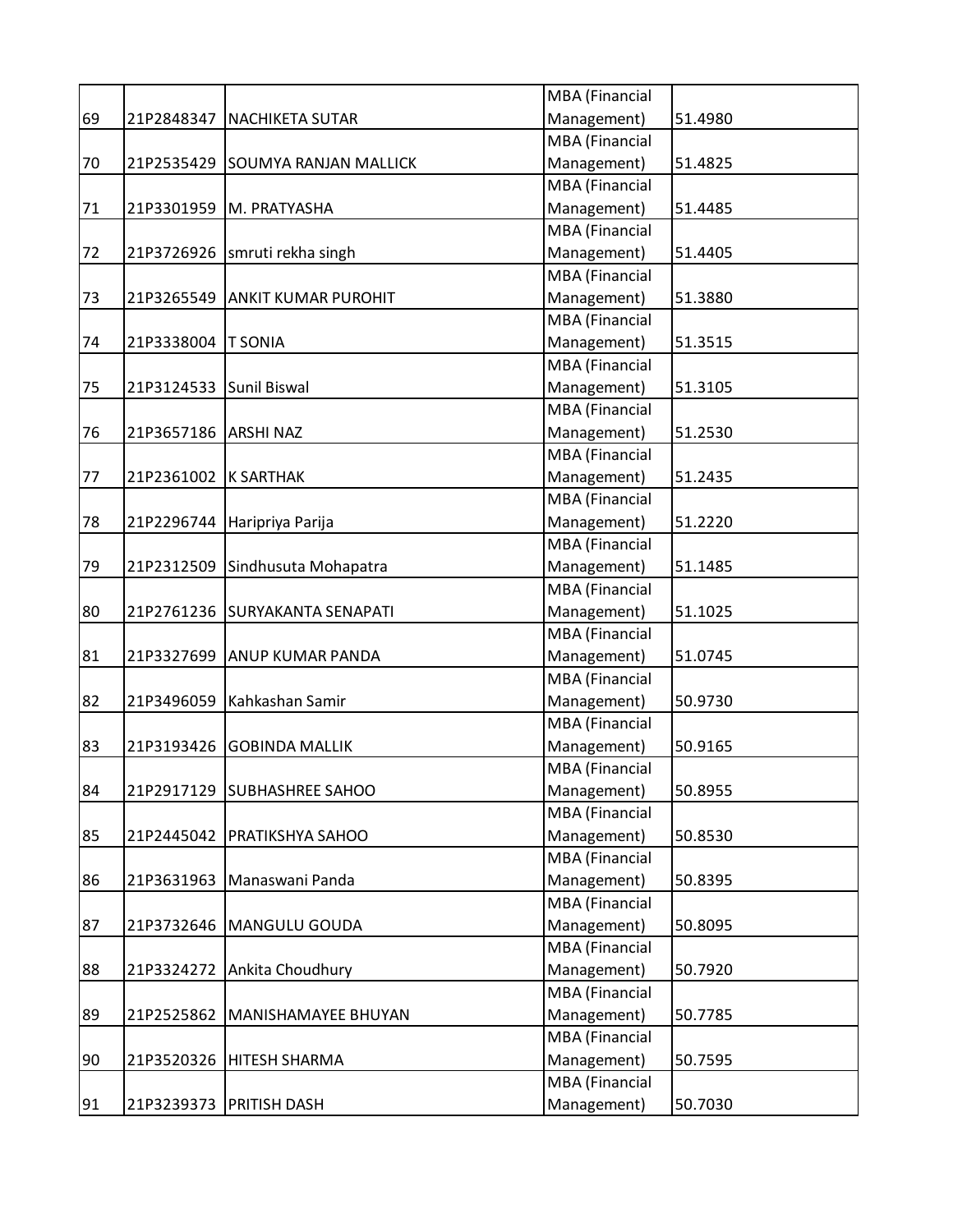| | | | | |
|---|---|---|---|---|
| 69 | 21P2848347 | NACHIKETA SUTAR | MBA (Financial Management) | 51.4980 |
| 70 | 21P2535429 | SOUMYA RANJAN MALLICK | MBA (Financial Management) | 51.4825 |
| 71 | 21P3301959 | M. PRATYASHA | MBA (Financial Management) | 51.4485 |
| 72 | 21P3726926 | smruti rekha singh | MBA (Financial Management) | 51.4405 |
| 73 | 21P3265549 | ANKIT KUMAR PUROHIT | MBA (Financial Management) | 51.3880 |
| 74 | 21P3338004 | T SONIA | MBA (Financial Management) | 51.3515 |
| 75 | 21P3124533 | Sunil Biswal | MBA (Financial Management) | 51.3105 |
| 76 | 21P3657186 | ARSHI NAZ | MBA (Financial Management) | 51.2530 |
| 77 | 21P2361002 | K SARTHAK | MBA (Financial Management) | 51.2435 |
| 78 | 21P2296744 | Haripriya Parija | MBA (Financial Management) | 51.2220 |
| 79 | 21P2312509 | Sindhusuta Mohapatra | MBA (Financial Management) | 51.1485 |
| 80 | 21P2761236 | SURYAKANTA SENAPATI | MBA (Financial Management) | 51.1025 |
| 81 | 21P3327699 | ANUP KUMAR PANDA | MBA (Financial Management) | 51.0745 |
| 82 | 21P3496059 | Kahkashan Samir | MBA (Financial Management) | 50.9730 |
| 83 | 21P3193426 | GOBINDA MALLIK | MBA (Financial Management) | 50.9165 |
| 84 | 21P2917129 | SUBHASHREE SAHOO | MBA (Financial Management) | 50.8955 |
| 85 | 21P2445042 | PRATIKSHYA SAHOO | MBA (Financial Management) | 50.8530 |
| 86 | 21P3631963 | Manaswani Panda | MBA (Financial Management) | 50.8395 |
| 87 | 21P3732646 | MANGULU GOUDA | MBA (Financial Management) | 50.8095 |
| 88 | 21P3324272 | Ankita Choudhury | MBA (Financial Management) | 50.7920 |
| 89 | 21P2525862 | MANISHAMAYEE BHUYAN | MBA (Financial Management) | 50.7785 |
| 90 | 21P3520326 | HITESH SHARMA | MBA (Financial Management) | 50.7595 |
| 91 | 21P3239373 | PRITISH DASH | MBA (Financial Management) | 50.7030 |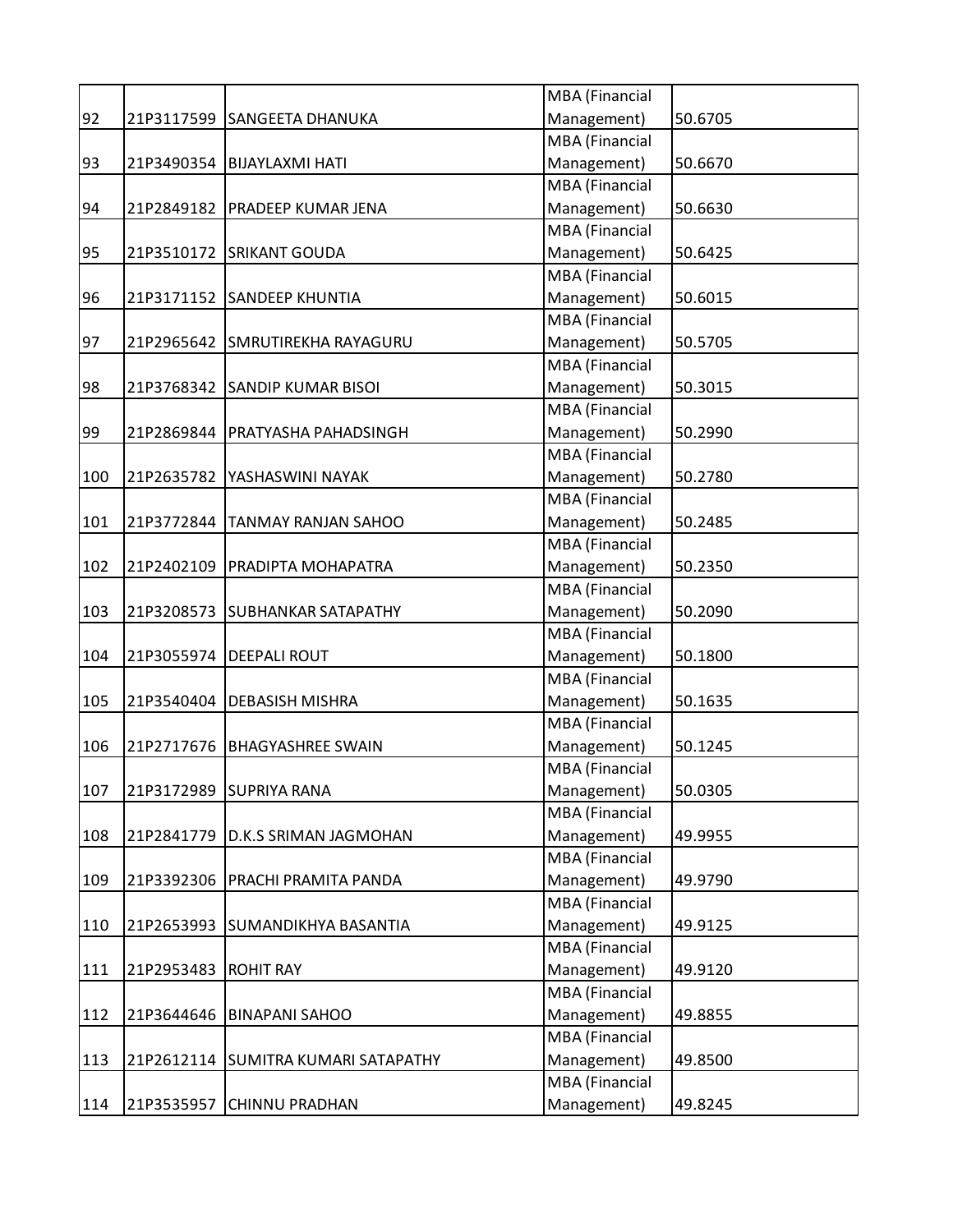| | | | | |
|---|---|---|---|---|
| 92 | 21P3117599 | SANGEETA DHANUKA | MBA (Financial Management) | 50.6705 |
| 93 | 21P3490354 | BIJAYLAXMI HATI | MBA (Financial Management) | 50.6670 |
| 94 | 21P2849182 | PRADEEP KUMAR JENA | MBA (Financial Management) | 50.6630 |
| 95 | 21P3510172 | SRIKANT GOUDA | MBA (Financial Management) | 50.6425 |
| 96 | 21P3171152 | SANDEEP KHUNTIA | MBA (Financial Management) | 50.6015 |
| 97 | 21P2965642 | SMRUTIREKHA RAYAGURU | MBA (Financial Management) | 50.5705 |
| 98 | 21P3768342 | SANDIP KUMAR BISOI | MBA (Financial Management) | 50.3015 |
| 99 | 21P2869844 | PRATYASHA PAHADSINGH | MBA (Financial Management) | 50.2990 |
| 100 | 21P2635782 | YASHASWINI NAYAK | MBA (Financial Management) | 50.2780 |
| 101 | 21P3772844 | TANMAY RANJAN SAHOO | MBA (Financial Management) | 50.2485 |
| 102 | 21P2402109 | PRADIPTA MOHAPATRA | MBA (Financial Management) | 50.2350 |
| 103 | 21P3208573 | SUBHANKAR SATAPATHY | MBA (Financial Management) | 50.2090 |
| 104 | 21P3055974 | DEEPALI ROUT | MBA (Financial Management) | 50.1800 |
| 105 | 21P3540404 | DEBASISH MISHRA | MBA (Financial Management) | 50.1635 |
| 106 | 21P2717676 | BHAGYASHREE SWAIN | MBA (Financial Management) | 50.1245 |
| 107 | 21P3172989 | SUPRIYA RANA | MBA (Financial Management) | 50.0305 |
| 108 | 21P2841779 | D.K.S SRIMAN JAGMOHAN | MBA (Financial Management) | 49.9955 |
| 109 | 21P3392306 | PRACHI PRAMITA PANDA | MBA (Financial Management) | 49.9790 |
| 110 | 21P2653993 | SUMANDIKHYA BASANTIA | MBA (Financial Management) | 49.9125 |
| 111 | 21P2953483 | ROHIT RAY | MBA (Financial Management) | 49.9120 |
| 112 | 21P3644646 | BINAPANI SAHOO | MBA (Financial Management) | 49.8855 |
| 113 | 21P2612114 | SUMITRA KUMARI SATAPATHY | MBA (Financial Management) | 49.8500 |
| 114 | 21P3535957 | CHINNU PRADHAN | MBA (Financial Management) | 49.8245 |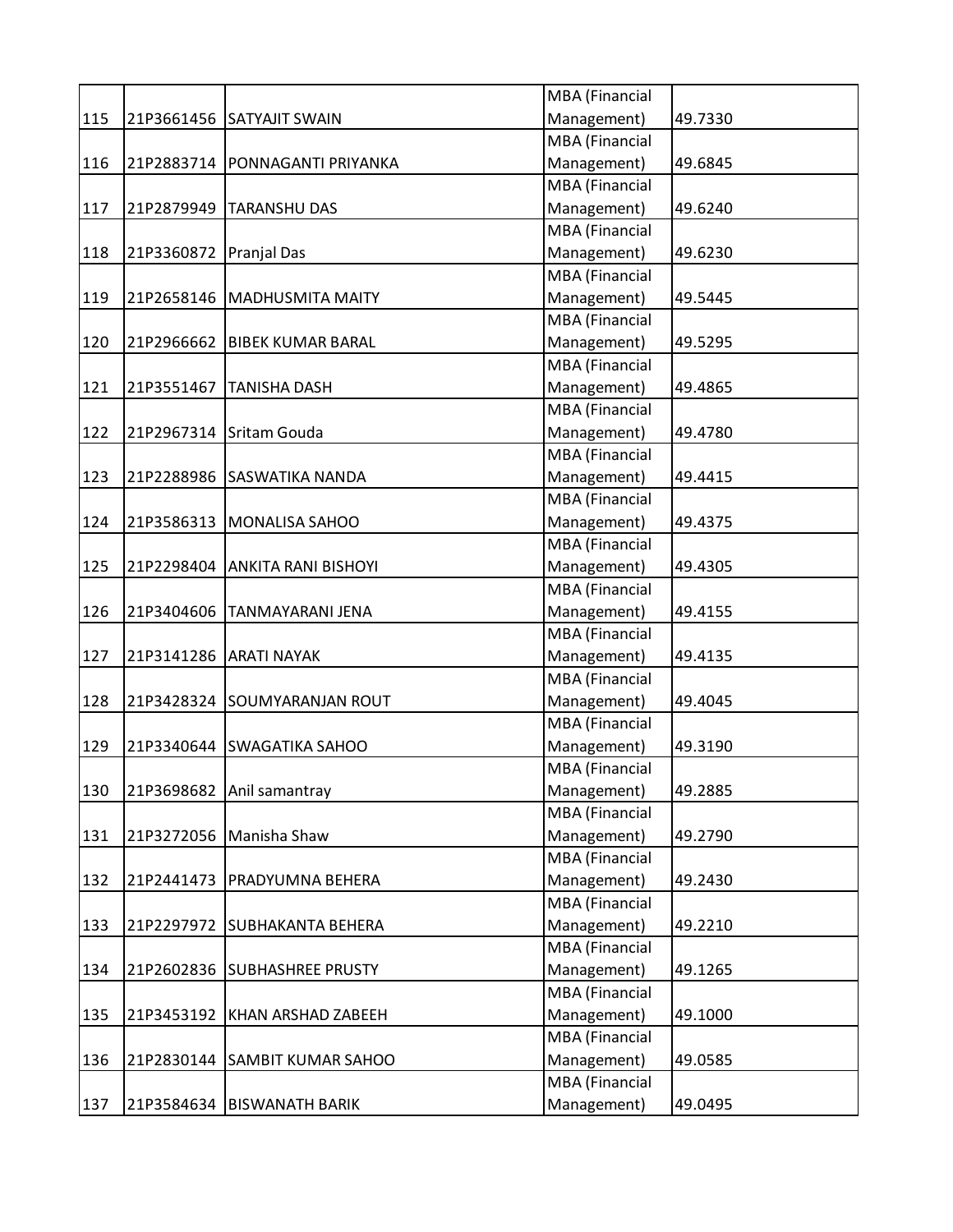| | | | | |
|---|---|---|---|---|
| 115 | 21P3661456 | SATYAJIT SWAIN | MBA (Financial Management) | 49.7330 |
| 116 | 21P2883714 | PONNAGANTI PRIYANKA | MBA (Financial Management) | 49.6845 |
| 117 | 21P2879949 | TARANSHU DAS | MBA (Financial Management) | 49.6240 |
| 118 | 21P3360872 | Pranjal Das | MBA (Financial Management) | 49.6230 |
| 119 | 21P2658146 | MADHUSMITA MAITY | MBA (Financial Management) | 49.5445 |
| 120 | 21P2966662 | BIBEK KUMAR BARAL | MBA (Financial Management) | 49.5295 |
| 121 | 21P3551467 | TANISHA DASH | MBA (Financial Management) | 49.4865 |
| 122 | 21P2967314 | Sritam Gouda | MBA (Financial Management) | 49.4780 |
| 123 | 21P2288986 | SASWATIKA NANDA | MBA (Financial Management) | 49.4415 |
| 124 | 21P3586313 | MONALISA SAHOO | MBA (Financial Management) | 49.4375 |
| 125 | 21P2298404 | ANKITA RANI BISHOYI | MBA (Financial Management) | 49.4305 |
| 126 | 21P3404606 | TANMAYARANI JENA | MBA (Financial Management) | 49.4155 |
| 127 | 21P3141286 | ARATI NAYAK | MBA (Financial Management) | 49.4135 |
| 128 | 21P3428324 | SOUMYARANJAN ROUT | MBA (Financial Management) | 49.4045 |
| 129 | 21P3340644 | SWAGATIKA SAHOO | MBA (Financial Management) | 49.3190 |
| 130 | 21P3698682 | Anil samantray | MBA (Financial Management) | 49.2885 |
| 131 | 21P3272056 | Manisha Shaw | MBA (Financial Management) | 49.2790 |
| 132 | 21P2441473 | PRADYUMNA BEHERA | MBA (Financial Management) | 49.2430 |
| 133 | 21P2297972 | SUBHAKANTA BEHERA | MBA (Financial Management) | 49.2210 |
| 134 | 21P2602836 | SUBHASHREE PRUSTY | MBA (Financial Management) | 49.1265 |
| 135 | 21P3453192 | KHAN ARSHAD ZABEEH | MBA (Financial Management) | 49.1000 |
| 136 | 21P2830144 | SAMBIT KUMAR SAHOO | MBA (Financial Management) | 49.0585 |
| 137 | 21P3584634 | BISWANATH BARIK | MBA (Financial Management) | 49.0495 |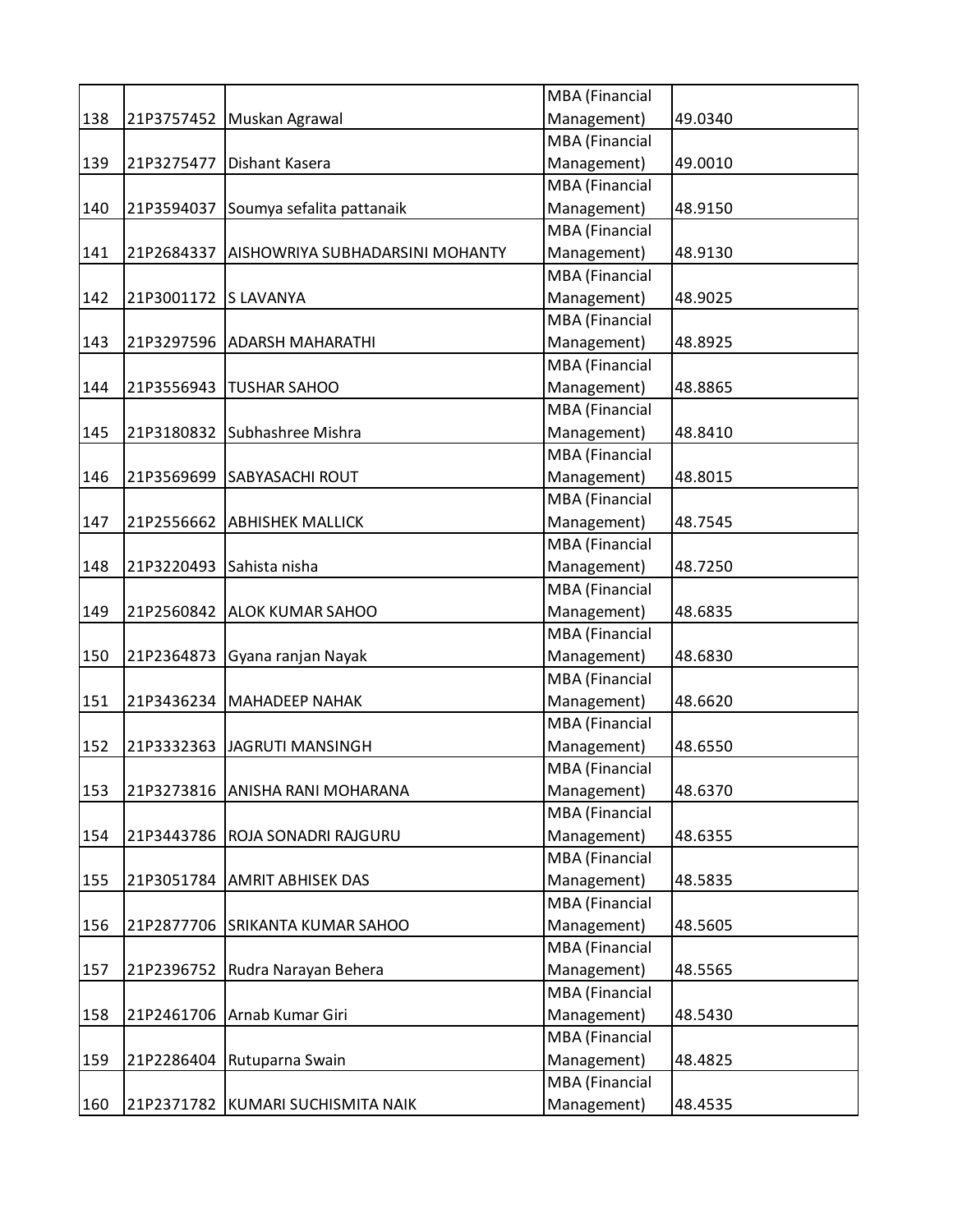| | | | | |
|---|---|---|---|---|
| 138 | 21P3757452 | Muskan Agrawal | MBA (Financial Management) | 49.0340 |
| 139 | 21P3275477 | Dishant Kasera | MBA (Financial Management) | 49.0010 |
| 140 | 21P3594037 | Soumya sefalita pattanaik | MBA (Financial Management) | 48.9150 |
| 141 | 21P2684337 | AISHOWRIYA SUBHADARSINI MOHANTY | MBA (Financial Management) | 48.9130 |
| 142 | 21P3001172 | S LAVANYA | MBA (Financial Management) | 48.9025 |
| 143 | 21P3297596 | ADARSH MAHARATHI | MBA (Financial Management) | 48.8925 |
| 144 | 21P3556943 | TUSHAR SAHOO | MBA (Financial Management) | 48.8865 |
| 145 | 21P3180832 | Subhashree Mishra | MBA (Financial Management) | 48.8410 |
| 146 | 21P3569699 | SABYASACHI ROUT | MBA (Financial Management) | 48.8015 |
| 147 | 21P2556662 | ABHISHEK MALLICK | MBA (Financial Management) | 48.7545 |
| 148 | 21P3220493 | Sahista nisha | MBA (Financial Management) | 48.7250 |
| 149 | 21P2560842 | ALOK KUMAR SAHOO | MBA (Financial Management) | 48.6835 |
| 150 | 21P2364873 | Gyana ranjan Nayak | MBA (Financial Management) | 48.6830 |
| 151 | 21P3436234 | MAHADEEP NAHAK | MBA (Financial Management) | 48.6620 |
| 152 | 21P3332363 | JAGRUTI MANSINGH | MBA (Financial Management) | 48.6550 |
| 153 | 21P3273816 | ANISHA RANI MOHARANA | MBA (Financial Management) | 48.6370 |
| 154 | 21P3443786 | ROJA SONADRI RAJGURU | MBA (Financial Management) | 48.6355 |
| 155 | 21P3051784 | AMRIT ABHISEK DAS | MBA (Financial Management) | 48.5835 |
| 156 | 21P2877706 | SRIKANTA KUMAR SAHOO | MBA (Financial Management) | 48.5605 |
| 157 | 21P2396752 | Rudra Narayan Behera | MBA (Financial Management) | 48.5565 |
| 158 | 21P2461706 | Arnab Kumar Giri | MBA (Financial Management) | 48.5430 |
| 159 | 21P2286404 | Rutuparna Swain | MBA (Financial Management) | 48.4825 |
| 160 | 21P2371782 | KUMARI SUCHISMITA NAIK | MBA (Financial Management) | 48.4535 |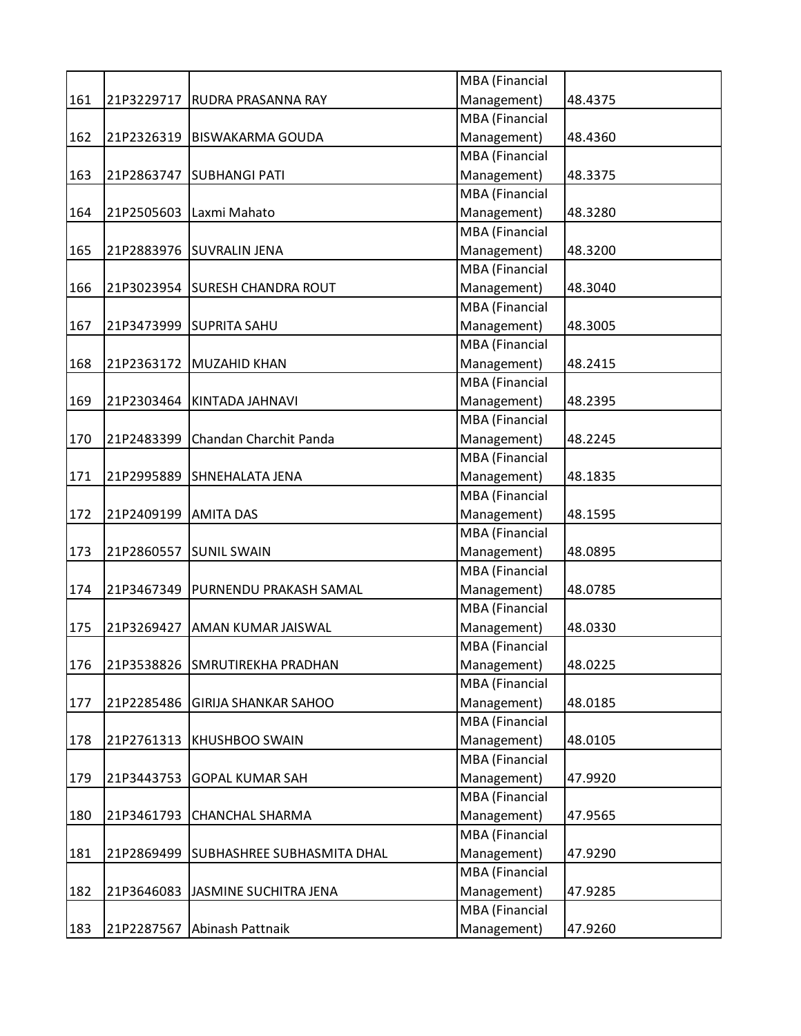| | | | | |
|---|---|---|---|---|
| 161 | 21P3229717 | RUDRA PRASANNA RAY | MBA (Financial Management) | 48.4375 |
| 162 | 21P2326319 | BISWAKARMA GOUDA | MBA (Financial Management) | 48.4360 |
| 163 | 21P2863747 | SUBHANGI PATI | MBA (Financial Management) | 48.3375 |
| 164 | 21P2505603 | Laxmi Mahato | MBA (Financial Management) | 48.3280 |
| 165 | 21P2883976 | SUVRALIN JENA | MBA (Financial Management) | 48.3200 |
| 166 | 21P3023954 | SURESH CHANDRA ROUT | MBA (Financial Management) | 48.3040 |
| 167 | 21P3473999 | SUPRITA SAHU | MBA (Financial Management) | 48.3005 |
| 168 | 21P2363172 | MUZAHID KHAN | MBA (Financial Management) | 48.2415 |
| 169 | 21P2303464 | KINTADA JAHNAVI | MBA (Financial Management) | 48.2395 |
| 170 | 21P2483399 | Chandan Charchit Panda | MBA (Financial Management) | 48.2245 |
| 171 | 21P2995889 | SHNEHALATA JENA | MBA (Financial Management) | 48.1835 |
| 172 | 21P2409199 | AMITA DAS | MBA (Financial Management) | 48.1595 |
| 173 | 21P2860557 | SUNIL SWAIN | MBA (Financial Management) | 48.0895 |
| 174 | 21P3467349 | PURNENDU PRAKASH SAMAL | MBA (Financial Management) | 48.0785 |
| 175 | 21P3269427 | AMAN KUMAR JAISWAL | MBA (Financial Management) | 48.0330 |
| 176 | 21P3538826 | SMRUTIREKHA PRADHAN | MBA (Financial Management) | 48.0225 |
| 177 | 21P2285486 | GIRIJA SHANKAR SAHOO | MBA (Financial Management) | 48.0185 |
| 178 | 21P2761313 | KHUSHBOO SWAIN | MBA (Financial Management) | 48.0105 |
| 179 | 21P3443753 | GOPAL KUMAR SAH | MBA (Financial Management) | 47.9920 |
| 180 | 21P3461793 | CHANCHAL SHARMA | MBA (Financial Management) | 47.9565 |
| 181 | 21P2869499 | SUBHASHREE SUBHASMITA DHAL | MBA (Financial Management) | 47.9290 |
| 182 | 21P3646083 | JASMINE SUCHITRA JENA | MBA (Financial Management) | 47.9285 |
| 183 | 21P2287567 | Abinash Pattnaik | MBA (Financial Management) | 47.9260 |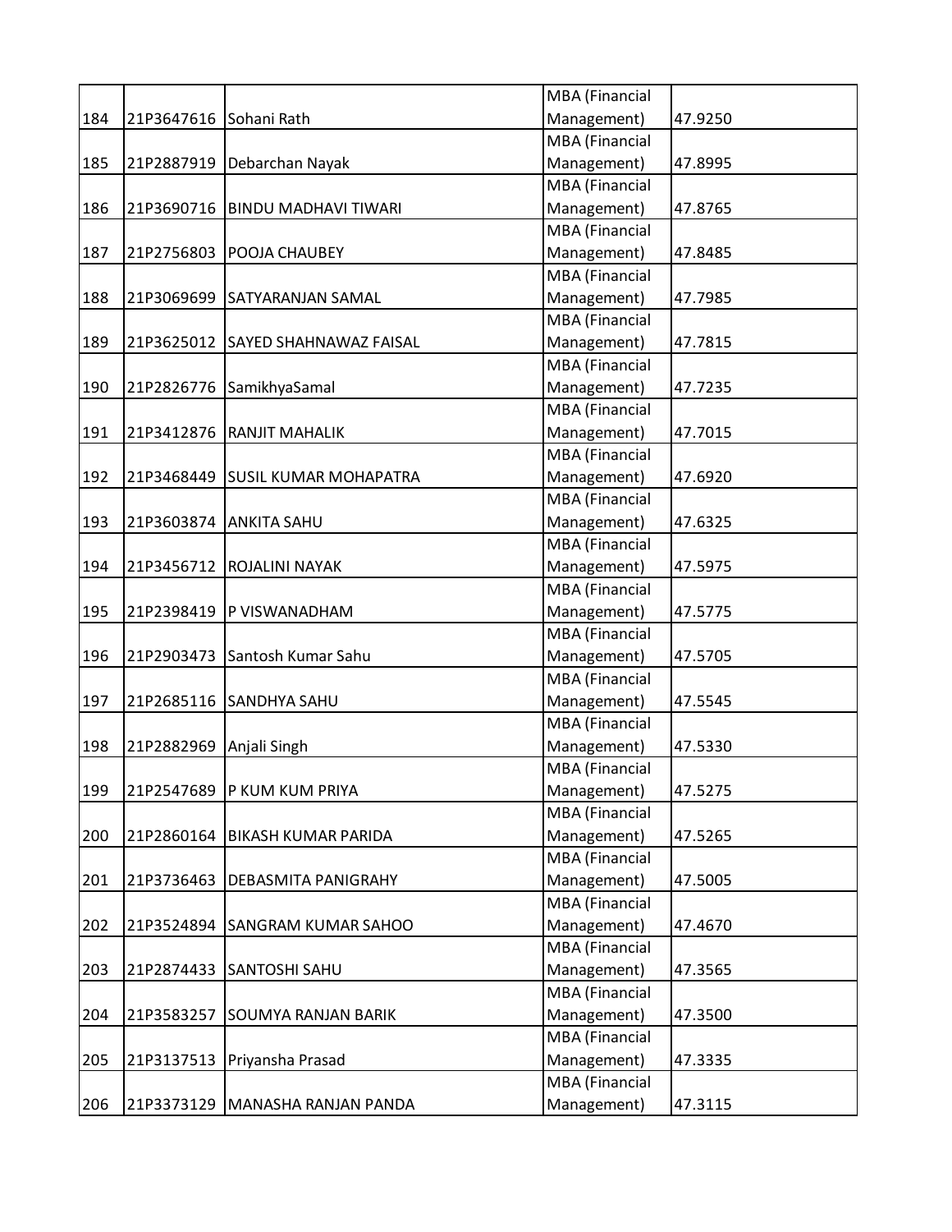| 184 | 21P3647616 | Sohani Rath | MBA (Financial Management) | 47.9250 |
|---|---|---|---|---|
| 185 | 21P2887919 | Debarchan Nayak | MBA (Financial Management) | 47.8995 |
| 186 | 21P3690716 | BINDU MADHAVI TIWARI | MBA (Financial Management) | 47.8765 |
| 187 | 21P2756803 | POOJA CHAUBEY | MBA (Financial Management) | 47.8485 |
| 188 | 21P3069699 | SATYARANJAN SAMAL | MBA (Financial Management) | 47.7985 |
| 189 | 21P3625012 | SAYED SHAHNAWAZ FAISAL | MBA (Financial Management) | 47.7815 |
| 190 | 21P2826776 | SamikhyaSamal | MBA (Financial Management) | 47.7235 |
| 191 | 21P3412876 | RANJIT MAHALIK | MBA (Financial Management) | 47.7015 |
| 192 | 21P3468449 | SUSIL KUMAR MOHAPATRA | MBA (Financial Management) | 47.6920 |
| 193 | 21P3603874 | ANKITA SAHU | MBA (Financial Management) | 47.6325 |
| 194 | 21P3456712 | ROJALINI NAYAK | MBA (Financial Management) | 47.5975 |
| 195 | 21P2398419 | P VISWANADHAM | MBA (Financial Management) | 47.5775 |
| 196 | 21P2903473 | Santosh Kumar Sahu | MBA (Financial Management) | 47.5705 |
| 197 | 21P2685116 | SANDHYA SAHU | MBA (Financial Management) | 47.5545 |
| 198 | 21P2882969 | Anjali Singh | MBA (Financial Management) | 47.5330 |
| 199 | 21P2547689 | P KUM KUM PRIYA | MBA (Financial Management) | 47.5275 |
| 200 | 21P2860164 | BIKASH KUMAR PARIDA | MBA (Financial Management) | 47.5265 |
| 201 | 21P3736463 | DEBASMITA PANIGRAHY | MBA (Financial Management) | 47.5005 |
| 202 | 21P3524894 | SANGRAM KUMAR SAHOO | MBA (Financial Management) | 47.4670 |
| 203 | 21P2874433 | SANTOSHI SAHU | MBA (Financial Management) | 47.3565 |
| 204 | 21P3583257 | SOUMYA RANJAN BARIK | MBA (Financial Management) | 47.3500 |
| 205 | 21P3137513 | Priyansha Prasad | MBA (Financial Management) | 47.3335 |
| 206 | 21P3373129 | MANASHA RANJAN PANDA | MBA (Financial Management) | 47.3115 |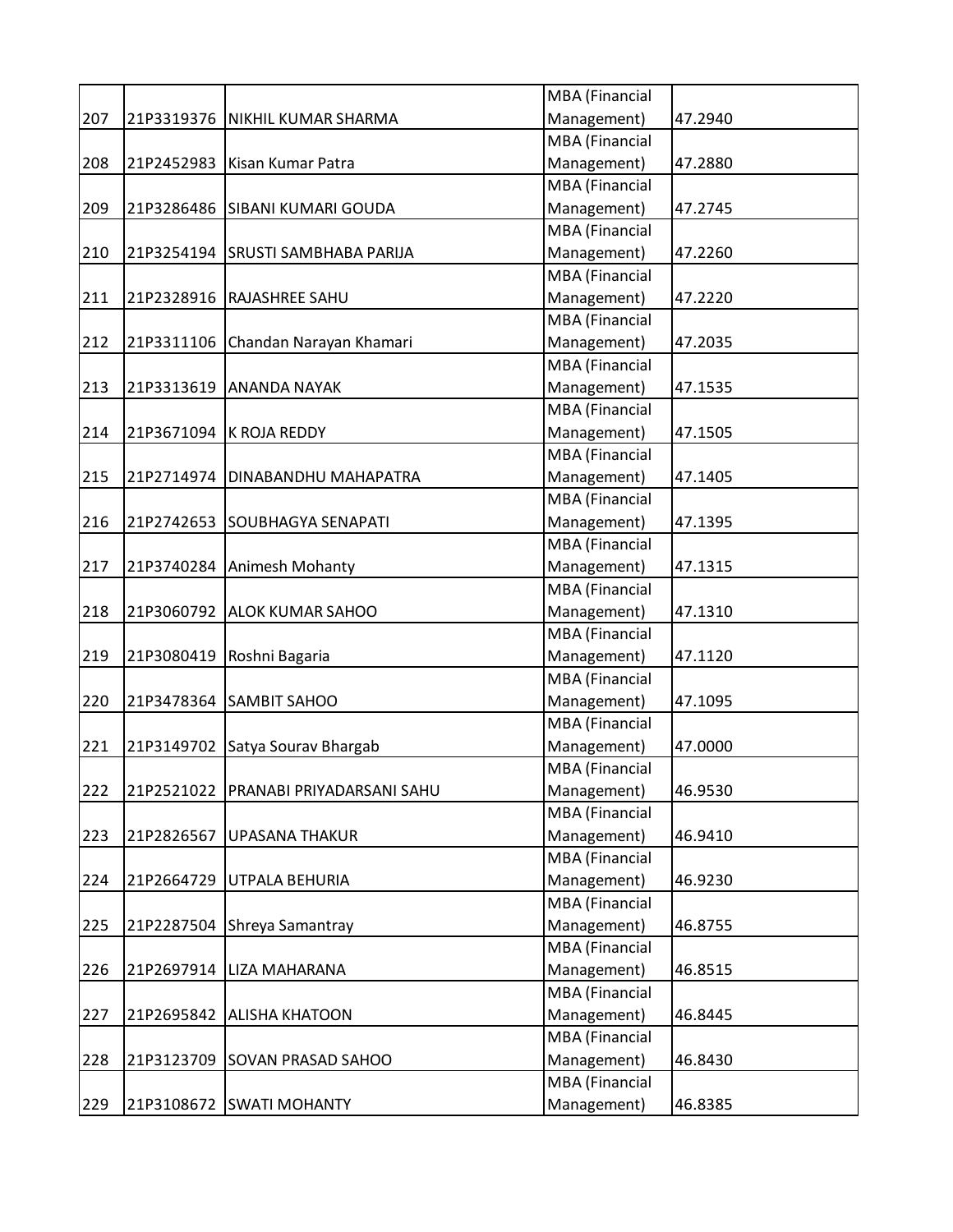| | | | | |
|---|---|---|---|---|
| 207 | 21P3319376 | NIKHIL KUMAR SHARMA | MBA (Financial Management) | 47.2940 |
| 208 | 21P2452983 | Kisan Kumar Patra | MBA (Financial Management) | 47.2880 |
| 209 | 21P3286486 | SIBANI KUMARI GOUDA | MBA (Financial Management) | 47.2745 |
| 210 | 21P3254194 | SRUSTI SAMBHABA PARIJA | MBA (Financial Management) | 47.2260 |
| 211 | 21P2328916 | RAJASHREE SAHU | MBA (Financial Management) | 47.2220 |
| 212 | 21P3311106 | Chandan Narayan Khamari | MBA (Financial Management) | 47.2035 |
| 213 | 21P3313619 | ANANDA NAYAK | MBA (Financial Management) | 47.1535 |
| 214 | 21P3671094 | K ROJA REDDY | MBA (Financial Management) | 47.1505 |
| 215 | 21P2714974 | DINABANDHU MAHAPATRA | MBA (Financial Management) | 47.1405 |
| 216 | 21P2742653 | SOUBHAGYA SENAPATI | MBA (Financial Management) | 47.1395 |
| 217 | 21P3740284 | Animesh Mohanty | MBA (Financial Management) | 47.1315 |
| 218 | 21P3060792 | ALOK KUMAR SAHOO | MBA (Financial Management) | 47.1310 |
| 219 | 21P3080419 | Roshni Bagaria | MBA (Financial Management) | 47.1120 |
| 220 | 21P3478364 | SAMBIT SAHOO | MBA (Financial Management) | 47.1095 |
| 221 | 21P3149702 | Satya Sourav Bhargab | MBA (Financial Management) | 47.0000 |
| 222 | 21P2521022 | PRANABI PRIYADARSANI SAHU | MBA (Financial Management) | 46.9530 |
| 223 | 21P2826567 | UPASANA THAKUR | MBA (Financial Management) | 46.9410 |
| 224 | 21P2664729 | UTPALA BEHURIA | MBA (Financial Management) | 46.9230 |
| 225 | 21P2287504 | Shreya Samantray | MBA (Financial Management) | 46.8755 |
| 226 | 21P2697914 | LIZA MAHARANA | MBA (Financial Management) | 46.8515 |
| 227 | 21P2695842 | ALISHA KHATOON | MBA (Financial Management) | 46.8445 |
| 228 | 21P3123709 | SOVAN PRASAD SAHOO | MBA (Financial Management) | 46.8430 |
| 229 | 21P3108672 | SWATI MOHANTY | MBA (Financial Management) | 46.8385 |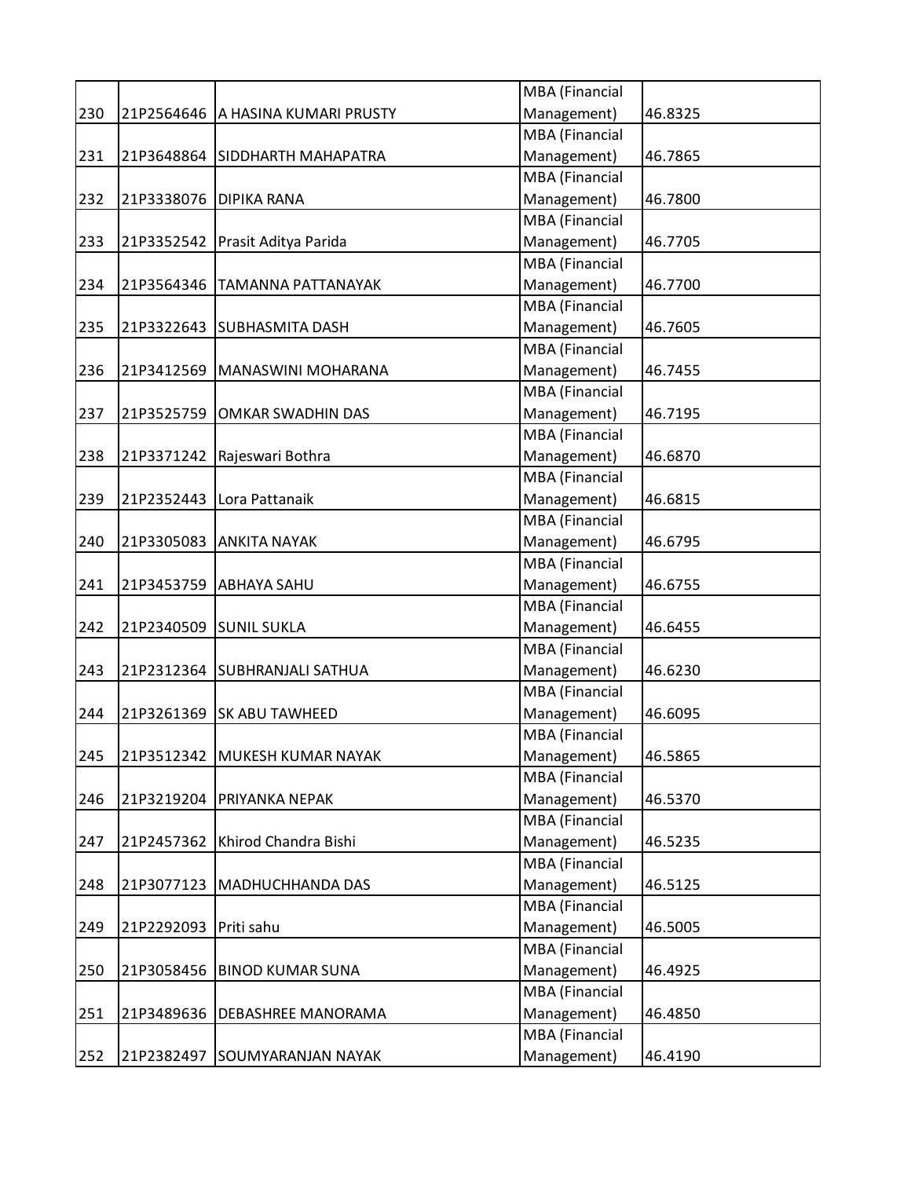| | | | | |
|---|---|---|---|---|
| 230 | 21P2564646 | A HASINA KUMARI PRUSTY | MBA (Financial Management) | 46.8325 |
| 231 | 21P3648864 | SIDDHARTH MAHAPATRA | MBA (Financial Management) | 46.7865 |
| 232 | 21P3338076 | DIPIKA RANA | MBA (Financial Management) | 46.7800 |
| 233 | 21P3352542 | Prasit Aditya Parida | MBA (Financial Management) | 46.7705 |
| 234 | 21P3564346 | TAMANNA PATTANAYAK | MBA (Financial Management) | 46.7700 |
| 235 | 21P3322643 | SUBHASMITA DASH | MBA (Financial Management) | 46.7605 |
| 236 | 21P3412569 | MANASWINI MOHARANA | MBA (Financial Management) | 46.7455 |
| 237 | 21P3525759 | OMKAR SWADHIN DAS | MBA (Financial Management) | 46.7195 |
| 238 | 21P3371242 | Rajeswari Bothra | MBA (Financial Management) | 46.6870 |
| 239 | 21P2352443 | Lora Pattanaik | MBA (Financial Management) | 46.6815 |
| 240 | 21P3305083 | ANKITA NAYAK | MBA (Financial Management) | 46.6795 |
| 241 | 21P3453759 | ABHAYA SAHU | MBA (Financial Management) | 46.6755 |
| 242 | 21P2340509 | SUNIL SUKLA | MBA (Financial Management) | 46.6455 |
| 243 | 21P2312364 | SUBHRANJALI SATHUA | MBA (Financial Management) | 46.6230 |
| 244 | 21P3261369 | SK ABU TAWHEED | MBA (Financial Management) | 46.6095 |
| 245 | 21P3512342 | MUKESH KUMAR NAYAK | MBA (Financial Management) | 46.5865 |
| 246 | 21P3219204 | PRIYANKA NEPAK | MBA (Financial Management) | 46.5370 |
| 247 | 21P2457362 | Khirod Chandra Bishi | MBA (Financial Management) | 46.5235 |
| 248 | 21P3077123 | MADHUCHHANDA DAS | MBA (Financial Management) | 46.5125 |
| 249 | 21P2292093 | Priti sahu | MBA (Financial Management) | 46.5005 |
| 250 | 21P3058456 | BINOD KUMAR SUNA | MBA (Financial Management) | 46.4925 |
| 251 | 21P3489636 | DEBASHREE MANORAMA | MBA (Financial Management) | 46.4850 |
| 252 | 21P2382497 | SOUMYARANJAN NAYAK | MBA (Financial Management) | 46.4190 |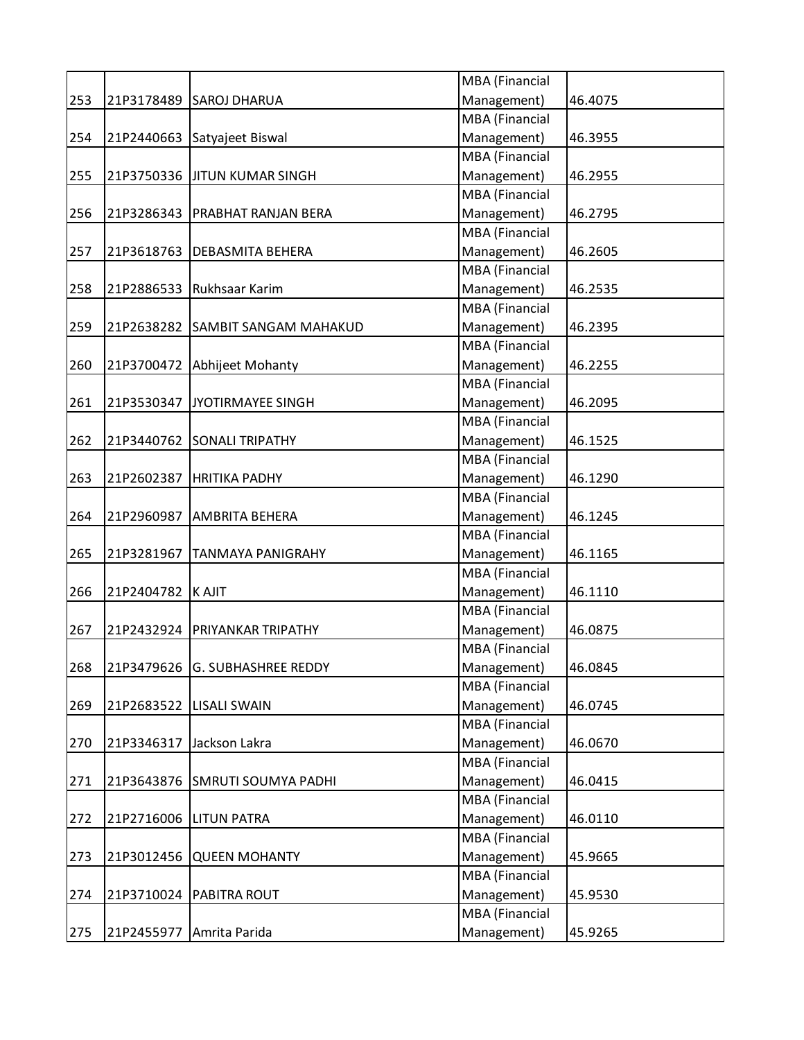| | | | | |
|---|---|---|---|---|
| 253 | 21P3178489 | SAROJ DHARUA | MBA (Financial Management) | 46.4075 |
| 254 | 21P2440663 | Satyajeet Biswal | MBA (Financial Management) | 46.3955 |
| 255 | 21P3750336 | JITUN KUMAR SINGH | MBA (Financial Management) | 46.2955 |
| 256 | 21P3286343 | PRABHAT RANJAN BERA | MBA (Financial Management) | 46.2795 |
| 257 | 21P3618763 | DEBASMITA BEHERA | MBA (Financial Management) | 46.2605 |
| 258 | 21P2886533 | Rukhsaar Karim | MBA (Financial Management) | 46.2535 |
| 259 | 21P2638282 | SAMBIT SANGAM MAHAKUD | MBA (Financial Management) | 46.2395 |
| 260 | 21P3700472 | Abhijeet Mohanty | MBA (Financial Management) | 46.2255 |
| 261 | 21P3530347 | JYOTIRMAYEE SINGH | MBA (Financial Management) | 46.2095 |
| 262 | 21P3440762 | SONALI TRIPATHY | MBA (Financial Management) | 46.1525 |
| 263 | 21P2602387 | HRITIKA PADHY | MBA (Financial Management) | 46.1290 |
| 264 | 21P2960987 | AMBRITA BEHERA | MBA (Financial Management) | 46.1245 |
| 265 | 21P3281967 | TANMAYA PANIGRAHY | MBA (Financial Management) | 46.1165 |
| 266 | 21P2404782 | K AJIT | MBA (Financial Management) | 46.1110 |
| 267 | 21P2432924 | PRIYANKAR TRIPATHY | MBA (Financial Management) | 46.0875 |
| 268 | 21P3479626 | G. SUBHASHREE REDDY | MBA (Financial Management) | 46.0845 |
| 269 | 21P2683522 | LISALI SWAIN | MBA (Financial Management) | 46.0745 |
| 270 | 21P3346317 | Jackson Lakra | MBA (Financial Management) | 46.0670 |
| 271 | 21P3643876 | SMRUTI SOUMYA PADHI | MBA (Financial Management) | 46.0415 |
| 272 | 21P2716006 | LITUN PATRA | MBA (Financial Management) | 46.0110 |
| 273 | 21P3012456 | QUEEN MOHANTY | MBA (Financial Management) | 45.9665 |
| 274 | 21P3710024 | PABITRA ROUT | MBA (Financial Management) | 45.9530 |
| 275 | 21P2455977 | Amrita Parida | MBA (Financial Management) | 45.9265 |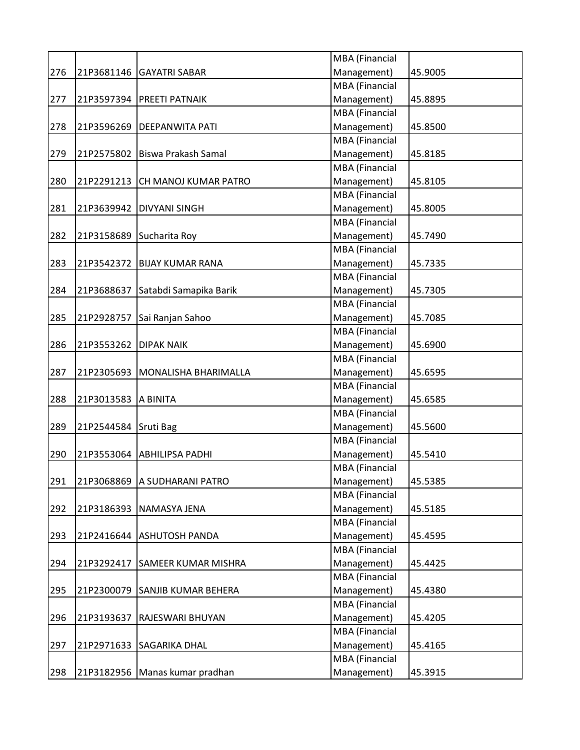| | | | | |
|---|---|---|---|---|
| 276 | 21P3681146 | GAYATRI SABAR | MBA (Financial Management) | 45.9005 |
| 277 | 21P3597394 | PREETI PATNAIK | MBA (Financial Management) | 45.8895 |
| 278 | 21P3596269 | DEEPANWITA PATI | MBA (Financial Management) | 45.8500 |
| 279 | 21P2575802 | Biswa Prakash Samal | MBA (Financial Management) | 45.8185 |
| 280 | 21P2291213 | CH MANOJ KUMAR PATRO | MBA (Financial Management) | 45.8105 |
| 281 | 21P3639942 | DIVYANI SINGH | MBA (Financial Management) | 45.8005 |
| 282 | 21P3158689 | Sucharita Roy | MBA (Financial Management) | 45.7490 |
| 283 | 21P3542372 | BIJAY KUMAR RANA | MBA (Financial Management) | 45.7335 |
| 284 | 21P3688637 | Satabdi Samapika Barik | MBA (Financial Management) | 45.7305 |
| 285 | 21P2928757 | Sai Ranjan Sahoo | MBA (Financial Management) | 45.7085 |
| 286 | 21P3553262 | DIPAK NAIK | MBA (Financial Management) | 45.6900 |
| 287 | 21P2305693 | MONALISHA BHARIMALLA | MBA (Financial Management) | 45.6595 |
| 288 | 21P3013583 | A BINITA | MBA (Financial Management) | 45.6585 |
| 289 | 21P2544584 | Sruti Bag | MBA (Financial Management) | 45.5600 |
| 290 | 21P3553064 | ABHILIPSA PADHI | MBA (Financial Management) | 45.5410 |
| 291 | 21P3068869 | A SUDHARANI PATRO | MBA (Financial Management) | 45.5385 |
| 292 | 21P3186393 | NAMASYA JENA | MBA (Financial Management) | 45.5185 |
| 293 | 21P2416644 | ASHUTOSH PANDA | MBA (Financial Management) | 45.4595 |
| 294 | 21P3292417 | SAMEER KUMAR MISHRA | MBA (Financial Management) | 45.4425 |
| 295 | 21P2300079 | SANJIB KUMAR BEHERA | MBA (Financial Management) | 45.4380 |
| 296 | 21P3193637 | RAJESWARI BHUYAN | MBA (Financial Management) | 45.4205 |
| 297 | 21P2971633 | SAGARIKA DHAL | MBA (Financial Management) | 45.4165 |
| 298 | 21P3182956 | Manas kumar pradhan | MBA (Financial Management) | 45.3915 |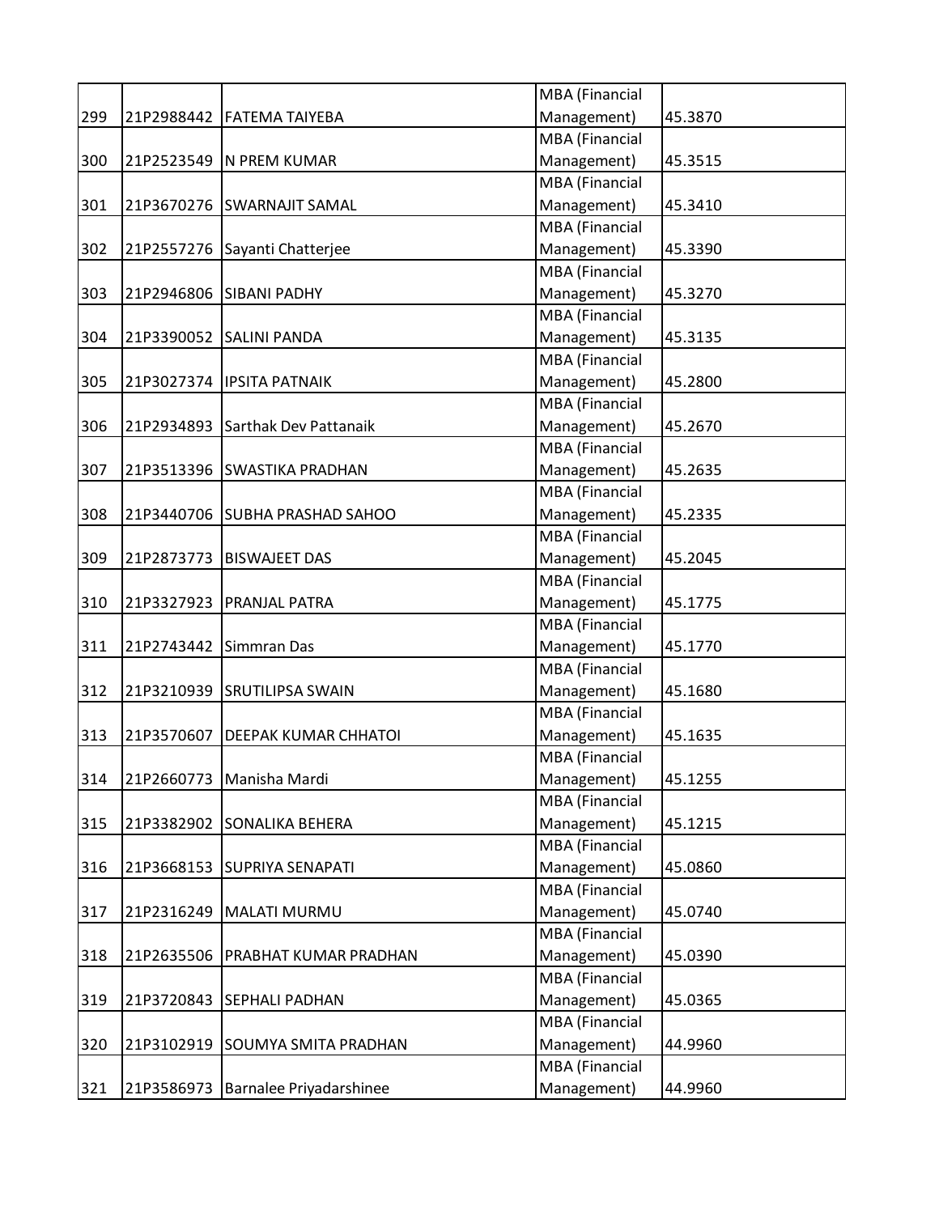| 299 | 21P2988442 | FATEMA TAIYEBA | MBA (Financial Management) | 45.3870 |
|---|---|---|---|---|
| 300 | 21P2523549 | N PREM KUMAR | MBA (Financial Management) | 45.3515 |
| 301 | 21P3670276 | SWARNAJIT SAMAL | MBA (Financial Management) | 45.3410 |
| 302 | 21P2557276 | Sayanti Chatterjee | MBA (Financial Management) | 45.3390 |
| 303 | 21P2946806 | SIBANI PADHY | MBA (Financial Management) | 45.3270 |
| 304 | 21P3390052 | SALINI PANDA | MBA (Financial Management) | 45.3135 |
| 305 | 21P3027374 | IPSITA PATNAIK | MBA (Financial Management) | 45.2800 |
| 306 | 21P2934893 | Sarthak Dev Pattanaik | MBA (Financial Management) | 45.2670 |
| 307 | 21P3513396 | SWASTIKA PRADHAN | MBA (Financial Management) | 45.2635 |
| 308 | 21P3440706 | SUBHA PRASHAD SAHOO | MBA (Financial Management) | 45.2335 |
| 309 | 21P2873773 | BISWAJEET DAS | MBA (Financial Management) | 45.2045 |
| 310 | 21P3327923 | PRANJAL PATRA | MBA (Financial Management) | 45.1775 |
| 311 | 21P2743442 | Simmran Das | MBA (Financial Management) | 45.1770 |
| 312 | 21P3210939 | SRUTILIPSA SWAIN | MBA (Financial Management) | 45.1680 |
| 313 | 21P3570607 | DEEPAK KUMAR CHHATOI | MBA (Financial Management) | 45.1635 |
| 314 | 21P2660773 | Manisha Mardi | MBA (Financial Management) | 45.1255 |
| 315 | 21P3382902 | SONALIKA BEHERA | MBA (Financial Management) | 45.1215 |
| 316 | 21P3668153 | SUPRIYA SENAPATI | MBA (Financial Management) | 45.0860 |
| 317 | 21P2316249 | MALATI MURMU | MBA (Financial Management) | 45.0740 |
| 318 | 21P2635506 | PRABHAT KUMAR PRADHAN | MBA (Financial Management) | 45.0390 |
| 319 | 21P3720843 | SEPHALI PADHAN | MBA (Financial Management) | 45.0365 |
| 320 | 21P3102919 | SOUMYA SMITA PRADHAN | MBA (Financial Management) | 44.9960 |
| 321 | 21P3586973 | Barnalee Priyadarshinee | MBA (Financial Management) | 44.9960 |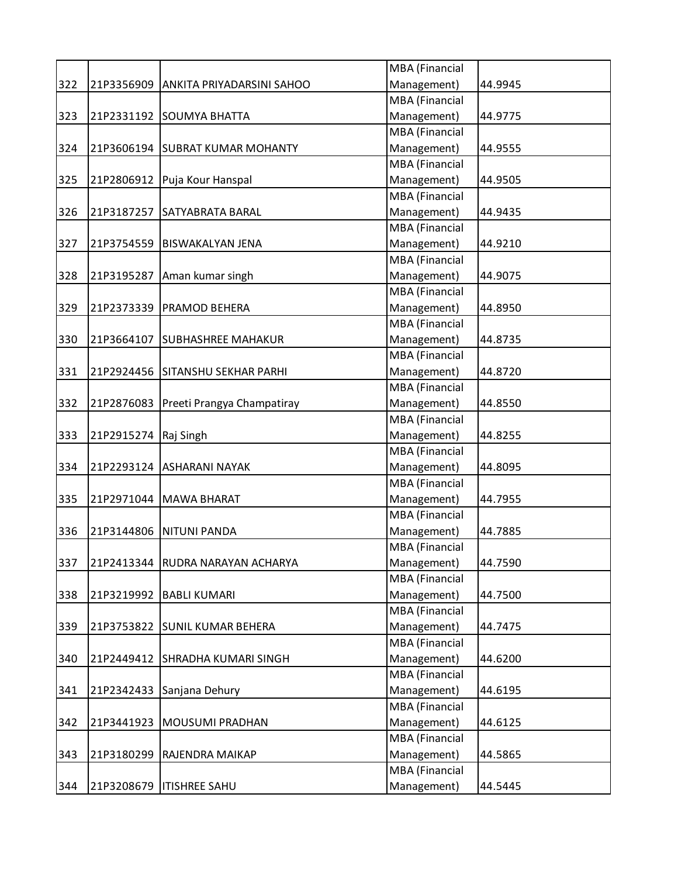| | | | | |
|---|---|---|---|---|
| 322 | 21P3356909 | ANKITA PRIYADARSINI SAHOO | MBA (Financial Management) | 44.9945 |
| 323 | 21P2331192 | SOUMYA BHATTA | MBA (Financial Management) | 44.9775 |
| 324 | 21P3606194 | SUBRAT KUMAR MOHANTY | MBA (Financial Management) | 44.9555 |
| 325 | 21P2806912 | Puja Kour Hanspal | MBA (Financial Management) | 44.9505 |
| 326 | 21P3187257 | SATYABRATA BARAL | MBA (Financial Management) | 44.9435 |
| 327 | 21P3754559 | BISWAKALYAN JENA | MBA (Financial Management) | 44.9210 |
| 328 | 21P3195287 | Aman kumar singh | MBA (Financial Management) | 44.9075 |
| 329 | 21P2373339 | PRAMOD BEHERA | MBA (Financial Management) | 44.8950 |
| 330 | 21P3664107 | SUBHASHREE MAHAKUR | MBA (Financial Management) | 44.8735 |
| 331 | 21P2924456 | SITANSHU SEKHAR PARHI | MBA (Financial Management) | 44.8720 |
| 332 | 21P2876083 | Preeti Prangya Champatiray | MBA (Financial Management) | 44.8550 |
| 333 | 21P2915274 | Raj Singh | MBA (Financial Management) | 44.8255 |
| 334 | 21P2293124 | ASHARANI NAYAK | MBA (Financial Management) | 44.8095 |
| 335 | 21P2971044 | MAWA BHARAT | MBA (Financial Management) | 44.7955 |
| 336 | 21P3144806 | NITUNI PANDA | MBA (Financial Management) | 44.7885 |
| 337 | 21P2413344 | RUDRA NARAYAN ACHARYA | MBA (Financial Management) | 44.7590 |
| 338 | 21P3219992 | BABLI KUMARI | MBA (Financial Management) | 44.7500 |
| 339 | 21P3753822 | SUNIL KUMAR BEHERA | MBA (Financial Management) | 44.7475 |
| 340 | 21P2449412 | SHRADHA KUMARI SINGH | MBA (Financial Management) | 44.6200 |
| 341 | 21P2342433 | Sanjana Dehury | MBA (Financial Management) | 44.6195 |
| 342 | 21P3441923 | MOUSUMI PRADHAN | MBA (Financial Management) | 44.6125 |
| 343 | 21P3180299 | RAJENDRA MAIKAP | MBA (Financial Management) | 44.5865 |
| 344 | 21P3208679 | ITISHREE SAHU | MBA (Financial Management) | 44.5445 |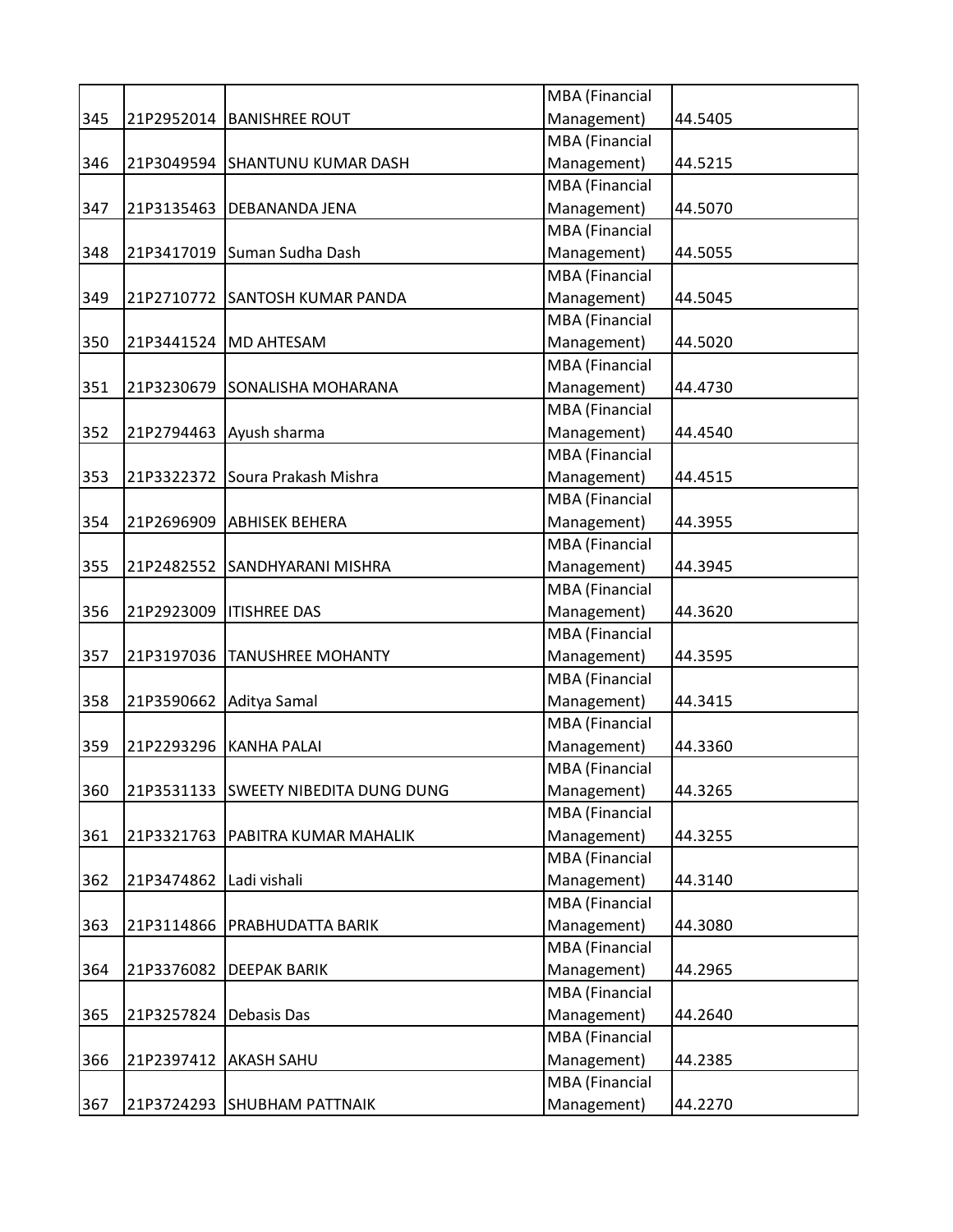| | | | | |
|---|---|---|---|---|
| 345 | 21P2952014 | BANISHREE ROUT | MBA (Financial Management) | 44.5405 |
| 346 | 21P3049594 | SHANTUNU KUMAR DASH | MBA (Financial Management) | 44.5215 |
| 347 | 21P3135463 | DEBANANDA JENA | MBA (Financial Management) | 44.5070 |
| 348 | 21P3417019 | Suman Sudha Dash | MBA (Financial Management) | 44.5055 |
| 349 | 21P2710772 | SANTOSH KUMAR PANDA | MBA (Financial Management) | 44.5045 |
| 350 | 21P3441524 | MD AHTESAM | MBA (Financial Management) | 44.5020 |
| 351 | 21P3230679 | SONALISHA MOHARANA | MBA (Financial Management) | 44.4730 |
| 352 | 21P2794463 | Ayush sharma | MBA (Financial Management) | 44.4540 |
| 353 | 21P3322372 | Soura Prakash Mishra | MBA (Financial Management) | 44.4515 |
| 354 | 21P2696909 | ABHISEK BEHERA | MBA (Financial Management) | 44.3955 |
| 355 | 21P2482552 | SANDHYARANI MISHRA | MBA (Financial Management) | 44.3945 |
| 356 | 21P2923009 | ITISHREE DAS | MBA (Financial Management) | 44.3620 |
| 357 | 21P3197036 | TANUSHREE MOHANTY | MBA (Financial Management) | 44.3595 |
| 358 | 21P3590662 | Aditya Samal | MBA (Financial Management) | 44.3415 |
| 359 | 21P2293296 | KANHA PALAI | MBA (Financial Management) | 44.3360 |
| 360 | 21P3531133 | SWEETY NIBEDITA DUNG DUNG | MBA (Financial Management) | 44.3265 |
| 361 | 21P3321763 | PABITRA KUMAR MAHALIK | MBA (Financial Management) | 44.3255 |
| 362 | 21P3474862 | Ladi vishali | MBA (Financial Management) | 44.3140 |
| 363 | 21P3114866 | PRABHUDATTA BARIK | MBA (Financial Management) | 44.3080 |
| 364 | 21P3376082 | DEEPAK BARIK | MBA (Financial Management) | 44.2965 |
| 365 | 21P3257824 | Debasis Das | MBA (Financial Management) | 44.2640 |
| 366 | 21P2397412 | AKASH SAHU | MBA (Financial Management) | 44.2385 |
| 367 | 21P3724293 | SHUBHAM PATTNAIK | MBA (Financial Management) | 44.2270 |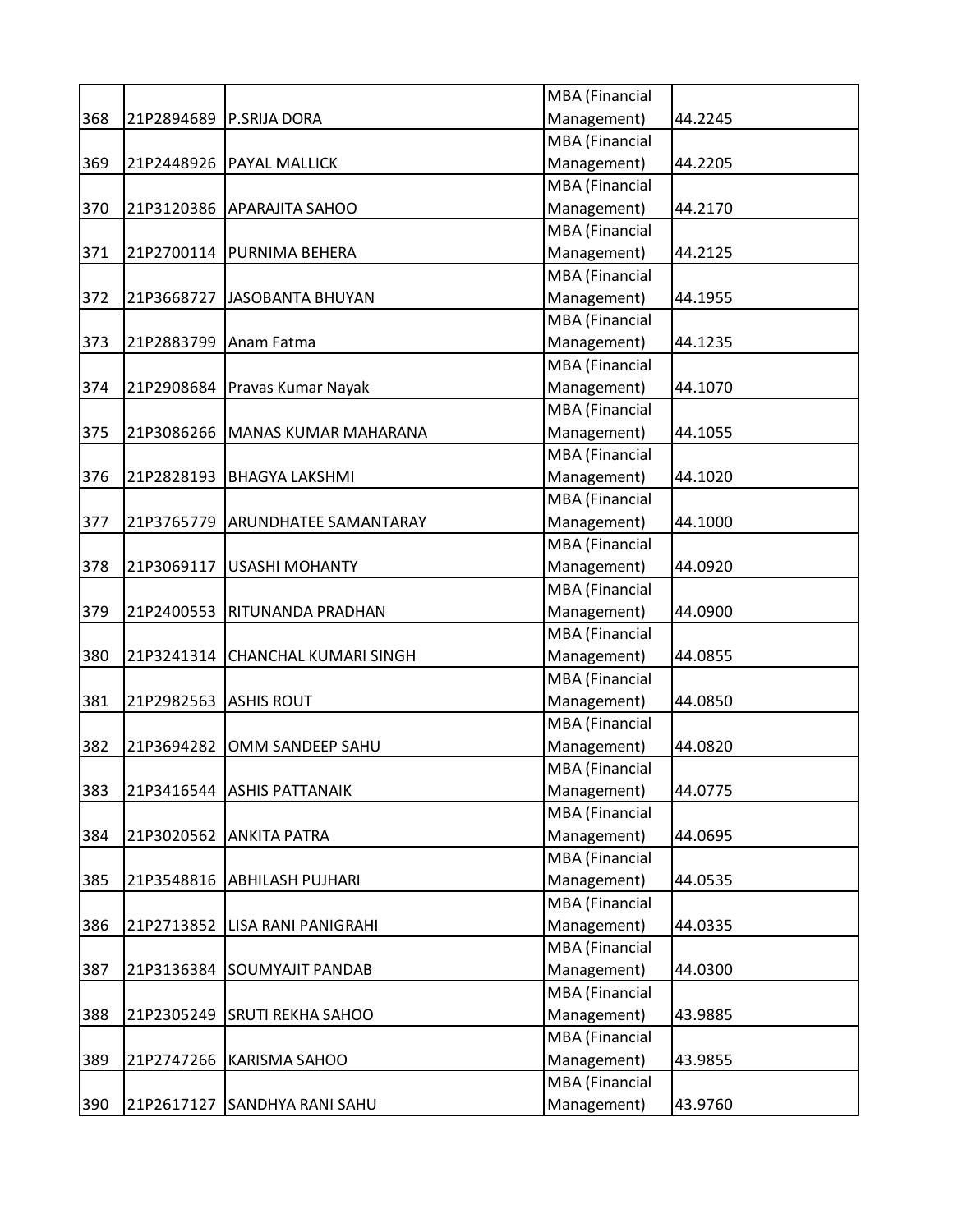| | | | | |
|---|---|---|---|---|
| 368 | 21P2894689 | P.SRIJA DORA | MBA (Financial Management) | 44.2245 |
| 369 | 21P2448926 | PAYAL MALLICK | MBA (Financial Management) | 44.2205 |
| 370 | 21P3120386 | APARAJITA SAHOO | MBA (Financial Management) | 44.2170 |
| 371 | 21P2700114 | PURNIMA BEHERA | MBA (Financial Management) | 44.2125 |
| 372 | 21P3668727 | JASOBANTA BHUYAN | MBA (Financial Management) | 44.1955 |
| 373 | 21P2883799 | Anam Fatma | MBA (Financial Management) | 44.1235 |
| 374 | 21P2908684 | Pravas Kumar Nayak | MBA (Financial Management) | 44.1070 |
| 375 | 21P3086266 | MANAS KUMAR MAHARANA | MBA (Financial Management) | 44.1055 |
| 376 | 21P2828193 | BHAGYA LAKSHMI | MBA (Financial Management) | 44.1020 |
| 377 | 21P3765779 | ARUNDHATEE SAMANTARAY | MBA (Financial Management) | 44.1000 |
| 378 | 21P3069117 | USASHI MOHANTY | MBA (Financial Management) | 44.0920 |
| 379 | 21P2400553 | RITUNANDA PRADHAN | MBA (Financial Management) | 44.0900 |
| 380 | 21P3241314 | CHANCHAL KUMARI SINGH | MBA (Financial Management) | 44.0855 |
| 381 | 21P2982563 | ASHIS ROUT | MBA (Financial Management) | 44.0850 |
| 382 | 21P3694282 | OMM SANDEEP SAHU | MBA (Financial Management) | 44.0820 |
| 383 | 21P3416544 | ASHIS PATTANAIK | MBA (Financial Management) | 44.0775 |
| 384 | 21P3020562 | ANKITA PATRA | MBA (Financial Management) | 44.0695 |
| 385 | 21P3548816 | ABHILASH PUJHARI | MBA (Financial Management) | 44.0535 |
| 386 | 21P2713852 | LISA RANI PANIGRAHI | MBA (Financial Management) | 44.0335 |
| 387 | 21P3136384 | SOUMYAJIT PANDAB | MBA (Financial Management) | 44.0300 |
| 388 | 21P2305249 | SRUTI REKHA SAHOO | MBA (Financial Management) | 43.9885 |
| 389 | 21P2747266 | KARISMA SAHOO | MBA (Financial Management) | 43.9855 |
| 390 | 21P2617127 | SANDHYA RANI SAHU | MBA (Financial Management) | 43.9760 |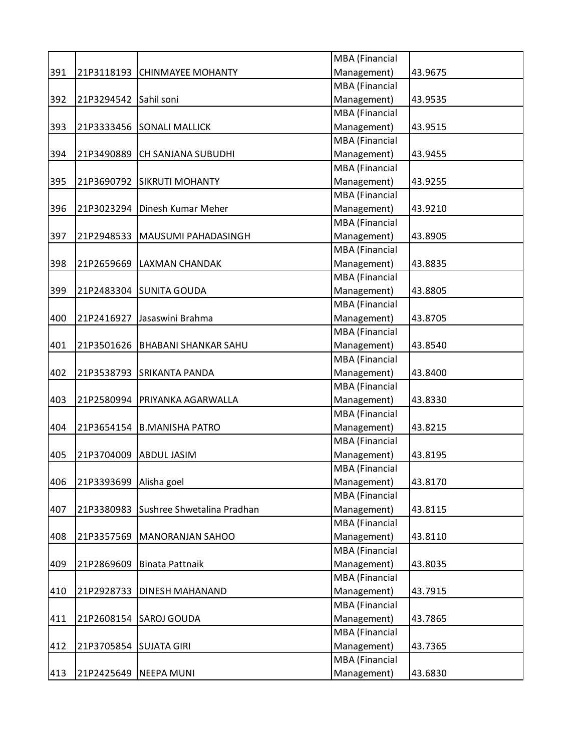| | | | | |
|---|---|---|---|---|
| 391 | 21P3118193 | CHINMAYEE MOHANTY | MBA (Financial Management) | 43.9675 |
| 392 | 21P3294542 | Sahil soni | MBA (Financial Management) | 43.9535 |
| 393 | 21P3333456 | SONALI MALLICK | MBA (Financial Management) | 43.9515 |
| 394 | 21P3490889 | CH SANJANA SUBUDHI | MBA (Financial Management) | 43.9455 |
| 395 | 21P3690792 | SIKRUTI MOHANTY | MBA (Financial Management) | 43.9255 |
| 396 | 21P3023294 | Dinesh Kumar Meher | MBA (Financial Management) | 43.9210 |
| 397 | 21P2948533 | MAUSUMI PAHADASINGH | MBA (Financial Management) | 43.8905 |
| 398 | 21P2659669 | LAXMAN CHANDAK | MBA (Financial Management) | 43.8835 |
| 399 | 21P2483304 | SUNITA GOUDA | MBA (Financial Management) | 43.8805 |
| 400 | 21P2416927 | Jasaswini Brahma | MBA (Financial Management) | 43.8705 |
| 401 | 21P3501626 | BHABANI SHANKAR SAHU | MBA (Financial Management) | 43.8540 |
| 402 | 21P3538793 | SRIKANTA PANDA | MBA (Financial Management) | 43.8400 |
| 403 | 21P2580994 | PRIYANKA AGARWALLA | MBA (Financial Management) | 43.8330 |
| 404 | 21P3654154 | B.MANISHA PATRO | MBA (Financial Management) | 43.8215 |
| 405 | 21P3704009 | ABDUL JASIM | MBA (Financial Management) | 43.8195 |
| 406 | 21P3393699 | Alisha goel | MBA (Financial Management) | 43.8170 |
| 407 | 21P3380983 | Sushree Shwetalina Pradhan | MBA (Financial Management) | 43.8115 |
| 408 | 21P3357569 | MANORANJAN SAHOO | MBA (Financial Management) | 43.8110 |
| 409 | 21P2869609 | Binata Pattnaik | MBA (Financial Management) | 43.8035 |
| 410 | 21P2928733 | DINESH MAHANAND | MBA (Financial Management) | 43.7915 |
| 411 | 21P2608154 | SAROJ GOUDA | MBA (Financial Management) | 43.7865 |
| 412 | 21P3705854 | SUJATA GIRI | MBA (Financial Management) | 43.7365 |
| 413 | 21P2425649 | NEEPA MUNI | MBA (Financial Management) | 43.6830 |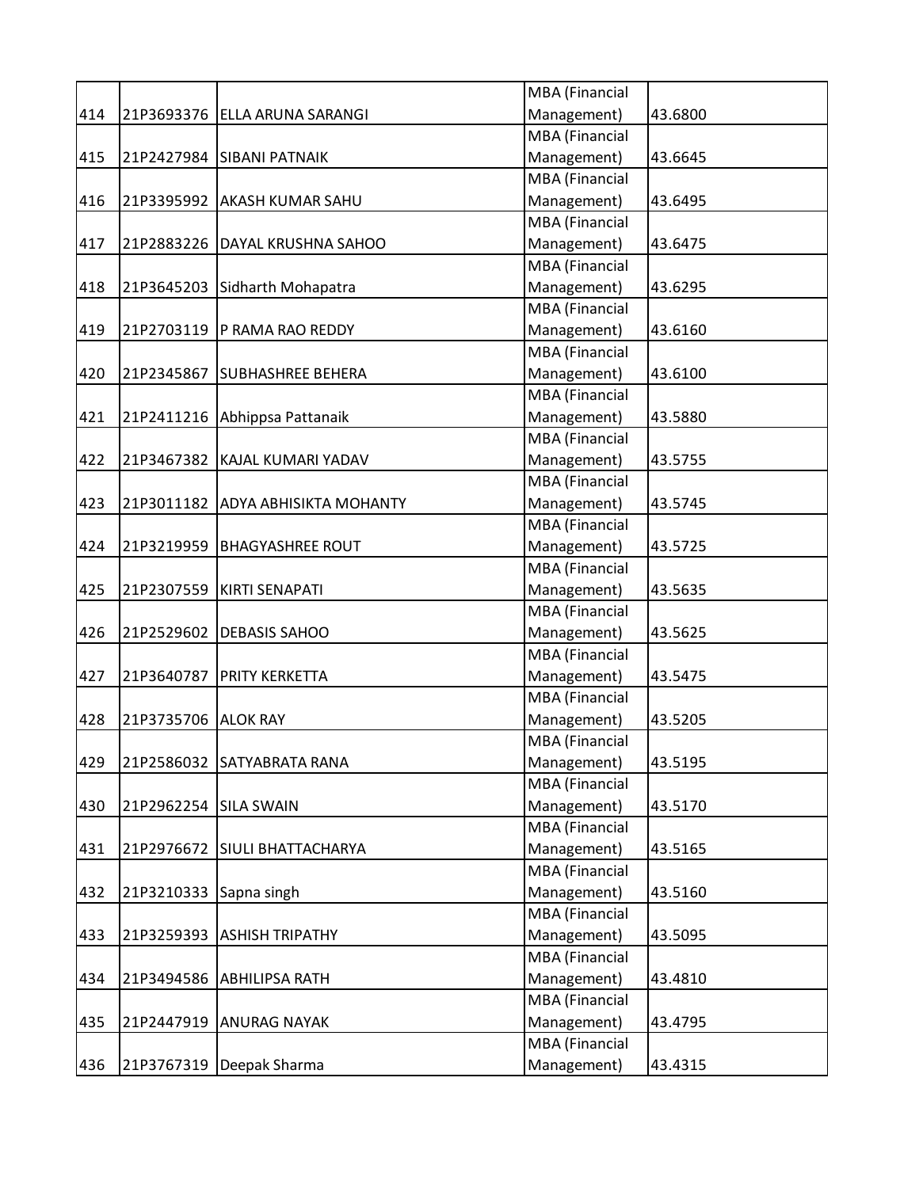| | | | | |
|---|---|---|---|---|
| 414 | 21P3693376 | ELLA ARUNA SARANGI | MBA (Financial Management) | 43.6800 |
| 415 | 21P2427984 | SIBANI PATNAIK | MBA (Financial Management) | 43.6645 |
| 416 | 21P3395992 | AKASH KUMAR SAHU | MBA (Financial Management) | 43.6495 |
| 417 | 21P2883226 | DAYAL KRUSHNA SAHOO | MBA (Financial Management) | 43.6475 |
| 418 | 21P3645203 | Sidharth Mohapatra | MBA (Financial Management) | 43.6295 |
| 419 | 21P2703119 | P RAMA RAO REDDY | MBA (Financial Management) | 43.6160 |
| 420 | 21P2345867 | SUBHASHREE BEHERA | MBA (Financial Management) | 43.6100 |
| 421 | 21P2411216 | Abhippsa Pattanaik | MBA (Financial Management) | 43.5880 |
| 422 | 21P3467382 | KAJAL KUMARI YADAV | MBA (Financial Management) | 43.5755 |
| 423 | 21P3011182 | ADYA ABHISIKTA MOHANTY | MBA (Financial Management) | 43.5745 |
| 424 | 21P3219959 | BHAGYASHREE ROUT | MBA (Financial Management) | 43.5725 |
| 425 | 21P2307559 | KIRTI SENAPATI | MBA (Financial Management) | 43.5635 |
| 426 | 21P2529602 | DEBASIS SAHOO | MBA (Financial Management) | 43.5625 |
| 427 | 21P3640787 | PRITY KERKETTA | MBA (Financial Management) | 43.5475 |
| 428 | 21P3735706 | ALOK RAY | MBA (Financial Management) | 43.5205 |
| 429 | 21P2586032 | SATYABRATA RANA | MBA (Financial Management) | 43.5195 |
| 430 | 21P2962254 | SILA SWAIN | MBA (Financial Management) | 43.5170 |
| 431 | 21P2976672 | SIULI BHATTACHARYA | MBA (Financial Management) | 43.5165 |
| 432 | 21P3210333 | Sapna singh | MBA (Financial Management) | 43.5160 |
| 433 | 21P3259393 | ASHISH TRIPATHY | MBA (Financial Management) | 43.5095 |
| 434 | 21P3494586 | ABHILIPSA RATH | MBA (Financial Management) | 43.4810 |
| 435 | 21P2447919 | ANURAG NAYAK | MBA (Financial Management) | 43.4795 |
| 436 | 21P3767319 | Deepak Sharma | MBA (Financial Management) | 43.4315 |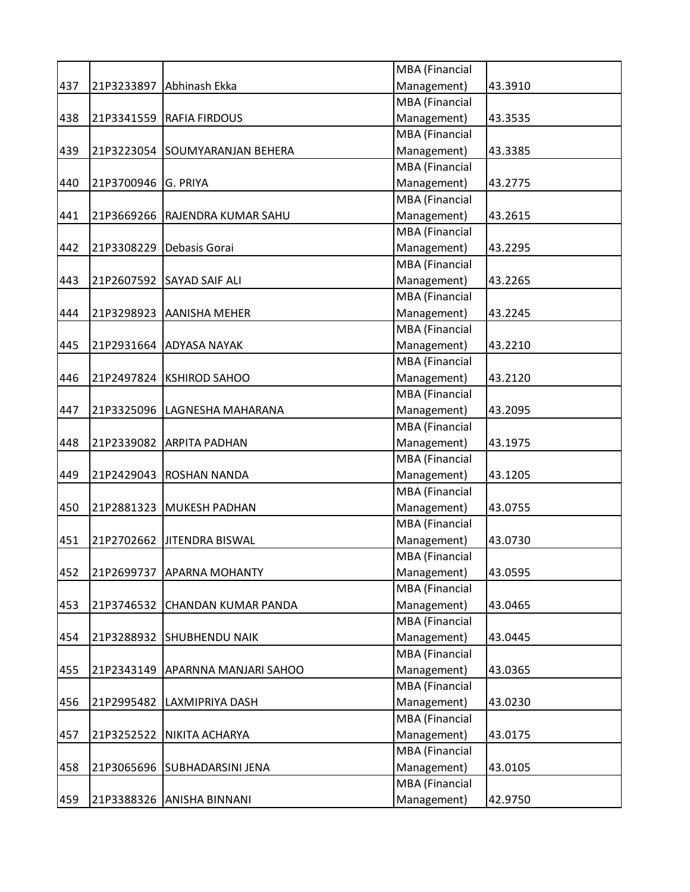| | | | | |
|---|---|---|---|---|
| 437 | 21P3233897 | Abhinash Ekka | MBA (Financial Management) | 43.3910 |
| 438 | 21P3341559 | RAFIA FIRDOUS | MBA (Financial Management) | 43.3535 |
| 439 | 21P3223054 | SOUMYARANJAN BEHERA | MBA (Financial Management) | 43.3385 |
| 440 | 21P3700946 | G. PRIYA | MBA (Financial Management) | 43.2775 |
| 441 | 21P3669266 | RAJENDRA KUMAR SAHU | MBA (Financial Management) | 43.2615 |
| 442 | 21P3308229 | Debasis Gorai | MBA (Financial Management) | 43.2295 |
| 443 | 21P2607592 | SAYAD SAIF ALI | MBA (Financial Management) | 43.2265 |
| 444 | 21P3298923 | AANISHA MEHER | MBA (Financial Management) | 43.2245 |
| 445 | 21P2931664 | ADYASA NAYAK | MBA (Financial Management) | 43.2210 |
| 446 | 21P2497824 | KSHIROD SAHOO | MBA (Financial Management) | 43.2120 |
| 447 | 21P3325096 | LAGNESHA MAHARANA | MBA (Financial Management) | 43.2095 |
| 448 | 21P2339082 | ARPITA PADHAN | MBA (Financial Management) | 43.1975 |
| 449 | 21P2429043 | ROSHAN NANDA | MBA (Financial Management) | 43.1205 |
| 450 | 21P2881323 | MUKESH PADHAN | MBA (Financial Management) | 43.0755 |
| 451 | 21P2702662 | JITENDRA BISWAL | MBA (Financial Management) | 43.0730 |
| 452 | 21P2699737 | APARNA MOHANTY | MBA (Financial Management) | 43.0595 |
| 453 | 21P3746532 | CHANDAN KUMAR PANDA | MBA (Financial Management) | 43.0465 |
| 454 | 21P3288932 | SHUBHENDU NAIK | MBA (Financial Management) | 43.0445 |
| 455 | 21P2343149 | APARNNA MANJARI SAHOO | MBA (Financial Management) | 43.0365 |
| 456 | 21P2995482 | LAXMIPRIYA DASH | MBA (Financial Management) | 43.0230 |
| 457 | 21P3252522 | NIKITA ACHARYA | MBA (Financial Management) | 43.0175 |
| 458 | 21P3065696 | SUBHADARSINI JENA | MBA (Financial Management) | 43.0105 |
| 459 | 21P3388326 | ANISHA BINNANI | MBA (Financial Management) | 42.9750 |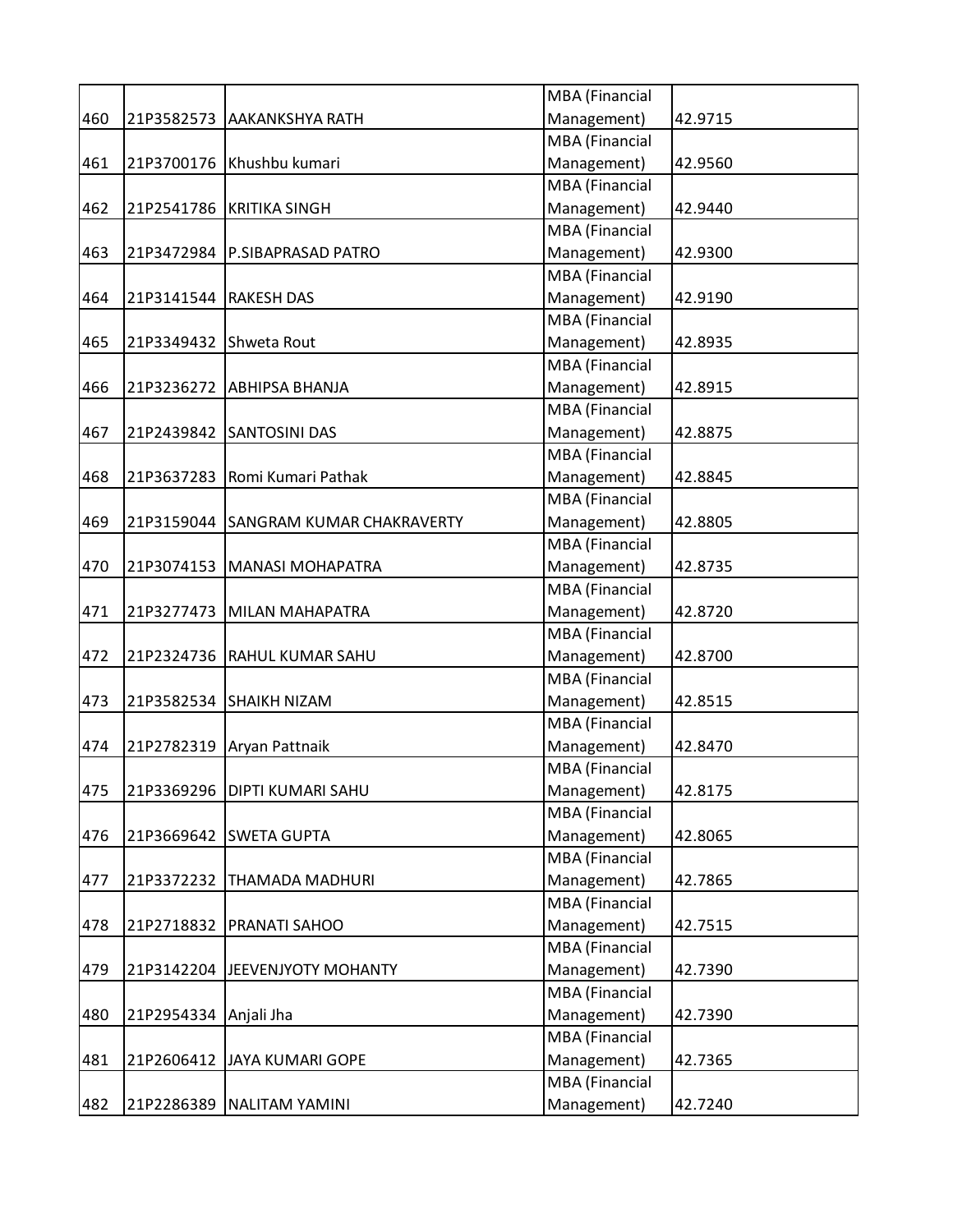| | | | | |
|---|---|---|---|---|
| 460 | 21P3582573 | AAKANKSHYA RATH | MBA (Financial Management) | 42.9715 |
| 461 | 21P3700176 | Khushbu kumari | MBA (Financial Management) | 42.9560 |
| 462 | 21P2541786 | KRITIKA SINGH | MBA (Financial Management) | 42.9440 |
| 463 | 21P3472984 | P.SIBAPRASAD PATRO | MBA (Financial Management) | 42.9300 |
| 464 | 21P3141544 | RAKESH DAS | MBA (Financial Management) | 42.9190 |
| 465 | 21P3349432 | Shweta Rout | MBA (Financial Management) | 42.8935 |
| 466 | 21P3236272 | ABHIPSA BHANJA | MBA (Financial Management) | 42.8915 |
| 467 | 21P2439842 | SANTOSINI DAS | MBA (Financial Management) | 42.8875 |
| 468 | 21P3637283 | Romi Kumari Pathak | MBA (Financial Management) | 42.8845 |
| 469 | 21P3159044 | SANGRAM KUMAR CHAKRAVERTY | MBA (Financial Management) | 42.8805 |
| 470 | 21P3074153 | MANASI MOHAPATRA | MBA (Financial Management) | 42.8735 |
| 471 | 21P3277473 | MILAN MAHAPATRA | MBA (Financial Management) | 42.8720 |
| 472 | 21P2324736 | RAHUL KUMAR SAHU | MBA (Financial Management) | 42.8700 |
| 473 | 21P3582534 | SHAIKH NIZAM | MBA (Financial Management) | 42.8515 |
| 474 | 21P2782319 | Aryan Pattnaik | MBA (Financial Management) | 42.8470 |
| 475 | 21P3369296 | DIPTI KUMARI SAHU | MBA (Financial Management) | 42.8175 |
| 476 | 21P3669642 | SWETA GUPTA | MBA (Financial Management) | 42.8065 |
| 477 | 21P3372232 | THAMADA MADHURI | MBA (Financial Management) | 42.7865 |
| 478 | 21P2718832 | PRANATI SAHOO | MBA (Financial Management) | 42.7515 |
| 479 | 21P3142204 | JEEVENJYOTY MOHANTY | MBA (Financial Management) | 42.7390 |
| 480 | 21P2954334 | Anjali Jha | MBA (Financial Management) | 42.7390 |
| 481 | 21P2606412 | JAYA KUMARI GOPE | MBA (Financial Management) | 42.7365 |
| 482 | 21P2286389 | NALITAM YAMINI | MBA (Financial Management) | 42.7240 |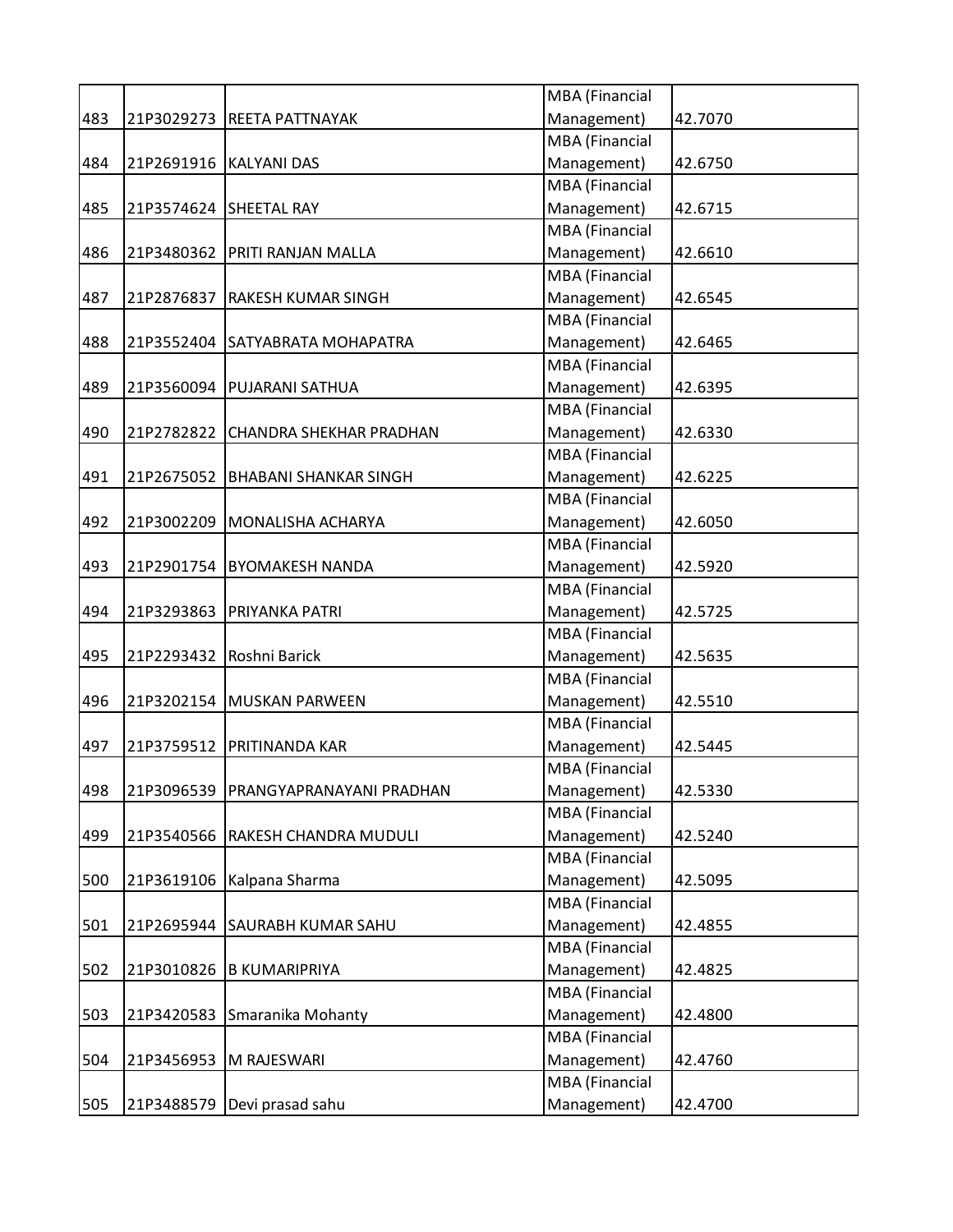| | | | | |
|---|---|---|---|---|
| 483 | 21P3029273 | REETA PATTNAYAK | MBA (Financial Management) | 42.7070 |
| 484 | 21P2691916 | KALYANI DAS | MBA (Financial Management) | 42.6750 |
| 485 | 21P3574624 | SHEETAL RAY | MBA (Financial Management) | 42.6715 |
| 486 | 21P3480362 | PRITI RANJAN MALLA | MBA (Financial Management) | 42.6610 |
| 487 | 21P2876837 | RAKESH KUMAR SINGH | MBA (Financial Management) | 42.6545 |
| 488 | 21P3552404 | SATYABRATA MOHAPATRA | MBA (Financial Management) | 42.6465 |
| 489 | 21P3560094 | PUJARANI SATHUA | MBA (Financial Management) | 42.6395 |
| 490 | 21P2782822 | CHANDRA SHEKHAR PRADHAN | MBA (Financial Management) | 42.6330 |
| 491 | 21P2675052 | BHABANI SHANKAR SINGH | MBA (Financial Management) | 42.6225 |
| 492 | 21P3002209 | MONALISHA ACHARYA | MBA (Financial Management) | 42.6050 |
| 493 | 21P2901754 | BYOMAKESH NANDA | MBA (Financial Management) | 42.5920 |
| 494 | 21P3293863 | PRIYANKA PATRI | MBA (Financial Management) | 42.5725 |
| 495 | 21P2293432 | Roshni Barick | MBA (Financial Management) | 42.5635 |
| 496 | 21P3202154 | MUSKAN PARWEEN | MBA (Financial Management) | 42.5510 |
| 497 | 21P3759512 | PRITINANDA KAR | MBA (Financial Management) | 42.5445 |
| 498 | 21P3096539 | PRANGYAPRANAYANI PRADHAN | MBA (Financial Management) | 42.5330 |
| 499 | 21P3540566 | RAKESH CHANDRA MUDULI | MBA (Financial Management) | 42.5240 |
| 500 | 21P3619106 | Kalpana Sharma | MBA (Financial Management) | 42.5095 |
| 501 | 21P2695944 | SAURABH KUMAR SAHU | MBA (Financial Management) | 42.4855 |
| 502 | 21P3010826 | B KUMARIPRIYA | MBA (Financial Management) | 42.4825 |
| 503 | 21P3420583 | Smaranika Mohanty | MBA (Financial Management) | 42.4800 |
| 504 | 21P3456953 | M RAJESWARI | MBA (Financial Management) | 42.4760 |
| 505 | 21P3488579 | Devi prasad sahu | MBA (Financial Management) | 42.4700 |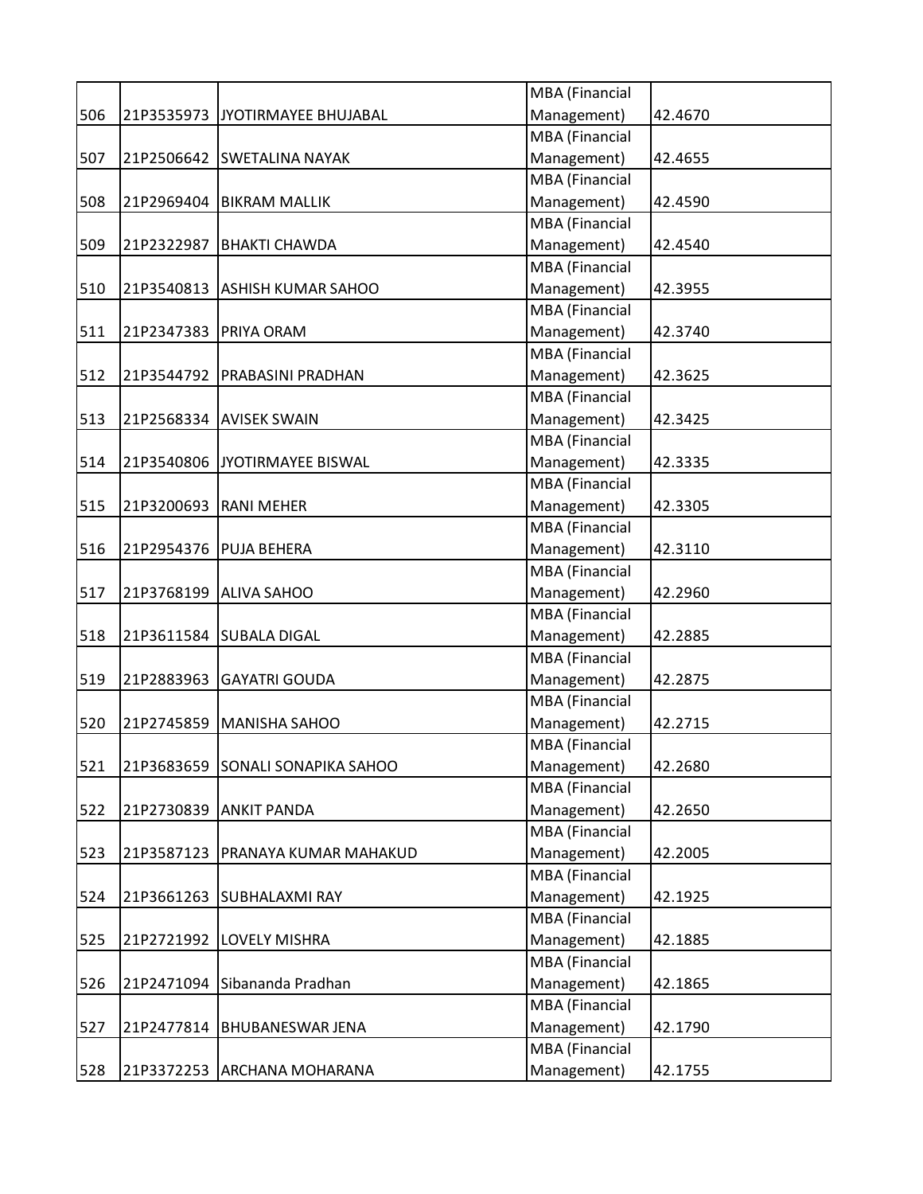| | | | | |
|---|---|---|---|---|
| 506 | 21P3535973 | JYOTIRMAYEE BHUJABAL | MBA (Financial Management) | 42.4670 |
| 507 | 21P2506642 | SWETALINA NAYAK | MBA (Financial Management) | 42.4655 |
| 508 | 21P2969404 | BIKRAM MALLIK | MBA (Financial Management) | 42.4590 |
| 509 | 21P2322987 | BHAKTI CHAWDA | MBA (Financial Management) | 42.4540 |
| 510 | 21P3540813 | ASHISH KUMAR SAHOO | MBA (Financial Management) | 42.3955 |
| 511 | 21P2347383 | PRIYA ORAM | MBA (Financial Management) | 42.3740 |
| 512 | 21P3544792 | PRABASINI PRADHAN | MBA (Financial Management) | 42.3625 |
| 513 | 21P2568334 | AVISEK SWAIN | MBA (Financial Management) | 42.3425 |
| 514 | 21P3540806 | JYOTIRMAYEE BISWAL | MBA (Financial Management) | 42.3335 |
| 515 | 21P3200693 | RANI MEHER | MBA (Financial Management) | 42.3305 |
| 516 | 21P2954376 | PUJA BEHERA | MBA (Financial Management) | 42.3110 |
| 517 | 21P3768199 | ALIVA SAHOO | MBA (Financial Management) | 42.2960 |
| 518 | 21P3611584 | SUBALA DIGAL | MBA (Financial Management) | 42.2885 |
| 519 | 21P2883963 | GAYATRI GOUDA | MBA (Financial Management) | 42.2875 |
| 520 | 21P2745859 | MANISHA SAHOO | MBA (Financial Management) | 42.2715 |
| 521 | 21P3683659 | SONALI SONAPIKA SAHOO | MBA (Financial Management) | 42.2680 |
| 522 | 21P2730839 | ANKIT PANDA | MBA (Financial Management) | 42.2650 |
| 523 | 21P3587123 | PRANAYA KUMAR MAHAKUD | MBA (Financial Management) | 42.2005 |
| 524 | 21P3661263 | SUBHALAXMI RAY | MBA (Financial Management) | 42.1925 |
| 525 | 21P2721992 | LOVELY MISHRA | MBA (Financial Management) | 42.1885 |
| 526 | 21P2471094 | Sibananda Pradhan | MBA (Financial Management) | 42.1865 |
| 527 | 21P2477814 | BHUBANESWAR JENA | MBA (Financial Management) | 42.1790 |
| 528 | 21P3372253 | ARCHANA MOHARANA | MBA (Financial Management) | 42.1755 |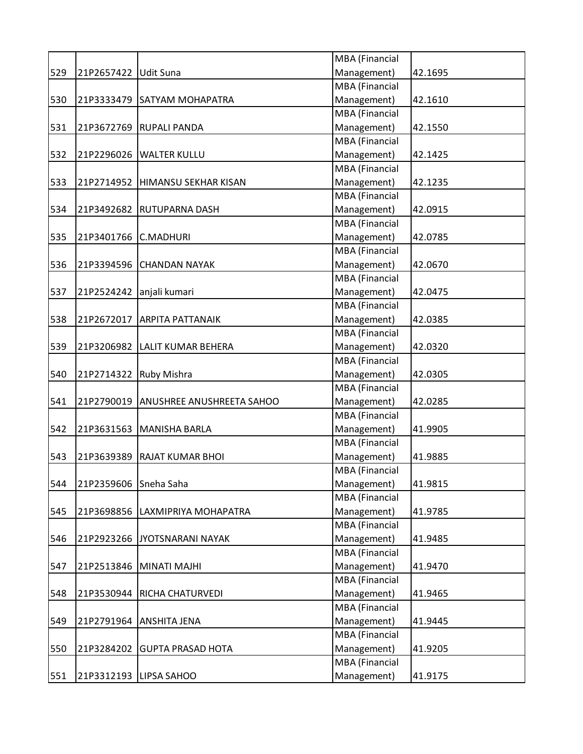| | | | | |
|---|---|---|---|---|
| 529 | 21P2657422 | Udit Suna | MBA (Financial Management) | 42.1695 |
| 530 | 21P3333479 | SATYAM MOHAPATRA | MBA (Financial Management) | 42.1610 |
| 531 | 21P3672769 | RUPALI PANDA | MBA (Financial Management) | 42.1550 |
| 532 | 21P2296026 | WALTER KULLU | MBA (Financial Management) | 42.1425 |
| 533 | 21P2714952 | HIMANSU SEKHAR KISAN | MBA (Financial Management) | 42.1235 |
| 534 | 21P3492682 | RUTUPARNA DASH | MBA (Financial Management) | 42.0915 |
| 535 | 21P3401766 | C.MADHURI | MBA (Financial Management) | 42.0785 |
| 536 | 21P3394596 | CHANDAN NAYAK | MBA (Financial Management) | 42.0670 |
| 537 | 21P2524242 | anjali kumari | MBA (Financial Management) | 42.0475 |
| 538 | 21P2672017 | ARPITA PATTANAIK | MBA (Financial Management) | 42.0385 |
| 539 | 21P3206982 | LALIT KUMAR BEHERA | MBA (Financial Management) | 42.0320 |
| 540 | 21P2714322 | Ruby Mishra | MBA (Financial Management) | 42.0305 |
| 541 | 21P2790019 | ANUSHREE ANUSHREETA SAHOO | MBA (Financial Management) | 42.0285 |
| 542 | 21P3631563 | MANISHA BARLA | MBA (Financial Management) | 41.9905 |
| 543 | 21P3639389 | RAJAT KUMAR BHOI | MBA (Financial Management) | 41.9885 |
| 544 | 21P2359606 | Sneha Saha | MBA (Financial Management) | 41.9815 |
| 545 | 21P3698856 | LAXMIPRIYA MOHAPATRA | MBA (Financial Management) | 41.9785 |
| 546 | 21P2923266 | JYOTSNARANI NAYAK | MBA (Financial Management) | 41.9485 |
| 547 | 21P2513846 | MINATI MAJHI | MBA (Financial Management) | 41.9470 |
| 548 | 21P3530944 | RICHA CHATURVEDI | MBA (Financial Management) | 41.9465 |
| 549 | 21P2791964 | ANSHITA JENA | MBA (Financial Management) | 41.9445 |
| 550 | 21P3284202 | GUPTA PRASAD HOTA | MBA (Financial Management) | 41.9205 |
| 551 | 21P3312193 | LIPSA SAHOO | MBA (Financial Management) | 41.9175 |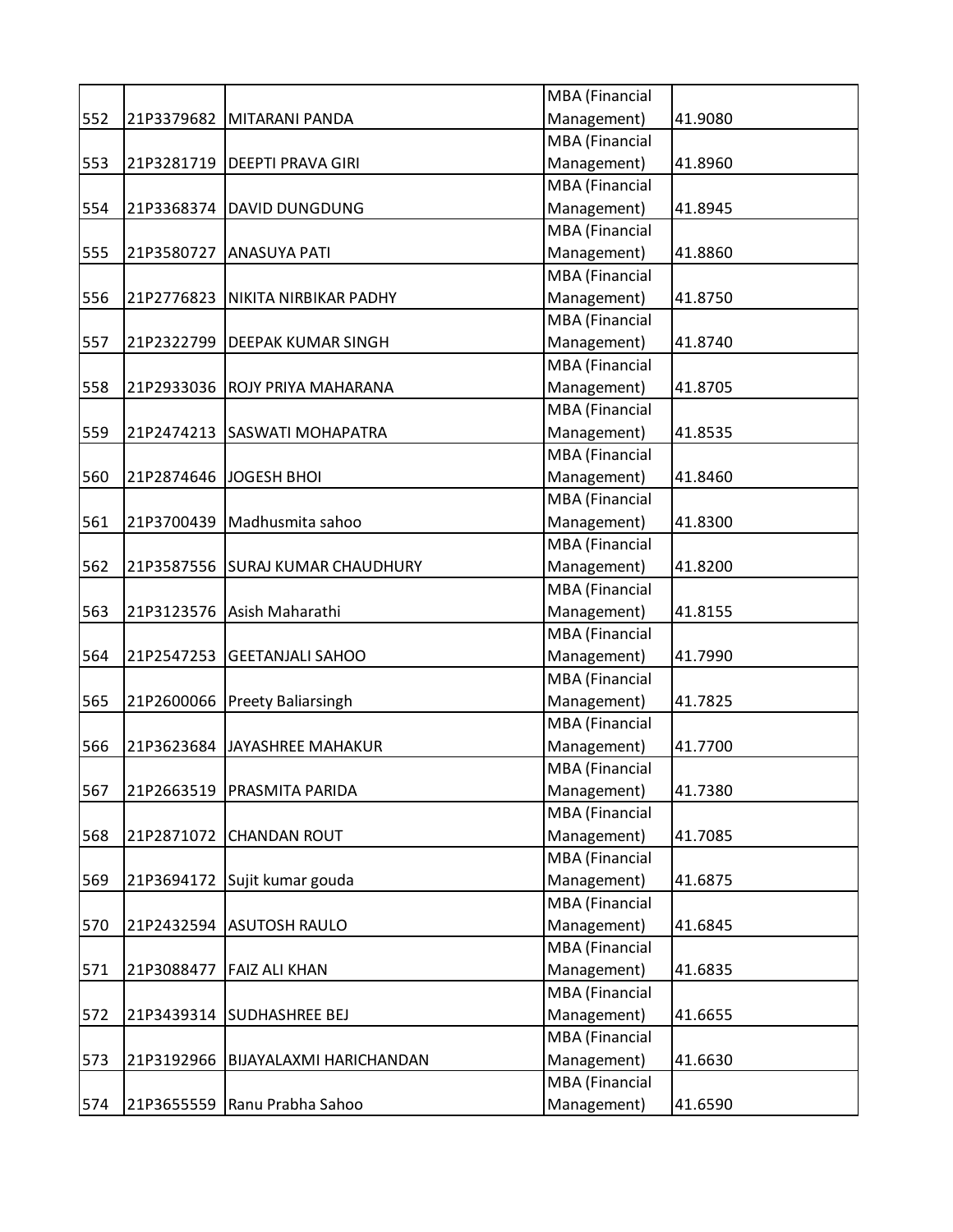| | | | | |
|---|---|---|---|---|
| 552 | 21P3379682 | MITARANI PANDA | MBA (Financial Management) | 41.9080 |
| 553 | 21P3281719 | DEEPTI PRAVA GIRI | MBA (Financial Management) | 41.8960 |
| 554 | 21P3368374 | DAVID DUNGDUNG | MBA (Financial Management) | 41.8945 |
| 555 | 21P3580727 | ANASUYA PATI | MBA (Financial Management) | 41.8860 |
| 556 | 21P2776823 | NIKITA NIRBIKAR PADHY | MBA (Financial Management) | 41.8750 |
| 557 | 21P2322799 | DEEPAK KUMAR SINGH | MBA (Financial Management) | 41.8740 |
| 558 | 21P2933036 | ROJY PRIYA MAHARANA | MBA (Financial Management) | 41.8705 |
| 559 | 21P2474213 | SASWATI MOHAPATRA | MBA (Financial Management) | 41.8535 |
| 560 | 21P2874646 | JOGESH BHOI | MBA (Financial Management) | 41.8460 |
| 561 | 21P3700439 | Madhusmita sahoo | MBA (Financial Management) | 41.8300 |
| 562 | 21P3587556 | SURAJ KUMAR CHAUDHURY | MBA (Financial Management) | 41.8200 |
| 563 | 21P3123576 | Asish Maharathi | MBA (Financial Management) | 41.8155 |
| 564 | 21P2547253 | GEETANJALI SAHOO | MBA (Financial Management) | 41.7990 |
| 565 | 21P2600066 | Preety Baliarsingh | MBA (Financial Management) | 41.7825 |
| 566 | 21P3623684 | JAYASHREE MAHAKUR | MBA (Financial Management) | 41.7700 |
| 567 | 21P2663519 | PRASMITA PARIDA | MBA (Financial Management) | 41.7380 |
| 568 | 21P2871072 | CHANDAN ROUT | MBA (Financial Management) | 41.7085 |
| 569 | 21P3694172 | Sujit kumar gouda | MBA (Financial Management) | 41.6875 |
| 570 | 21P2432594 | ASUTOSH RAULO | MBA (Financial Management) | 41.6845 |
| 571 | 21P3088477 | FAIZ ALI KHAN | MBA (Financial Management) | 41.6835 |
| 572 | 21P3439314 | SUDHASHREE BEJ | MBA (Financial Management) | 41.6655 |
| 573 | 21P3192966 | BIJAYALAXMI HARICHANDAN | MBA (Financial Management) | 41.6630 |
| 574 | 21P3655559 | Ranu Prabha Sahoo | MBA (Financial Management) | 41.6590 |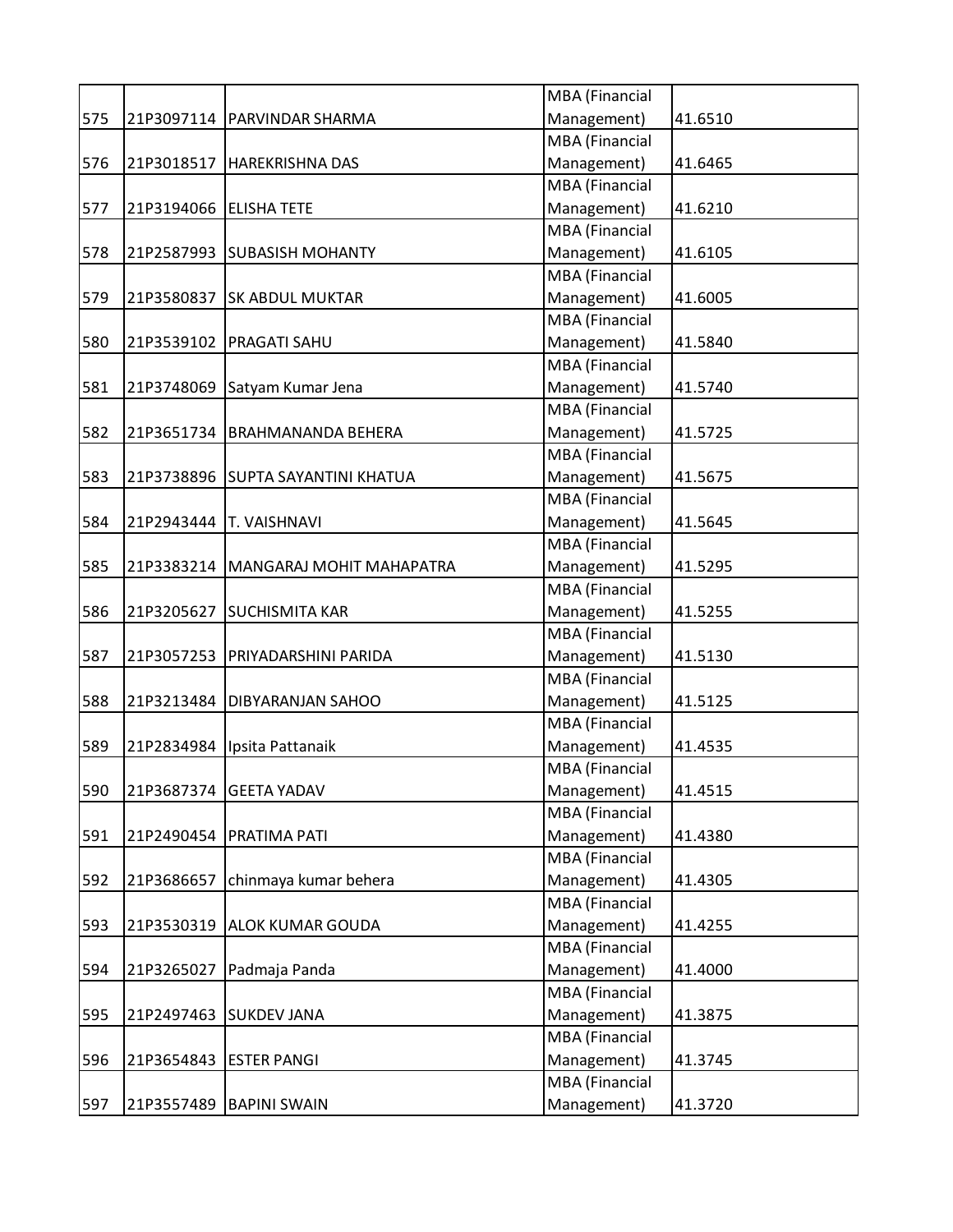| | | | | |
|---|---|---|---|---|
| 575 | 21P3097114 | PARVINDAR SHARMA | MBA (Financial Management) | 41.6510 |
| 576 | 21P3018517 | HAREKRISHNA DAS | MBA (Financial Management) | 41.6465 |
| 577 | 21P3194066 | ELISHA TETE | MBA (Financial Management) | 41.6210 |
| 578 | 21P2587993 | SUBASISH MOHANTY | MBA (Financial Management) | 41.6105 |
| 579 | 21P3580837 | SK ABDUL MUKTAR | MBA (Financial Management) | 41.6005 |
| 580 | 21P3539102 | PRAGATI SAHU | MBA (Financial Management) | 41.5840 |
| 581 | 21P3748069 | Satyam Kumar Jena | MBA (Financial Management) | 41.5740 |
| 582 | 21P3651734 | BRAHMANANDA BEHERA | MBA (Financial Management) | 41.5725 |
| 583 | 21P3738896 | SUPTA SAYANTINI KHATUA | MBA (Financial Management) | 41.5675 |
| 584 | 21P2943444 | T. VAISHNAVI | MBA (Financial Management) | 41.5645 |
| 585 | 21P3383214 | MANGARAJ MOHIT MAHAPATRA | MBA (Financial Management) | 41.5295 |
| 586 | 21P3205627 | SUCHISMITA KAR | MBA (Financial Management) | 41.5255 |
| 587 | 21P3057253 | PRIYADARSHINI PARIDA | MBA (Financial Management) | 41.5130 |
| 588 | 21P3213484 | DIBYARANJAN SAHOO | MBA (Financial Management) | 41.5125 |
| 589 | 21P2834984 | Ipsita Pattanaik | MBA (Financial Management) | 41.4535 |
| 590 | 21P3687374 | GEETA YADAV | MBA (Financial Management) | 41.4515 |
| 591 | 21P2490454 | PRATIMA PATI | MBA (Financial Management) | 41.4380 |
| 592 | 21P3686657 | chinmaya kumar behera | MBA (Financial Management) | 41.4305 |
| 593 | 21P3530319 | ALOK KUMAR GOUDA | MBA (Financial Management) | 41.4255 |
| 594 | 21P3265027 | Padmaja Panda | MBA (Financial Management) | 41.4000 |
| 595 | 21P2497463 | SUKDEV JANA | MBA (Financial Management) | 41.3875 |
| 596 | 21P3654843 | ESTER PANGI | MBA (Financial Management) | 41.3745 |
| 597 | 21P3557489 | BAPINI SWAIN | MBA (Financial Management) | 41.3720 |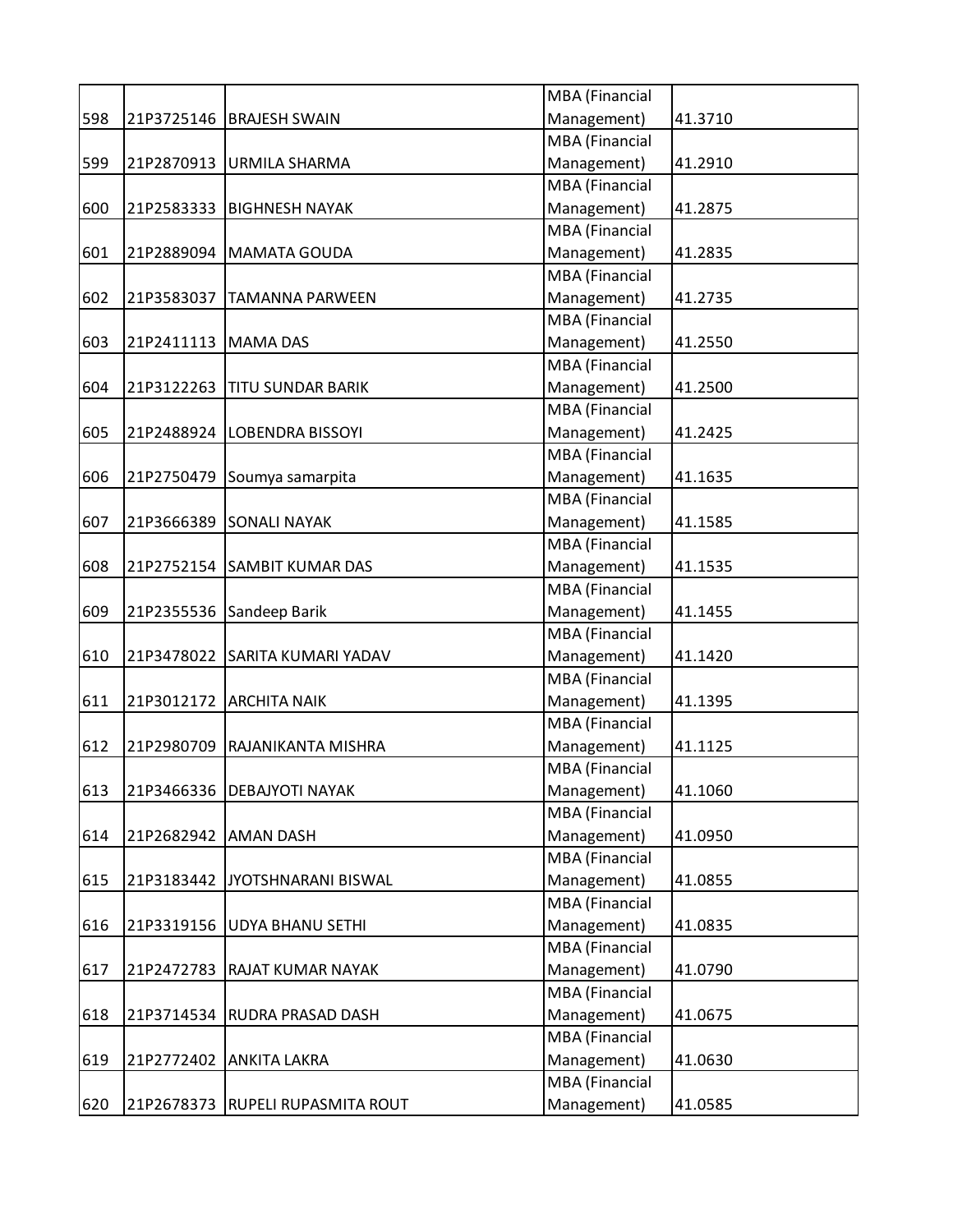| | | | | |
|---|---|---|---|---|
| 598 | 21P3725146 | BRAJESH SWAIN | MBA (Financial Management) | 41.3710 |
| 599 | 21P2870913 | URMILA SHARMA | MBA (Financial Management) | 41.2910 |
| 600 | 21P2583333 | BIGHNESH NAYAK | MBA (Financial Management) | 41.2875 |
| 601 | 21P2889094 | MAMATA GOUDA | MBA (Financial Management) | 41.2835 |
| 602 | 21P3583037 | TAMANNA PARWEEN | MBA (Financial Management) | 41.2735 |
| 603 | 21P2411113 | MAMA DAS | MBA (Financial Management) | 41.2550 |
| 604 | 21P3122263 | TITU SUNDAR BARIK | MBA (Financial Management) | 41.2500 |
| 605 | 21P2488924 | LOBENDRA BISSOYI | MBA (Financial Management) | 41.2425 |
| 606 | 21P2750479 | Soumya samarpita | MBA (Financial Management) | 41.1635 |
| 607 | 21P3666389 | SONALI NAYAK | MBA (Financial Management) | 41.1585 |
| 608 | 21P2752154 | SAMBIT KUMAR DAS | MBA (Financial Management) | 41.1535 |
| 609 | 21P2355536 | Sandeep Barik | MBA (Financial Management) | 41.1455 |
| 610 | 21P3478022 | SARITA KUMARI YADAV | MBA (Financial Management) | 41.1420 |
| 611 | 21P3012172 | ARCHITA NAIK | MBA (Financial Management) | 41.1395 |
| 612 | 21P2980709 | RAJANIKANTA MISHRA | MBA (Financial Management) | 41.1125 |
| 613 | 21P3466336 | DEBAJYOTI NAYAK | MBA (Financial Management) | 41.1060 |
| 614 | 21P2682942 | AMAN DASH | MBA (Financial Management) | 41.0950 |
| 615 | 21P3183442 | JYOTSHNARANI BISWAL | MBA (Financial Management) | 41.0855 |
| 616 | 21P3319156 | UDYA BHANU SETHI | MBA (Financial Management) | 41.0835 |
| 617 | 21P2472783 | RAJAT KUMAR NAYAK | MBA (Financial Management) | 41.0790 |
| 618 | 21P3714534 | RUDRA PRASAD DASH | MBA (Financial Management) | 41.0675 |
| 619 | 21P2772402 | ANKITA LAKRA | MBA (Financial Management) | 41.0630 |
| 620 | 21P2678373 | RUPELI RUPASMITA ROUT | MBA (Financial Management) | 41.0585 |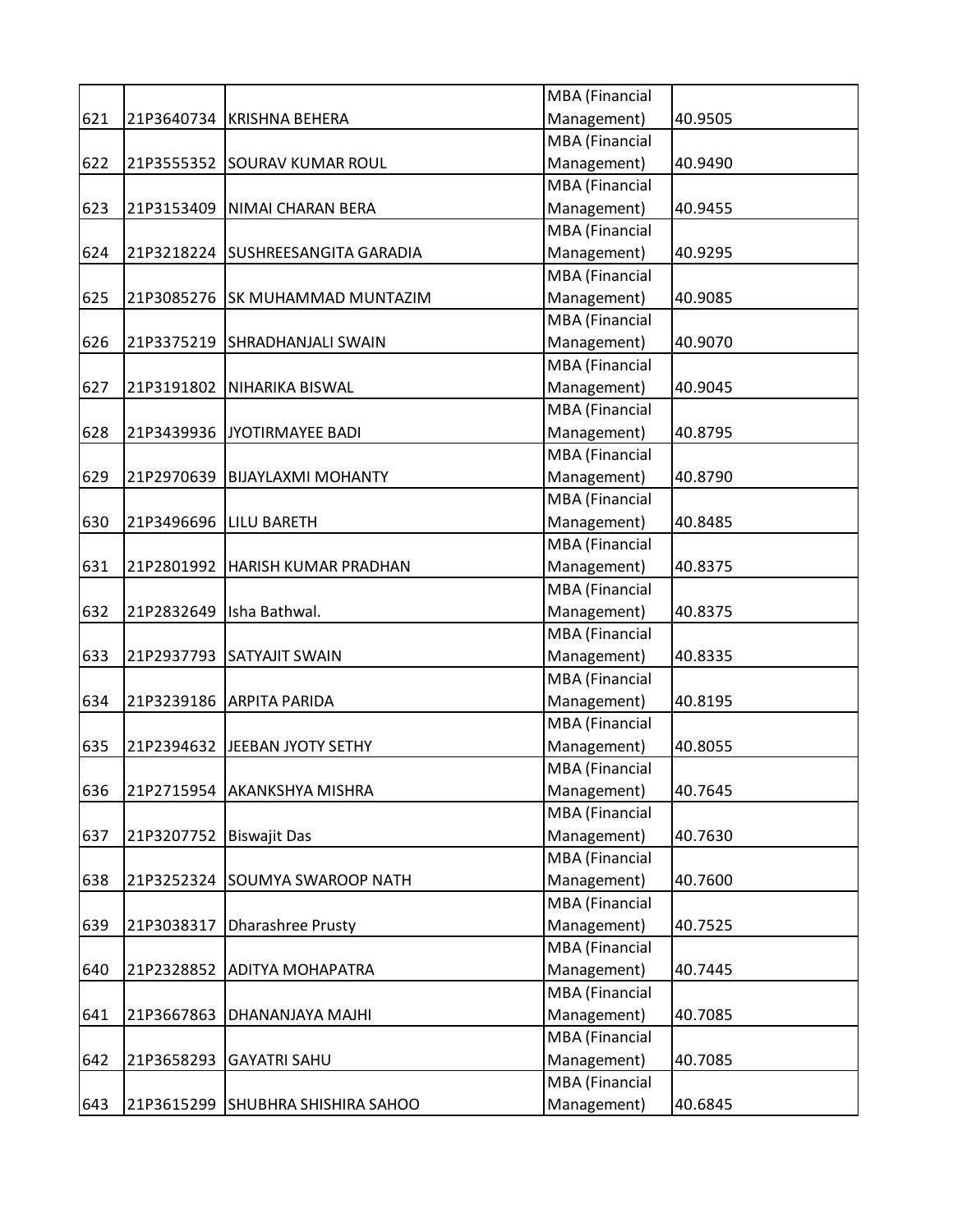| | | | | |
|---|---|---|---|---|
| 621 | 21P3640734 | KRISHNA BEHERA | MBA (Financial Management) | 40.9505 |
| 622 | 21P3555352 | SOURAV KUMAR ROUL | MBA (Financial Management) | 40.9490 |
| 623 | 21P3153409 | NIMAI CHARAN BERA | MBA (Financial Management) | 40.9455 |
| 624 | 21P3218224 | SUSHREESANGITA GARADIA | MBA (Financial Management) | 40.9295 |
| 625 | 21P3085276 | SK MUHAMMAD MUNTAZIM | MBA (Financial Management) | 40.9085 |
| 626 | 21P3375219 | SHRADHANJALI SWAIN | MBA (Financial Management) | 40.9070 |
| 627 | 21P3191802 | NIHARIKA BISWAL | MBA (Financial Management) | 40.9045 |
| 628 | 21P3439936 | JYOTIRMAYEE BADI | MBA (Financial Management) | 40.8795 |
| 629 | 21P2970639 | BIJAYLAXMI MOHANTY | MBA (Financial Management) | 40.8790 |
| 630 | 21P3496696 | LILU BARETH | MBA (Financial Management) | 40.8485 |
| 631 | 21P2801992 | HARISH KUMAR PRADHAN | MBA (Financial Management) | 40.8375 |
| 632 | 21P2832649 | Isha Bathwal. | MBA (Financial Management) | 40.8375 |
| 633 | 21P2937793 | SATYAJIT SWAIN | MBA (Financial Management) | 40.8335 |
| 634 | 21P3239186 | ARPITA PARIDA | MBA (Financial Management) | 40.8195 |
| 635 | 21P2394632 | JEEBAN JYOTY SETHY | MBA (Financial Management) | 40.8055 |
| 636 | 21P2715954 | AKANKSHYA MISHRA | MBA (Financial Management) | 40.7645 |
| 637 | 21P3207752 | Biswajit Das | MBA (Financial Management) | 40.7630 |
| 638 | 21P3252324 | SOUMYA SWAROOP NATH | MBA (Financial Management) | 40.7600 |
| 639 | 21P3038317 | Dharashree Prusty | MBA (Financial Management) | 40.7525 |
| 640 | 21P2328852 | ADITYA MOHAPATRA | MBA (Financial Management) | 40.7445 |
| 641 | 21P3667863 | DHANANJAYA MAJHI | MBA (Financial Management) | 40.7085 |
| 642 | 21P3658293 | GAYATRI SAHU | MBA (Financial Management) | 40.7085 |
| 643 | 21P3615299 | SHUBHRA SHISHIRA SAHOO | MBA (Financial Management) | 40.6845 |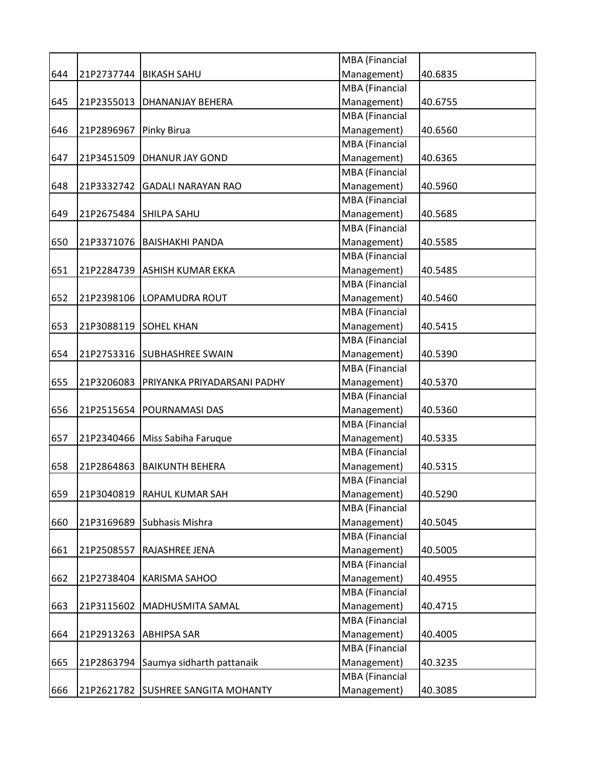| 644 | 21P2737744 | BIKASH SAHU | MBA (Financial Management) | 40.6835 |
|---|---|---|---|---|
| 645 | 21P2355013 | DHANANJAY BEHERA | MBA (Financial Management) | 40.6755 |
| 646 | 21P2896967 | Pinky Birua | MBA (Financial Management) | 40.6560 |
| 647 | 21P3451509 | DHANUR JAY GOND | MBA (Financial Management) | 40.6365 |
| 648 | 21P3332742 | GADALI NARAYAN RAO | MBA (Financial Management) | 40.5960 |
| 649 | 21P2675484 | SHILPA SAHU | MBA (Financial Management) | 40.5685 |
| 650 | 21P3371076 | BAISHAKHI PANDA | MBA (Financial Management) | 40.5585 |
| 651 | 21P2284739 | ASHISH KUMAR EKKA | MBA (Financial Management) | 40.5485 |
| 652 | 21P2398106 | LOPAMUDRA ROUT | MBA (Financial Management) | 40.5460 |
| 653 | 21P3088119 | SOHEL KHAN | MBA (Financial Management) | 40.5415 |
| 654 | 21P2753316 | SUBHASHREE SWAIN | MBA (Financial Management) | 40.5390 |
| 655 | 21P3206083 | PRIYANKA PRIYADARSANI PADHY | MBA (Financial Management) | 40.5370 |
| 656 | 21P2515654 | POURNAMASI DAS | MBA (Financial Management) | 40.5360 |
| 657 | 21P2340466 | Miss Sabiha Faruque | MBA (Financial Management) | 40.5335 |
| 658 | 21P2864863 | BAIKUNTH BEHERA | MBA (Financial Management) | 40.5315 |
| 659 | 21P3040819 | RAHUL KUMAR SAH | MBA (Financial Management) | 40.5290 |
| 660 | 21P3169689 | Subhasis Mishra | MBA (Financial Management) | 40.5045 |
| 661 | 21P2508557 | RAJASHREE JENA | MBA (Financial Management) | 40.5005 |
| 662 | 21P2738404 | KARISMA SAHOO | MBA (Financial Management) | 40.4955 |
| 663 | 21P3115602 | MADHUSMITA SAMAL | MBA (Financial Management) | 40.4715 |
| 664 | 21P2913263 | ABHIPSA SAR | MBA (Financial Management) | 40.4005 |
| 665 | 21P2863794 | Saumya sidharth pattanaik | MBA (Financial Management) | 40.3235 |
| 666 | 21P2621782 | SUSHREE SANGITA MOHANTY | MBA (Financial Management) | 40.3085 |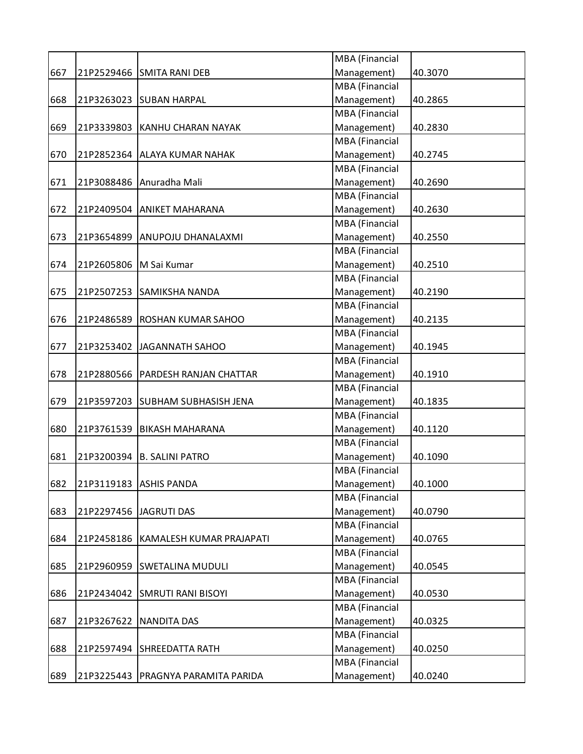| | | | | |
|---|---|---|---|---|
| 667 | 21P2529466 | SMITA RANI DEB | MBA (Financial Management) | 40.3070 |
| 668 | 21P3263023 | SUBAN HARPAL | MBA (Financial Management) | 40.2865 |
| 669 | 21P3339803 | KANHU CHARAN NAYAK | MBA (Financial Management) | 40.2830 |
| 670 | 21P2852364 | ALAYA KUMAR NAHAK | MBA (Financial Management) | 40.2745 |
| 671 | 21P3088486 | Anuradha Mali | MBA (Financial Management) | 40.2690 |
| 672 | 21P2409504 | ANIKET MAHARANA | MBA (Financial Management) | 40.2630 |
| 673 | 21P3654899 | ANUPOJU DHANALAXMI | MBA (Financial Management) | 40.2550 |
| 674 | 21P2605806 | M Sai Kumar | MBA (Financial Management) | 40.2510 |
| 675 | 21P2507253 | SAMIKSHA NANDA | MBA (Financial Management) | 40.2190 |
| 676 | 21P2486589 | ROSHAN KUMAR SAHOO | MBA (Financial Management) | 40.2135 |
| 677 | 21P3253402 | JAGANNATH SAHOO | MBA (Financial Management) | 40.1945 |
| 678 | 21P2880566 | PARDESH RANJAN CHATTAR | MBA (Financial Management) | 40.1910 |
| 679 | 21P3597203 | SUBHAM SUBHASISH JENA | MBA (Financial Management) | 40.1835 |
| 680 | 21P3761539 | BIKASH MAHARANA | MBA (Financial Management) | 40.1120 |
| 681 | 21P3200394 | B. SALINI PATRO | MBA (Financial Management) | 40.1090 |
| 682 | 21P3119183 | ASHIS PANDA | MBA (Financial Management) | 40.1000 |
| 683 | 21P2297456 | JAGRUTI DAS | MBA (Financial Management) | 40.0790 |
| 684 | 21P2458186 | KAMALESH KUMAR PRAJAPATI | MBA (Financial Management) | 40.0765 |
| 685 | 21P2960959 | SWETALINA MUDULI | MBA (Financial Management) | 40.0545 |
| 686 | 21P2434042 | SMRUTI RANI BISOYI | MBA (Financial Management) | 40.0530 |
| 687 | 21P3267622 | NANDITA DAS | MBA (Financial Management) | 40.0325 |
| 688 | 21P2597494 | SHREEDATTA RATH | MBA (Financial Management) | 40.0250 |
| 689 | 21P3225443 | PRAGNYA PARAMITA PARIDA | MBA (Financial Management) | 40.0240 |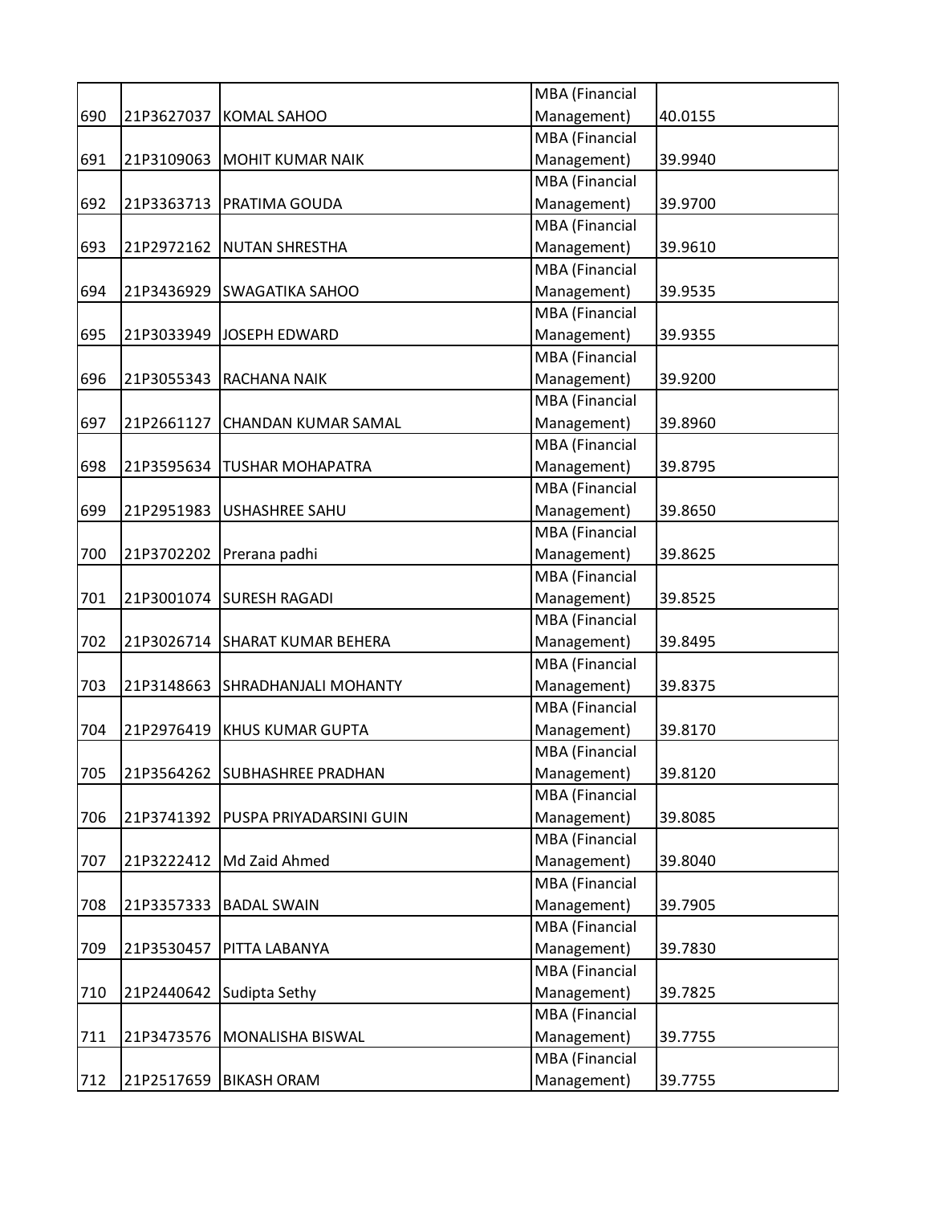| | | | | |
|---|---|---|---|---|
| 690 | 21P3627037 | KOMAL SAHOO | MBA (Financial Management) | 40.0155 |
| 691 | 21P3109063 | MOHIT KUMAR NAIK | MBA (Financial Management) | 39.9940 |
| 692 | 21P3363713 | PRATIMA GOUDA | MBA (Financial Management) | 39.9700 |
| 693 | 21P2972162 | NUTAN SHRESTHA | MBA (Financial Management) | 39.9610 |
| 694 | 21P3436929 | SWAGATIKA SAHOO | MBA (Financial Management) | 39.9535 |
| 695 | 21P3033949 | JOSEPH EDWARD | MBA (Financial Management) | 39.9355 |
| 696 | 21P3055343 | RACHANA NAIK | MBA (Financial Management) | 39.9200 |
| 697 | 21P2661127 | CHANDAN KUMAR SAMAL | MBA (Financial Management) | 39.8960 |
| 698 | 21P3595634 | TUSHAR MOHAPATRA | MBA (Financial Management) | 39.8795 |
| 699 | 21P2951983 | USHASHREE SAHU | MBA (Financial Management) | 39.8650 |
| 700 | 21P3702202 | Prerana padhi | MBA (Financial Management) | 39.8625 |
| 701 | 21P3001074 | SURESH RAGADI | MBA (Financial Management) | 39.8525 |
| 702 | 21P3026714 | SHARAT KUMAR BEHERA | MBA (Financial Management) | 39.8495 |
| 703 | 21P3148663 | SHRADHANJALI MOHANTY | MBA (Financial Management) | 39.8375 |
| 704 | 21P2976419 | KHUS KUMAR GUPTA | MBA (Financial Management) | 39.8170 |
| 705 | 21P3564262 | SUBHASHREE PRADHAN | MBA (Financial Management) | 39.8120 |
| 706 | 21P3741392 | PUSPA PRIYADARSINI GUIN | MBA (Financial Management) | 39.8085 |
| 707 | 21P3222412 | Md Zaid Ahmed | MBA (Financial Management) | 39.8040 |
| 708 | 21P3357333 | BADAL SWAIN | MBA (Financial Management) | 39.7905 |
| 709 | 21P3530457 | PITTA LABANYA | MBA (Financial Management) | 39.7830 |
| 710 | 21P2440642 | Sudipta Sethy | MBA (Financial Management) | 39.7825 |
| 711 | 21P3473576 | MONALISHA BISWAL | MBA (Financial Management) | 39.7755 |
| 712 | 21P2517659 | BIKASH ORAM | MBA (Financial Management) | 39.7755 |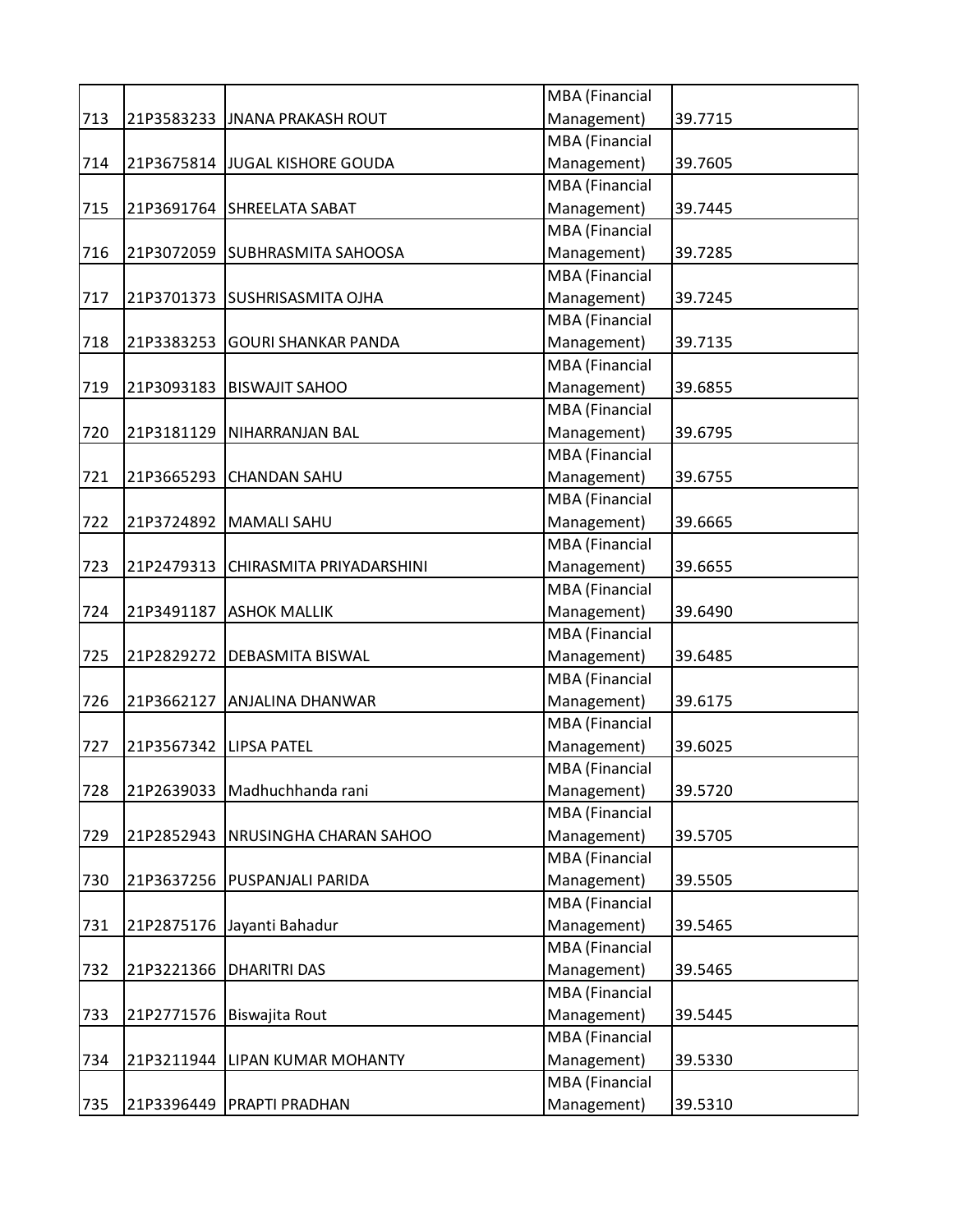| | | | | |
|---|---|---|---|---|
| 713 | 21P3583233 | JNANA PRAKASH ROUT | MBA (Financial Management) | 39.7715 |
| 714 | 21P3675814 | JUGAL KISHORE GOUDA | MBA (Financial Management) | 39.7605 |
| 715 | 21P3691764 | SHREELATA SABAT | MBA (Financial Management) | 39.7445 |
| 716 | 21P3072059 | SUBHRASMITA SAHOOSA | MBA (Financial Management) | 39.7285 |
| 717 | 21P3701373 | SUSHRISASMITA OJHA | MBA (Financial Management) | 39.7245 |
| 718 | 21P3383253 | GOURI SHANKAR PANDA | MBA (Financial Management) | 39.7135 |
| 719 | 21P3093183 | BISWAJIT SAHOO | MBA (Financial Management) | 39.6855 |
| 720 | 21P3181129 | NIHARRANJAN BAL | MBA (Financial Management) | 39.6795 |
| 721 | 21P3665293 | CHANDAN SAHU | MBA (Financial Management) | 39.6755 |
| 722 | 21P3724892 | MAMALI SAHU | MBA (Financial Management) | 39.6665 |
| 723 | 21P2479313 | CHIRASMITA PRIYADARSHINI | MBA (Financial Management) | 39.6655 |
| 724 | 21P3491187 | ASHOK MALLIK | MBA (Financial Management) | 39.6490 |
| 725 | 21P2829272 | DEBASMITA BISWAL | MBA (Financial Management) | 39.6485 |
| 726 | 21P3662127 | ANJALINA DHANWAR | MBA (Financial Management) | 39.6175 |
| 727 | 21P3567342 | LIPSA PATEL | MBA (Financial Management) | 39.6025 |
| 728 | 21P2639033 | Madhuchhanda rani | MBA (Financial Management) | 39.5720 |
| 729 | 21P2852943 | NRUSINGHA CHARAN SAHOO | MBA (Financial Management) | 39.5705 |
| 730 | 21P3637256 | PUSPANJALI PARIDA | MBA (Financial Management) | 39.5505 |
| 731 | 21P2875176 | Jayanti Bahadur | MBA (Financial Management) | 39.5465 |
| 732 | 21P3221366 | DHARITRI DAS | MBA (Financial Management) | 39.5465 |
| 733 | 21P2771576 | Biswajita Rout | MBA (Financial Management) | 39.5445 |
| 734 | 21P3211944 | LIPAN KUMAR MOHANTY | MBA (Financial Management) | 39.5330 |
| 735 | 21P3396449 | PRAPTI PRADHAN | MBA (Financial Management) | 39.5310 |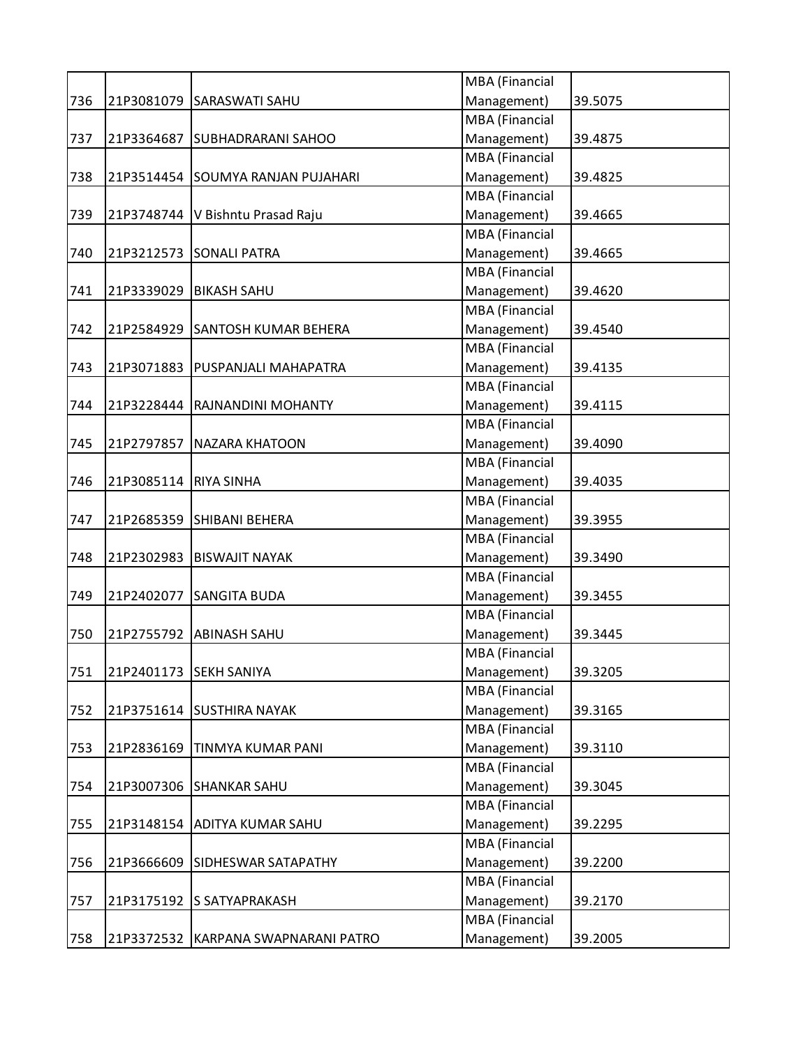| | | | | |
|---|---|---|---|---|
| 736 | 21P3081079 | SARASWATI SAHU | MBA (Financial Management) | 39.5075 |
| 737 | 21P3364687 | SUBHADRARANI SAHOO | MBA (Financial Management) | 39.4875 |
| 738 | 21P3514454 | SOUMYA RANJAN PUJAHARI | MBA (Financial Management) | 39.4825 |
| 739 | 21P3748744 | V Bishntu Prasad Raju | MBA (Financial Management) | 39.4665 |
| 740 | 21P3212573 | SONALI PATRA | MBA (Financial Management) | 39.4665 |
| 741 | 21P3339029 | BIKASH SAHU | MBA (Financial Management) | 39.4620 |
| 742 | 21P2584929 | SANTOSH KUMAR BEHERA | MBA (Financial Management) | 39.4540 |
| 743 | 21P3071883 | PUSPANJALI MAHAPATRA | MBA (Financial Management) | 39.4135 |
| 744 | 21P3228444 | RAJNANDINI MOHANTY | MBA (Financial Management) | 39.4115 |
| 745 | 21P2797857 | NAZARA KHATOON | MBA (Financial Management) | 39.4090 |
| 746 | 21P3085114 | RIYA SINHA | MBA (Financial Management) | 39.4035 |
| 747 | 21P2685359 | SHIBANI BEHERA | MBA (Financial Management) | 39.3955 |
| 748 | 21P2302983 | BISWAJIT NAYAK | MBA (Financial Management) | 39.3490 |
| 749 | 21P2402077 | SANGITA BUDA | MBA (Financial Management) | 39.3455 |
| 750 | 21P2755792 | ABINASH SAHU | MBA (Financial Management) | 39.3445 |
| 751 | 21P2401173 | SEKH SANIYA | MBA (Financial Management) | 39.3205 |
| 752 | 21P3751614 | SUSTHIRA NAYAK | MBA (Financial Management) | 39.3165 |
| 753 | 21P2836169 | TINMYA KUMAR PANI | MBA (Financial Management) | 39.3110 |
| 754 | 21P3007306 | SHANKAR SAHU | MBA (Financial Management) | 39.3045 |
| 755 | 21P3148154 | ADITYA KUMAR SAHU | MBA (Financial Management) | 39.2295 |
| 756 | 21P3666609 | SIDHESWAR SATAPATHY | MBA (Financial Management) | 39.2200 |
| 757 | 21P3175192 | S SATYAPRAKASH | MBA (Financial Management) | 39.2170 |
| 758 | 21P3372532 | KARPANA SWAPNARANI PATRO | MBA (Financial Management) | 39.2005 |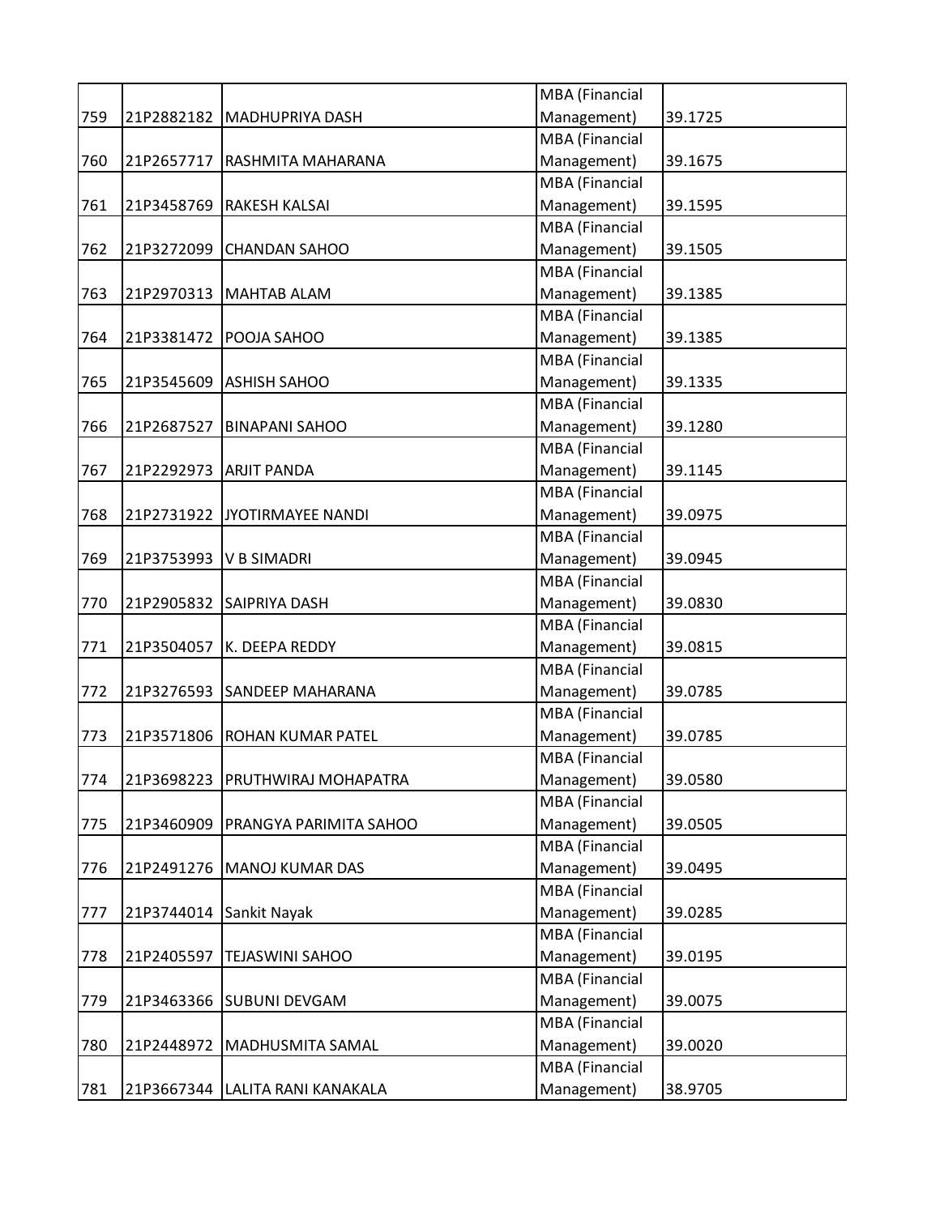| | | | | |
|---|---|---|---|---|
| 759 | 21P2882182 | MADHUPRIYA DASH | MBA (Financial Management) | 39.1725 |
| 760 | 21P2657717 | RASHMITA MAHARANA | MBA (Financial Management) | 39.1675 |
| 761 | 21P3458769 | RAKESH KALSAI | MBA (Financial Management) | 39.1595 |
| 762 | 21P3272099 | CHANDAN SAHOO | MBA (Financial Management) | 39.1505 |
| 763 | 21P2970313 | MAHTAB ALAM | MBA (Financial Management) | 39.1385 |
| 764 | 21P3381472 | POOJA SAHOO | MBA (Financial Management) | 39.1385 |
| 765 | 21P3545609 | ASHISH SAHOO | MBA (Financial Management) | 39.1335 |
| 766 | 21P2687527 | BINAPANI SAHOO | MBA (Financial Management) | 39.1280 |
| 767 | 21P2292973 | ARJIT PANDA | MBA (Financial Management) | 39.1145 |
| 768 | 21P2731922 | JYOTIRMAYEE NANDI | MBA (Financial Management) | 39.0975 |
| 769 | 21P3753993 | V B SIMADRI | MBA (Financial Management) | 39.0945 |
| 770 | 21P2905832 | SAIPRIYA DASH | MBA (Financial Management) | 39.0830 |
| 771 | 21P3504057 | K. DEEPA REDDY | MBA (Financial Management) | 39.0815 |
| 772 | 21P3276593 | SANDEEP MAHARANA | MBA (Financial Management) | 39.0785 |
| 773 | 21P3571806 | ROHAN KUMAR PATEL | MBA (Financial Management) | 39.0785 |
| 774 | 21P3698223 | PRUTHWIRAJ MOHAPATRA | MBA (Financial Management) | 39.0580 |
| 775 | 21P3460909 | PRANGYA PARIMITA SAHOO | MBA (Financial Management) | 39.0505 |
| 776 | 21P2491276 | MANOJ KUMAR DAS | MBA (Financial Management) | 39.0495 |
| 777 | 21P3744014 | Sankit Nayak | MBA (Financial Management) | 39.0285 |
| 778 | 21P2405597 | TEJASWINI SAHOO | MBA (Financial Management) | 39.0195 |
| 779 | 21P3463366 | SUBUNI DEVGAM | MBA (Financial Management) | 39.0075 |
| 780 | 21P2448972 | MADHUSMITA SAMAL | MBA (Financial Management) | 39.0020 |
| 781 | 21P3667344 | LALITA RANI KANAKALA | MBA (Financial Management) | 38.9705 |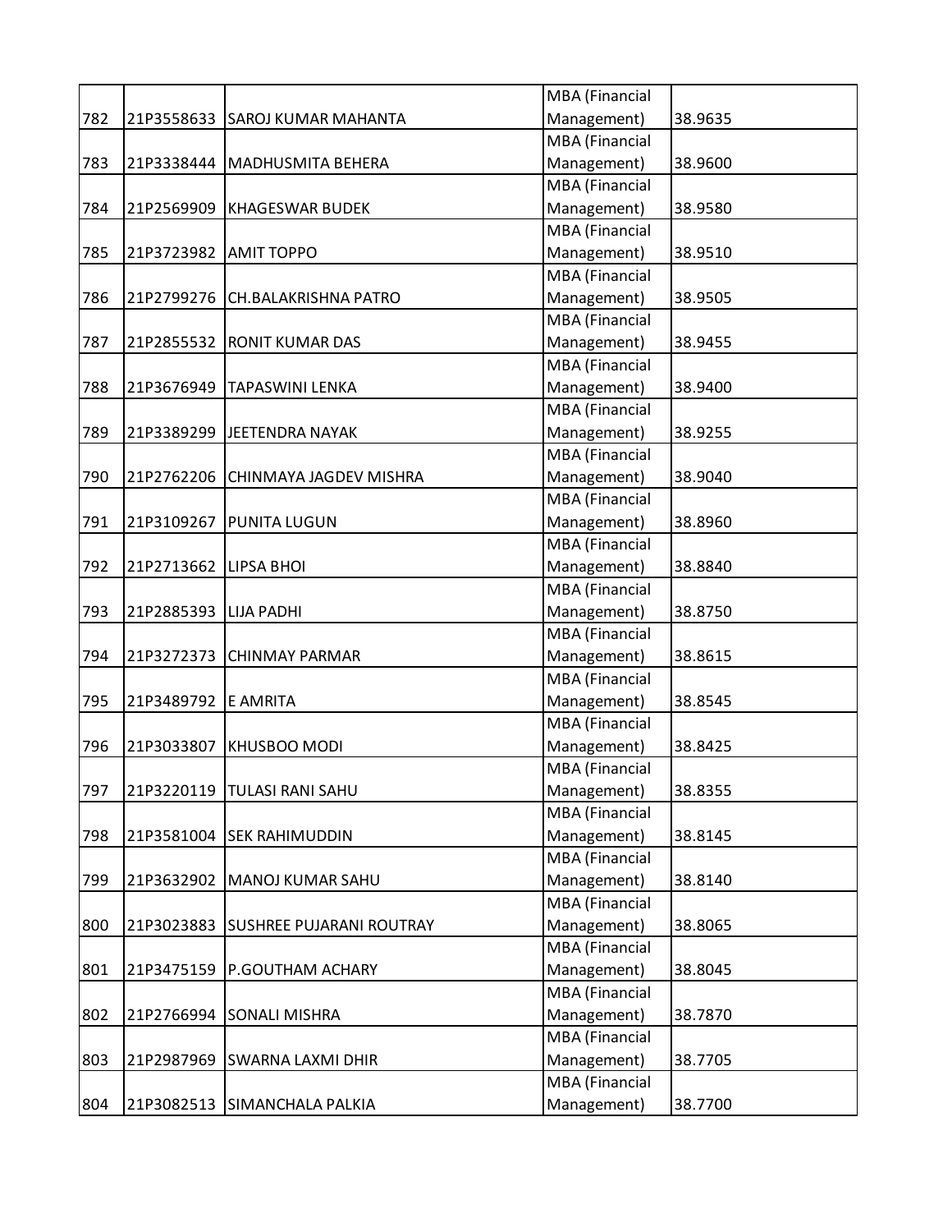| | | | | |
|---|---|---|---|---|
| 782 | 21P3558633 | SAROJ KUMAR MAHANTA | MBA (Financial Management) | 38.9635 |
| 783 | 21P3338444 | MADHUSMITA BEHERA | MBA (Financial Management) | 38.9600 |
| 784 | 21P2569909 | KHAGESWAR BUDEK | MBA (Financial Management) | 38.9580 |
| 785 | 21P3723982 | AMIT TOPPO | MBA (Financial Management) | 38.9510 |
| 786 | 21P2799276 | CH.BALAKRISHNA PATRO | MBA (Financial Management) | 38.9505 |
| 787 | 21P2855532 | RONIT KUMAR DAS | MBA (Financial Management) | 38.9455 |
| 788 | 21P3676949 | TAPASWINI LENKA | MBA (Financial Management) | 38.9400 |
| 789 | 21P3389299 | JEETENDRA NAYAK | MBA (Financial Management) | 38.9255 |
| 790 | 21P2762206 | CHINMAYA JAGDEV MISHRA | MBA (Financial Management) | 38.9040 |
| 791 | 21P3109267 | PUNITA LUGUN | MBA (Financial Management) | 38.8960 |
| 792 | 21P2713662 | LIPSA BHOI | MBA (Financial Management) | 38.8840 |
| 793 | 21P2885393 | LIJA PADHI | MBA (Financial Management) | 38.8750 |
| 794 | 21P3272373 | CHINMAY PARMAR | MBA (Financial Management) | 38.8615 |
| 795 | 21P3489792 | E AMRITA | MBA (Financial Management) | 38.8545 |
| 796 | 21P3033807 | KHUSBOO MODI | MBA (Financial Management) | 38.8425 |
| 797 | 21P3220119 | TULASI RANI SAHU | MBA (Financial Management) | 38.8355 |
| 798 | 21P3581004 | SEK RAHIMUDDIN | MBA (Financial Management) | 38.8145 |
| 799 | 21P3632902 | MANOJ KUMAR SAHU | MBA (Financial Management) | 38.8140 |
| 800 | 21P3023883 | SUSHREE PUJARANI ROUTRAY | MBA (Financial Management) | 38.8065 |
| 801 | 21P3475159 | P.GOUTHAM ACHARY | MBA (Financial Management) | 38.8045 |
| 802 | 21P2766994 | SONALI MISHRA | MBA (Financial Management) | 38.7870 |
| 803 | 21P2987969 | SWARNA LAXMI DHIR | MBA (Financial Management) | 38.7705 |
| 804 | 21P3082513 | SIMANCHALA PALKIA | MBA (Financial Management) | 38.7700 |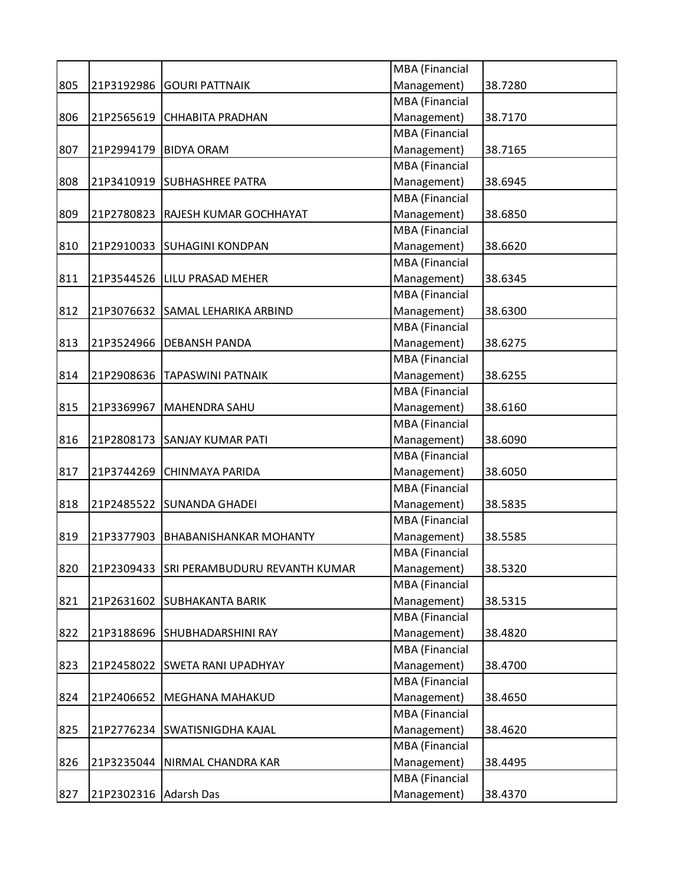| | | | | |
|---|---|---|---|---|
| 805 | 21P3192986 | GOURI PATTNAIK | MBA (Financial Management) | 38.7280 |
| 806 | 21P2565619 | CHHABITA PRADHAN | MBA (Financial Management) | 38.7170 |
| 807 | 21P2994179 | BIDYA ORAM | MBA (Financial Management) | 38.7165 |
| 808 | 21P3410919 | SUBHASHREE PATRA | MBA (Financial Management) | 38.6945 |
| 809 | 21P2780823 | RAJESH KUMAR GOCHHAYAT | MBA (Financial Management) | 38.6850 |
| 810 | 21P2910033 | SUHAGINI KONDPAN | MBA (Financial Management) | 38.6620 |
| 811 | 21P3544526 | LILU PRASAD MEHER | MBA (Financial Management) | 38.6345 |
| 812 | 21P3076632 | SAMAL LEHARIKA ARBIND | MBA (Financial Management) | 38.6300 |
| 813 | 21P3524966 | DEBANSH PANDA | MBA (Financial Management) | 38.6275 |
| 814 | 21P2908636 | TAPASWINI PATNAIK | MBA (Financial Management) | 38.6255 |
| 815 | 21P3369967 | MAHENDRA SAHU | MBA (Financial Management) | 38.6160 |
| 816 | 21P2808173 | SANJAY KUMAR PATI | MBA (Financial Management) | 38.6090 |
| 817 | 21P3744269 | CHINMAYA PARIDA | MBA (Financial Management) | 38.6050 |
| 818 | 21P2485522 | SUNANDA GHADEI | MBA (Financial Management) | 38.5835 |
| 819 | 21P3377903 | BHABANISHANKAR MOHANTY | MBA (Financial Management) | 38.5585 |
| 820 | 21P2309433 | SRI PERAMBUDURU REVANTH KUMAR | MBA (Financial Management) | 38.5320 |
| 821 | 21P2631602 | SUBHAKANTA BARIK | MBA (Financial Management) | 38.5315 |
| 822 | 21P3188696 | SHUBHADARSHINI RAY | MBA (Financial Management) | 38.4820 |
| 823 | 21P2458022 | SWETA RANI UPADHYAY | MBA (Financial Management) | 38.4700 |
| 824 | 21P2406652 | MEGHANA MAHAKUD | MBA (Financial Management) | 38.4650 |
| 825 | 21P2776234 | SWATISNIGDHA KAJAL | MBA (Financial Management) | 38.4620 |
| 826 | 21P3235044 | NIRMAL CHANDRA KAR | MBA (Financial Management) | 38.4495 |
| 827 | 21P2302316 | Adarsh Das | MBA (Financial Management) | 38.4370 |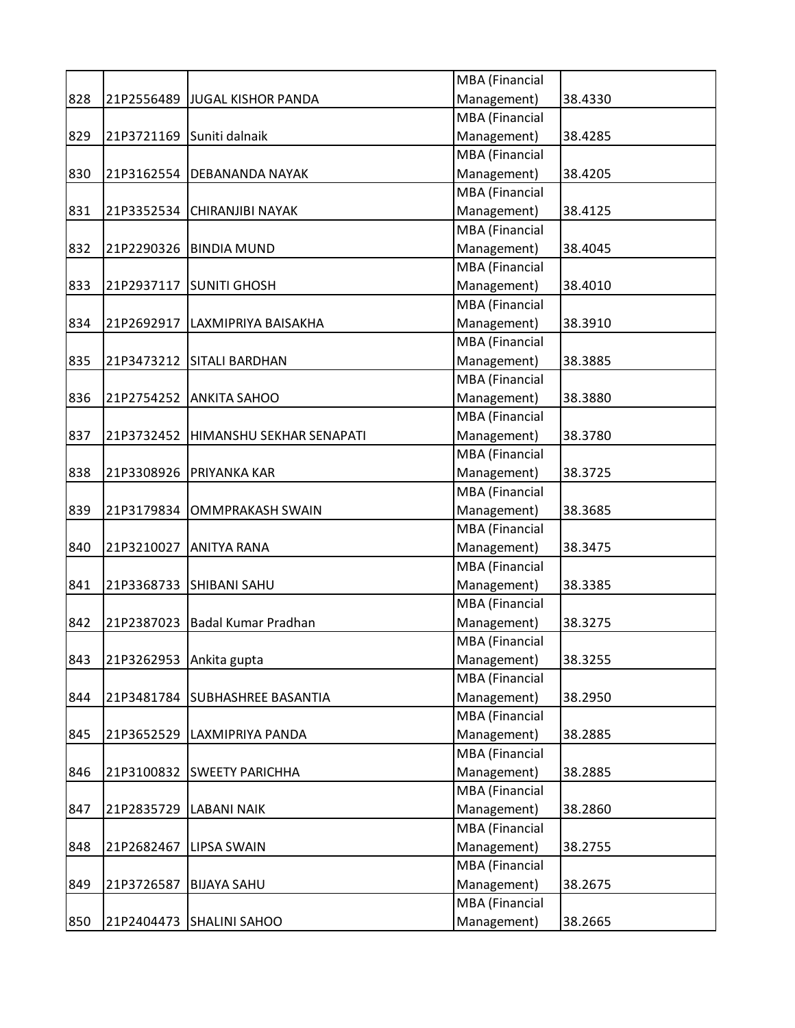| | | | | |
|---|---|---|---|---|
| 828 | 21P2556489 | JUGAL KISHOR PANDA | MBA (Financial Management) | 38.4330 |
| 829 | 21P3721169 | Suniti dalnaik | MBA (Financial Management) | 38.4285 |
| 830 | 21P3162554 | DEBANANDA NAYAK | MBA (Financial Management) | 38.4205 |
| 831 | 21P3352534 | CHIRANJIBI NAYAK | MBA (Financial Management) | 38.4125 |
| 832 | 21P2290326 | BINDIA MUND | MBA (Financial Management) | 38.4045 |
| 833 | 21P2937117 | SUNITI GHOSH | MBA (Financial Management) | 38.4010 |
| 834 | 21P2692917 | LAXMIPRIYA BAISAKHA | MBA (Financial Management) | 38.3910 |
| 835 | 21P3473212 | SITALI BARDHAN | MBA (Financial Management) | 38.3885 |
| 836 | 21P2754252 | ANKITA SAHOO | MBA (Financial Management) | 38.3880 |
| 837 | 21P3732452 | HIMANSHU SEKHAR SENAPATI | MBA (Financial Management) | 38.3780 |
| 838 | 21P3308926 | PRIYANKA KAR | MBA (Financial Management) | 38.3725 |
| 839 | 21P3179834 | OMMPRAKASH SWAIN | MBA (Financial Management) | 38.3685 |
| 840 | 21P3210027 | ANITYA RANA | MBA (Financial Management) | 38.3475 |
| 841 | 21P3368733 | SHIBANI SAHU | MBA (Financial Management) | 38.3385 |
| 842 | 21P2387023 | Badal Kumar Pradhan | MBA (Financial Management) | 38.3275 |
| 843 | 21P3262953 | Ankita gupta | MBA (Financial Management) | 38.3255 |
| 844 | 21P3481784 | SUBHASHREE BASANTIA | MBA (Financial Management) | 38.2950 |
| 845 | 21P3652529 | LAXMIPRIYA PANDA | MBA (Financial Management) | 38.2885 |
| 846 | 21P3100832 | SWEETY PARICHHA | MBA (Financial Management) | 38.2885 |
| 847 | 21P2835729 | LABANI NAIK | MBA (Financial Management) | 38.2860 |
| 848 | 21P2682467 | LIPSA SWAIN | MBA (Financial Management) | 38.2755 |
| 849 | 21P3726587 | BIJAYA SAHU | MBA (Financial Management) | 38.2675 |
| 850 | 21P2404473 | SHALINI SAHOO | MBA (Financial Management) | 38.2665 |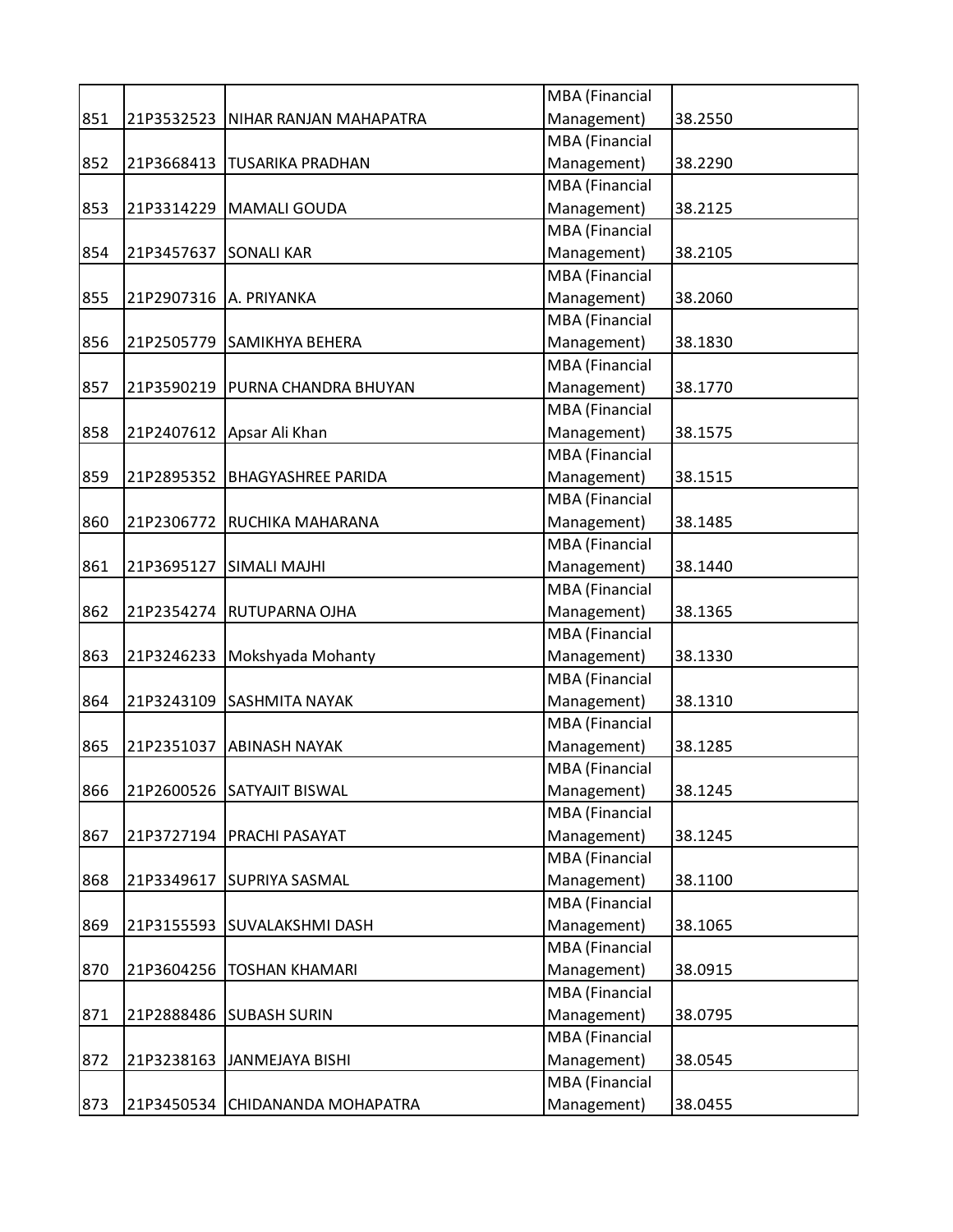| | | | | |
|---|---|---|---|---|
| 851 | 21P3532523 | NIHAR RANJAN MAHAPATRA | MBA (Financial Management) | 38.2550 |
| 852 | 21P3668413 | TUSARIKA PRADHAN | MBA (Financial Management) | 38.2290 |
| 853 | 21P3314229 | MAMALI GOUDA | MBA (Financial Management) | 38.2125 |
| 854 | 21P3457637 | SONALI KAR | MBA (Financial Management) | 38.2105 |
| 855 | 21P2907316 | A. PRIYANKA | MBA (Financial Management) | 38.2060 |
| 856 | 21P2505779 | SAMIKHYA BEHERA | MBA (Financial Management) | 38.1830 |
| 857 | 21P3590219 | PURNA CHANDRA BHUYAN | MBA (Financial Management) | 38.1770 |
| 858 | 21P2407612 | Apsar Ali Khan | MBA (Financial Management) | 38.1575 |
| 859 | 21P2895352 | BHAGYASHREE PARIDA | MBA (Financial Management) | 38.1515 |
| 860 | 21P2306772 | RUCHIKA MAHARANA | MBA (Financial Management) | 38.1485 |
| 861 | 21P3695127 | SIMALI MAJHI | MBA (Financial Management) | 38.1440 |
| 862 | 21P2354274 | RUTUPARNA OJHA | MBA (Financial Management) | 38.1365 |
| 863 | 21P3246233 | Mokshyada Mohanty | MBA (Financial Management) | 38.1330 |
| 864 | 21P3243109 | SASHMITA NAYAK | MBA (Financial Management) | 38.1310 |
| 865 | 21P2351037 | ABINASH NAYAK | MBA (Financial Management) | 38.1285 |
| 866 | 21P2600526 | SATYAJIT BISWAL | MBA (Financial Management) | 38.1245 |
| 867 | 21P3727194 | PRACHI PASAYAT | MBA (Financial Management) | 38.1245 |
| 868 | 21P3349617 | SUPRIYA SASMAL | MBA (Financial Management) | 38.1100 |
| 869 | 21P3155593 | SUVALAKSHMI DASH | MBA (Financial Management) | 38.1065 |
| 870 | 21P3604256 | TOSHAN KHAMARI | MBA (Financial Management) | 38.0915 |
| 871 | 21P2888486 | SUBASH SURIN | MBA (Financial Management) | 38.0795 |
| 872 | 21P3238163 | JANMEJAYA BISHI | MBA (Financial Management) | 38.0545 |
| 873 | 21P3450534 | CHIDANANDA MOHAPATRA | MBA (Financial Management) | 38.0455 |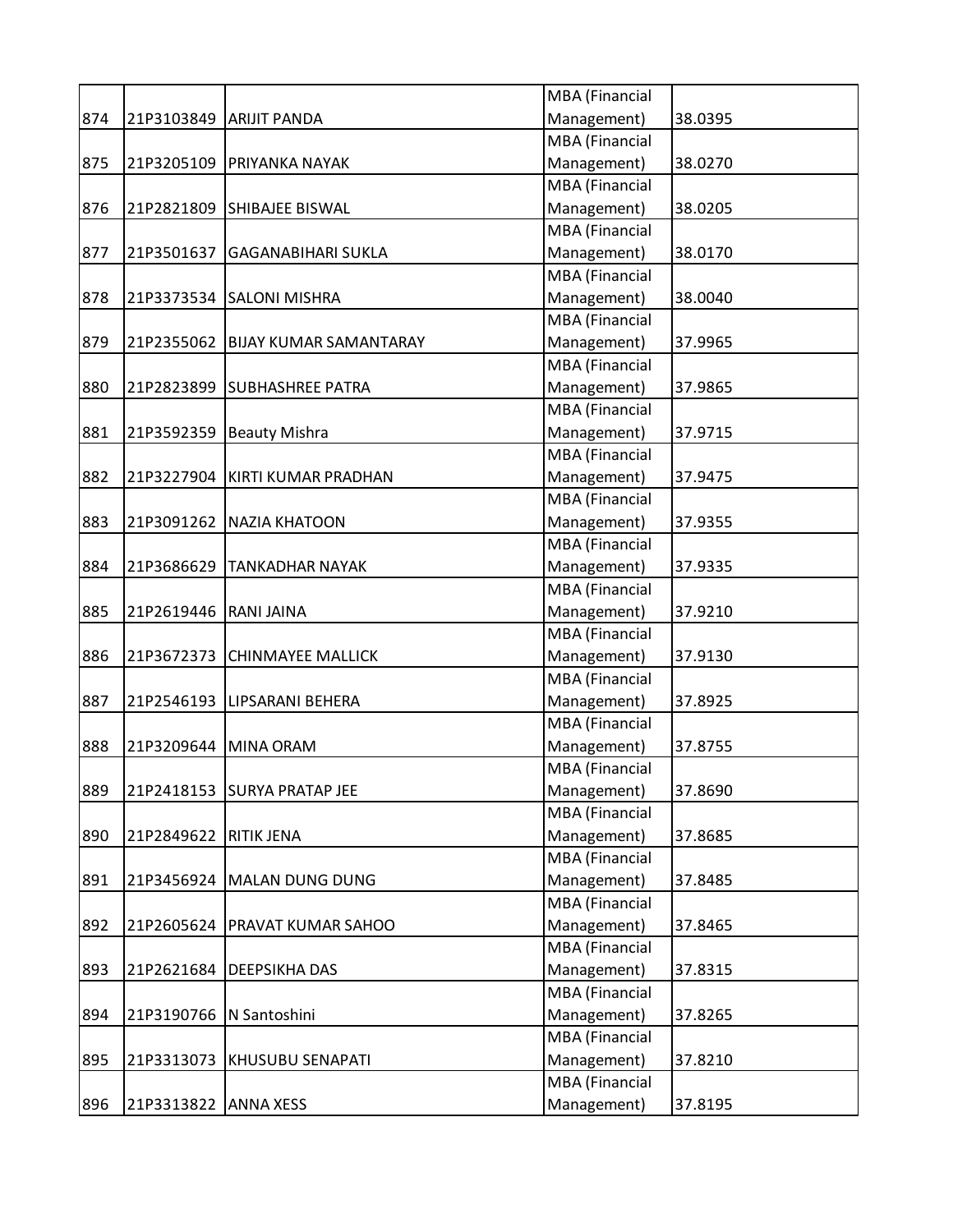| 874 | 21P3103849 | ARIJIT PANDA | MBA (Financial Management) | 38.0395 |
|---|---|---|---|---|
| 875 | 21P3205109 | PRIYANKA NAYAK | MBA (Financial Management) | 38.0270 |
| 876 | 21P2821809 | SHIBAJEE BISWAL | MBA (Financial Management) | 38.0205 |
| 877 | 21P3501637 | GAGANABIHARI SUKLA | MBA (Financial Management) | 38.0170 |
| 878 | 21P3373534 | SALONI MISHRA | MBA (Financial Management) | 38.0040 |
| 879 | 21P2355062 | BIJAY KUMAR SAMANTARAY | MBA (Financial Management) | 37.9965 |
| 880 | 21P2823899 | SUBHASHREE PATRA | MBA (Financial Management) | 37.9865 |
| 881 | 21P3592359 | Beauty Mishra | MBA (Financial Management) | 37.9715 |
| 882 | 21P3227904 | KIRTI KUMAR PRADHAN | MBA (Financial Management) | 37.9475 |
| 883 | 21P3091262 | NAZIA KHATOON | MBA (Financial Management) | 37.9355 |
| 884 | 21P3686629 | TANKADHAR NAYAK | MBA (Financial Management) | 37.9335 |
| 885 | 21P2619446 | RANI JAINA | MBA (Financial Management) | 37.9210 |
| 886 | 21P3672373 | CHINMAYEE MALLICK | MBA (Financial Management) | 37.9130 |
| 887 | 21P2546193 | LIPSARANI BEHERA | MBA (Financial Management) | 37.8925 |
| 888 | 21P3209644 | MINA ORAM | MBA (Financial Management) | 37.8755 |
| 889 | 21P2418153 | SURYA PRATAP JEE | MBA (Financial Management) | 37.8690 |
| 890 | 21P2849622 | RITIK JENA | MBA (Financial Management) | 37.8685 |
| 891 | 21P3456924 | MALAN DUNG DUNG | MBA (Financial Management) | 37.8485 |
| 892 | 21P2605624 | PRAVAT KUMAR SAHOO | MBA (Financial Management) | 37.8465 |
| 893 | 21P2621684 | DEEPSIKHA DAS | MBA (Financial Management) | 37.8315 |
| 894 | 21P3190766 | N Santoshini | MBA (Financial Management) | 37.8265 |
| 895 | 21P3313073 | KHUSUBU SENAPATI | MBA (Financial Management) | 37.8210 |
| 896 | 21P3313822 | ANNA XESS | MBA (Financial Management) | 37.8195 |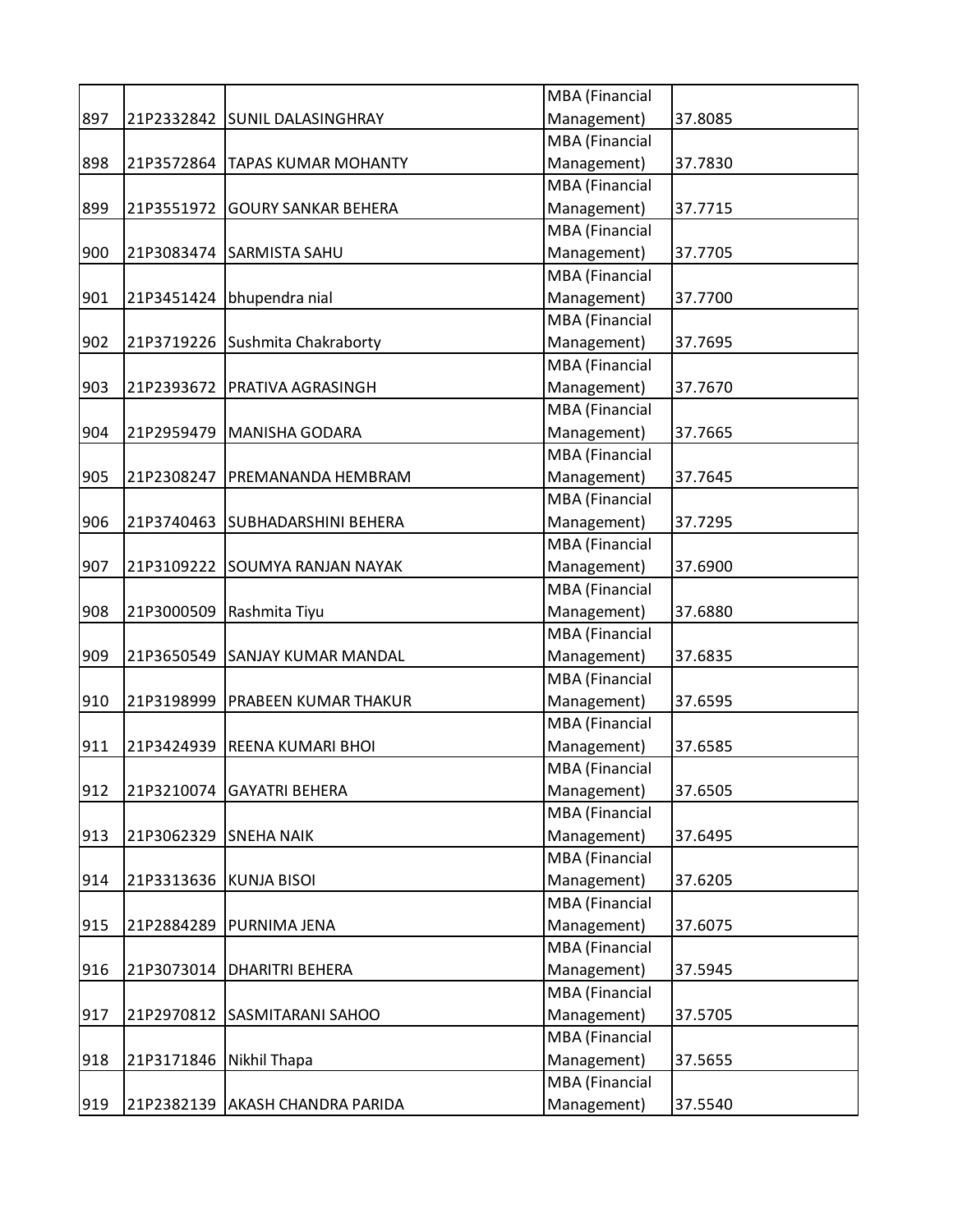| | | | | |
|---|---|---|---|---|
| 897 | 21P2332842 | SUNIL DALASINGHRAY | MBA (Financial Management) | 37.8085 |
| 898 | 21P3572864 | TAPAS KUMAR MOHANTY | MBA (Financial Management) | 37.7830 |
| 899 | 21P3551972 | GOURY SANKAR BEHERA | MBA (Financial Management) | 37.7715 |
| 900 | 21P3083474 | SARMISTA SAHU | MBA (Financial Management) | 37.7705 |
| 901 | 21P3451424 | bhupendra nial | MBA (Financial Management) | 37.7700 |
| 902 | 21P3719226 | Sushmita Chakraborty | MBA (Financial Management) | 37.7695 |
| 903 | 21P2393672 | PRATIVA AGRASINGH | MBA (Financial Management) | 37.7670 |
| 904 | 21P2959479 | MANISHA GODARA | MBA (Financial Management) | 37.7665 |
| 905 | 21P2308247 | PREMANANDA HEMBRAM | MBA (Financial Management) | 37.7645 |
| 906 | 21P3740463 | SUBHADARSHINI BEHERA | MBA (Financial Management) | 37.7295 |
| 907 | 21P3109222 | SOUMYA RANJAN NAYAK | MBA (Financial Management) | 37.6900 |
| 908 | 21P3000509 | Rashmita Tiyu | MBA (Financial Management) | 37.6880 |
| 909 | 21P3650549 | SANJAY KUMAR MANDAL | MBA (Financial Management) | 37.6835 |
| 910 | 21P3198999 | PRABEEN KUMAR THAKUR | MBA (Financial Management) | 37.6595 |
| 911 | 21P3424939 | REENA KUMARI BHOI | MBA (Financial Management) | 37.6585 |
| 912 | 21P3210074 | GAYATRI BEHERA | MBA (Financial Management) | 37.6505 |
| 913 | 21P3062329 | SNEHA NAIK | MBA (Financial Management) | 37.6495 |
| 914 | 21P3313636 | KUNJA BISOI | MBA (Financial Management) | 37.6205 |
| 915 | 21P2884289 | PURNIMA JENA | MBA (Financial Management) | 37.6075 |
| 916 | 21P3073014 | DHARITRI BEHERA | MBA (Financial Management) | 37.5945 |
| 917 | 21P2970812 | SASMITARANI SAHOO | MBA (Financial Management) | 37.5705 |
| 918 | 21P3171846 | Nikhil Thapa | MBA (Financial Management) | 37.5655 |
| 919 | 21P2382139 | AKASH CHANDRA PARIDA | MBA (Financial Management) | 37.5540 |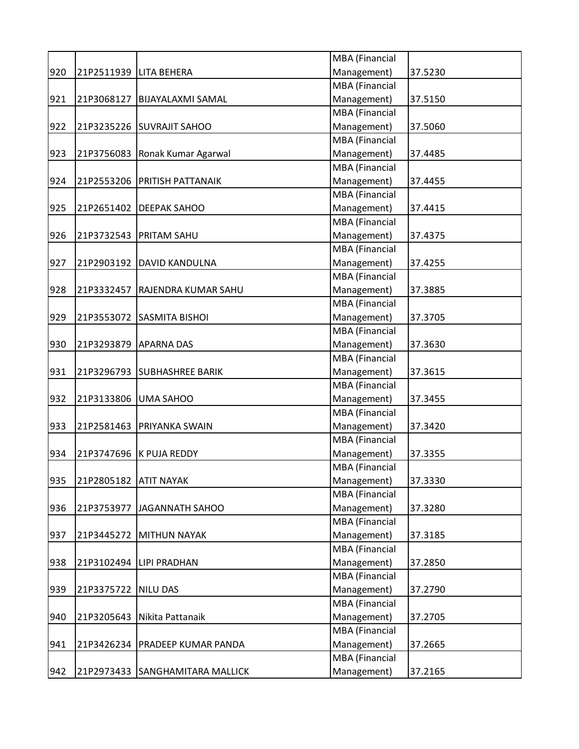| | | | | |
|---|---|---|---|---|
| 920 | 21P2511939 | LITA BEHERA | MBA (Financial Management) | 37.5230 |
| 921 | 21P3068127 | BIJAYALAXMI SAMAL | MBA (Financial Management) | 37.5150 |
| 922 | 21P3235226 | SUVRAJIT SAHOO | MBA (Financial Management) | 37.5060 |
| 923 | 21P3756083 | Ronak Kumar Agarwal | MBA (Financial Management) | 37.4485 |
| 924 | 21P2553206 | PRITISH PATTANAIK | MBA (Financial Management) | 37.4455 |
| 925 | 21P2651402 | DEEPAK SAHOO | MBA (Financial Management) | 37.4415 |
| 926 | 21P3732543 | PRITAM SAHU | MBA (Financial Management) | 37.4375 |
| 927 | 21P2903192 | DAVID KANDULNA | MBA (Financial Management) | 37.4255 |
| 928 | 21P3332457 | RAJENDRA KUMAR SAHU | MBA (Financial Management) | 37.3885 |
| 929 | 21P3553072 | SASMITA BISHOI | MBA (Financial Management) | 37.3705 |
| 930 | 21P3293879 | APARNA DAS | MBA (Financial Management) | 37.3630 |
| 931 | 21P3296793 | SUBHASHREE BARIK | MBA (Financial Management) | 37.3615 |
| 932 | 21P3133806 | UMA SAHOO | MBA (Financial Management) | 37.3455 |
| 933 | 21P2581463 | PRIYANKA SWAIN | MBA (Financial Management) | 37.3420 |
| 934 | 21P3747696 | K PUJA REDDY | MBA (Financial Management) | 37.3355 |
| 935 | 21P2805182 | ATIT NAYAK | MBA (Financial Management) | 37.3330 |
| 936 | 21P3753977 | JAGANNATH SAHOO | MBA (Financial Management) | 37.3280 |
| 937 | 21P3445272 | MITHUN NAYAK | MBA (Financial Management) | 37.3185 |
| 938 | 21P3102494 | LIPI PRADHAN | MBA (Financial Management) | 37.2850 |
| 939 | 21P3375722 | NILU DAS | MBA (Financial Management) | 37.2790 |
| 940 | 21P3205643 | Nikita Pattanaik | MBA (Financial Management) | 37.2705 |
| 941 | 21P3426234 | PRADEEP KUMAR PANDA | MBA (Financial Management) | 37.2665 |
| 942 | 21P2973433 | SANGHAMITARA MALLICK | MBA (Financial Management) | 37.2165 |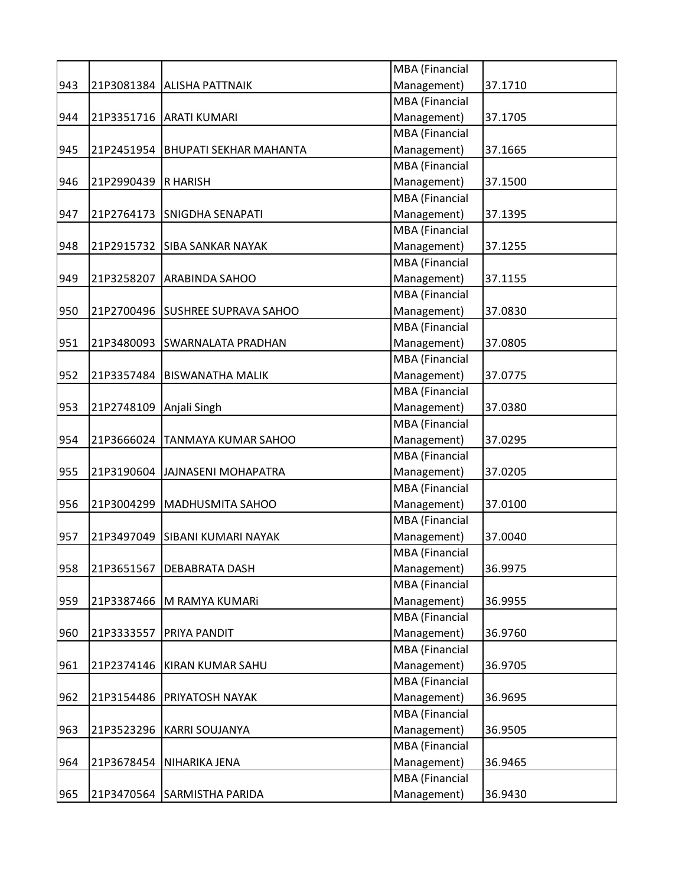| | | | | |
|---|---|---|---|---|
| 943 | 21P3081384 | ALISHA PATTNAIK | MBA (Financial Management) | 37.1710 |
| 944 | 21P3351716 | ARATI KUMARI | MBA (Financial Management) | 37.1705 |
| 945 | 21P2451954 | BHUPATI SEKHAR MAHANTA | MBA (Financial Management) | 37.1665 |
| 946 | 21P2990439 | R HARISH | MBA (Financial Management) | 37.1500 |
| 947 | 21P2764173 | SNIGDHA SENAPATI | MBA (Financial Management) | 37.1395 |
| 948 | 21P2915732 | SIBA SANKAR NAYAK | MBA (Financial Management) | 37.1255 |
| 949 | 21P3258207 | ARABINDA SAHOO | MBA (Financial Management) | 37.1155 |
| 950 | 21P2700496 | SUSHREE SUPRAVA SAHOO | MBA (Financial Management) | 37.0830 |
| 951 | 21P3480093 | SWARNALATA PRADHAN | MBA (Financial Management) | 37.0805 |
| 952 | 21P3357484 | BISWANATHA MALIK | MBA (Financial Management) | 37.0775 |
| 953 | 21P2748109 | Anjali Singh | MBA (Financial Management) | 37.0380 |
| 954 | 21P3666024 | TANMAYA KUMAR SAHOO | MBA (Financial Management) | 37.0295 |
| 955 | 21P3190604 | JAJNASENI MOHAPATRA | MBA (Financial Management) | 37.0205 |
| 956 | 21P3004299 | MADHUSMITA SAHOO | MBA (Financial Management) | 37.0100 |
| 957 | 21P3497049 | SIBANI KUMARI NAYAK | MBA (Financial Management) | 37.0040 |
| 958 | 21P3651567 | DEBABRATA DASH | MBA (Financial Management) | 36.9975 |
| 959 | 21P3387466 | M RAMYA KUMARi | MBA (Financial Management) | 36.9955 |
| 960 | 21P3333557 | PRIYA PANDIT | MBA (Financial Management) | 36.9760 |
| 961 | 21P2374146 | KIRAN KUMAR SAHU | MBA (Financial Management) | 36.9705 |
| 962 | 21P3154486 | PRIYATOSH NAYAK | MBA (Financial Management) | 36.9695 |
| 963 | 21P3523296 | KARRI SOUJANYA | MBA (Financial Management) | 36.9505 |
| 964 | 21P3678454 | NIHARIKA JENA | MBA (Financial Management) | 36.9465 |
| 965 | 21P3470564 | SARMISTHA PARIDA | MBA (Financial Management) | 36.9430 |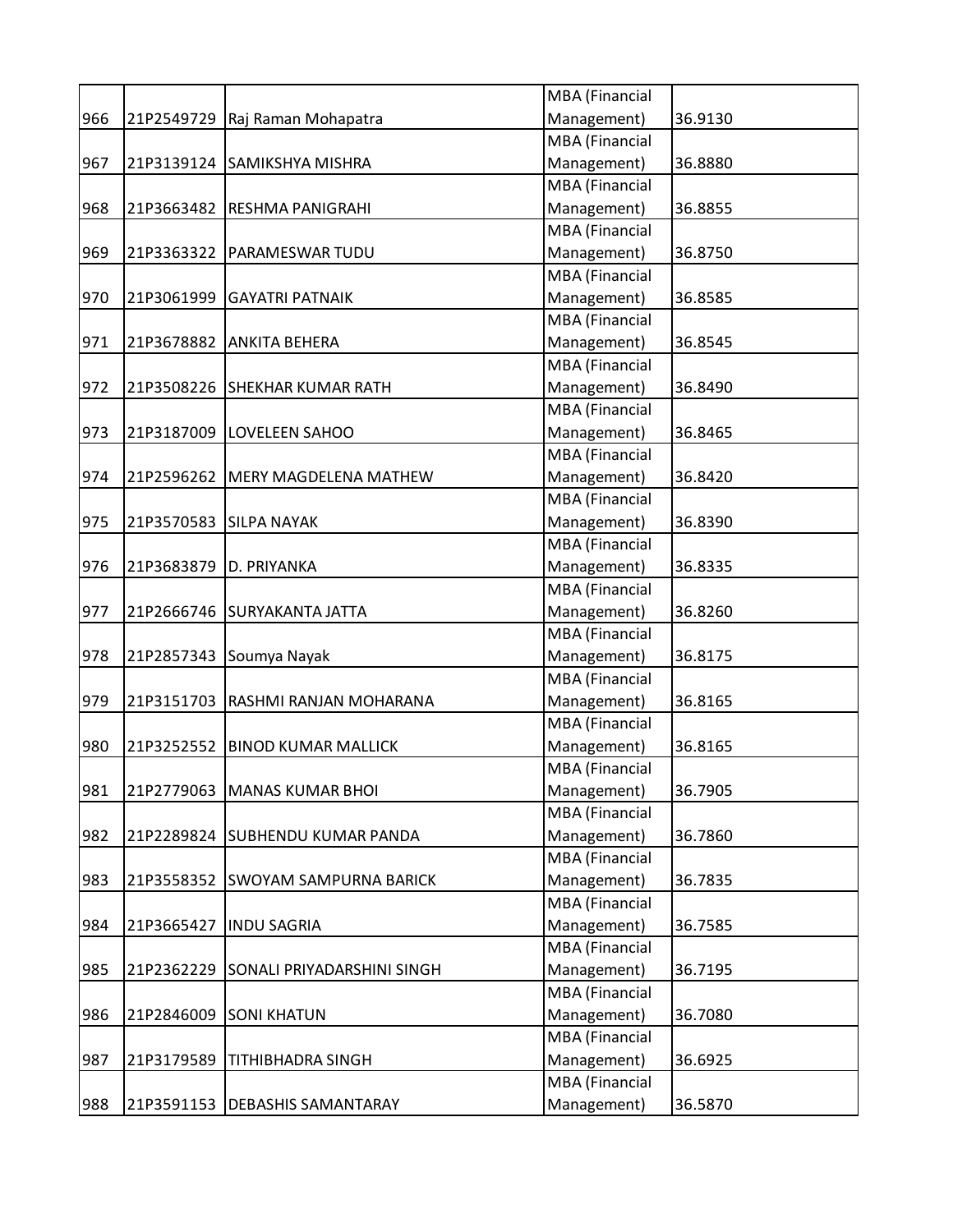| 966 | 21P2549729 | Raj Raman Mohapatra | MBA (Financial Management) | 36.9130 |
|---|---|---|---|---|
| 967 | 21P3139124 | SAMIKSHYA MISHRA | MBA (Financial Management) | 36.8880 |
| 968 | 21P3663482 | RESHMA PANIGRAHI | MBA (Financial Management) | 36.8855 |
| 969 | 21P3363322 | PARAMESWAR TUDU | MBA (Financial Management) | 36.8750 |
| 970 | 21P3061999 | GAYATRI PATNAIK | MBA (Financial Management) | 36.8585 |
| 971 | 21P3678882 | ANKITA BEHERA | MBA (Financial Management) | 36.8545 |
| 972 | 21P3508226 | SHEKHAR KUMAR RATH | MBA (Financial Management) | 36.8490 |
| 973 | 21P3187009 | LOVELEEN SAHOO | MBA (Financial Management) | 36.8465 |
| 974 | 21P2596262 | MERY MAGDELENA MATHEW | MBA (Financial Management) | 36.8420 |
| 975 | 21P3570583 | SILPA NAYAK | MBA (Financial Management) | 36.8390 |
| 976 | 21P3683879 | D. PRIYANKA | MBA (Financial Management) | 36.8335 |
| 977 | 21P2666746 | SURYAKANTA JATTA | MBA (Financial Management) | 36.8260 |
| 978 | 21P2857343 | Soumya Nayak | MBA (Financial Management) | 36.8175 |
| 979 | 21P3151703 | RASHMI RANJAN MOHARANA | MBA (Financial Management) | 36.8165 |
| 980 | 21P3252552 | BINOD KUMAR MALLICK | MBA (Financial Management) | 36.8165 |
| 981 | 21P2779063 | MANAS KUMAR BHOI | MBA (Financial Management) | 36.7905 |
| 982 | 21P2289824 | SUBHENDU KUMAR PANDA | MBA (Financial Management) | 36.7860 |
| 983 | 21P3558352 | SWOYAM SAMPURNA BARICK | MBA (Financial Management) | 36.7835 |
| 984 | 21P3665427 | INDU SAGRIA | MBA (Financial Management) | 36.7585 |
| 985 | 21P2362229 | SONALI PRIYADARSHINI SINGH | MBA (Financial Management) | 36.7195 |
| 986 | 21P2846009 | SONI KHATUN | MBA (Financial Management) | 36.7080 |
| 987 | 21P3179589 | TITHIBHADRA SINGH | MBA (Financial Management) | 36.6925 |
| 988 | 21P3591153 | DEBASHIS SAMANTARAY | MBA (Financial Management) | 36.5870 |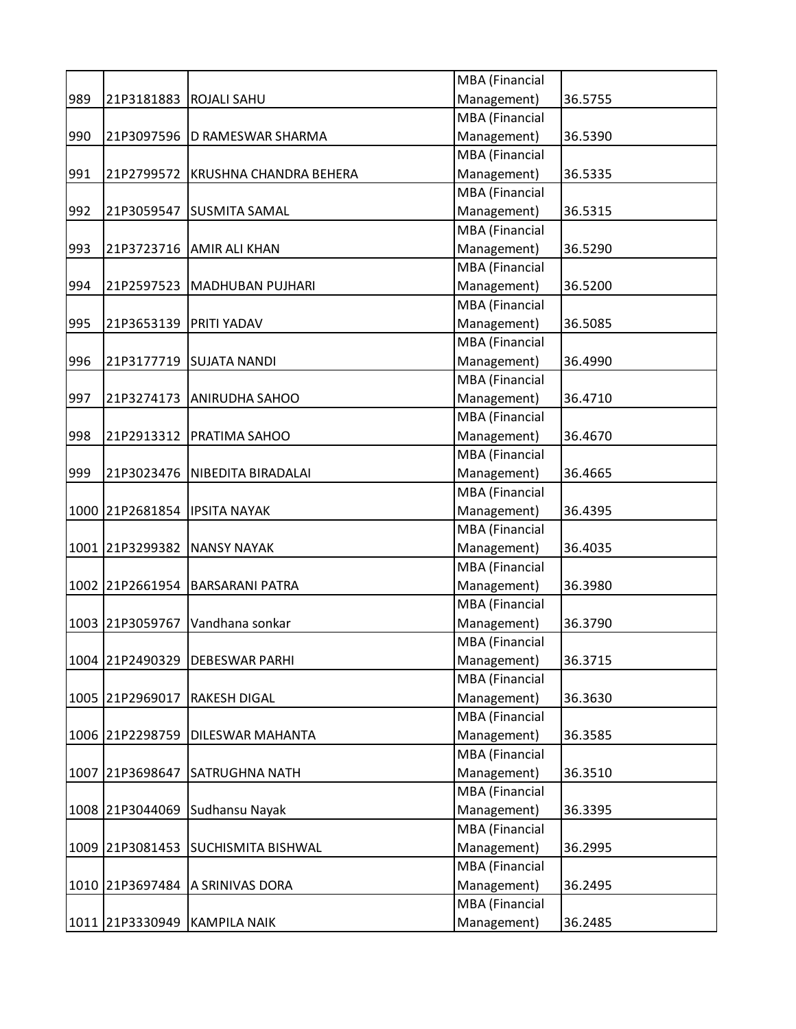| | | | | |
|---|---|---|---|---|
| 989 | 21P3181883 | ROJALI SAHU | MBA (Financial Management) | 36.5755 |
| 990 | 21P3097596 | D RAMESWAR SHARMA | MBA (Financial Management) | 36.5390 |
| 991 | 21P2799572 | KRUSHNA CHANDRA BEHERA | MBA (Financial Management) | 36.5335 |
| 992 | 21P3059547 | SUSMITA SAMAL | MBA (Financial Management) | 36.5315 |
| 993 | 21P3723716 | AMIR ALI KHAN | MBA (Financial Management) | 36.5290 |
| 994 | 21P2597523 | MADHUBAN PUJHARI | MBA (Financial Management) | 36.5200 |
| 995 | 21P3653139 | PRITI YADAV | MBA (Financial Management) | 36.5085 |
| 996 | 21P3177719 | SUJATA NANDI | MBA (Financial Management) | 36.4990 |
| 997 | 21P3274173 | ANIRUDHA SAHOO | MBA (Financial Management) | 36.4710 |
| 998 | 21P2913312 | PRATIMA SAHOO | MBA (Financial Management) | 36.4670 |
| 999 | 21P3023476 | NIBEDITA BIRADALAI | MBA (Financial Management) | 36.4665 |
| 1000 | 21P2681854 | IPSITA NAYAK | MBA (Financial Management) | 36.4395 |
| 1001 | 21P3299382 | NANSY NAYAK | MBA (Financial Management) | 36.4035 |
| 1002 | 21P2661954 | BARSARANI PATRA | MBA (Financial Management) | 36.3980 |
| 1003 | 21P3059767 | Vandhana sonkar | MBA (Financial Management) | 36.3790 |
| 1004 | 21P2490329 | DEBESWAR PARHI | MBA (Financial Management) | 36.3715 |
| 1005 | 21P2969017 | RAKESH DIGAL | MBA (Financial Management) | 36.3630 |
| 1006 | 21P2298759 | DILESWAR MAHANTA | MBA (Financial Management) | 36.3585 |
| 1007 | 21P3698647 | SATRUGHNA NATH | MBA (Financial Management) | 36.3510 |
| 1008 | 21P3044069 | Sudhansu Nayak | MBA (Financial Management) | 36.3395 |
| 1009 | 21P3081453 | SUCHISMITA BISHWAL | MBA (Financial Management) | 36.2995 |
| 1010 | 21P3697484 | A SRINIVAS DORA | MBA (Financial Management) | 36.2495 |
| 1011 | 21P3330949 | KAMPILA NAIK | MBA (Financial Management) | 36.2485 |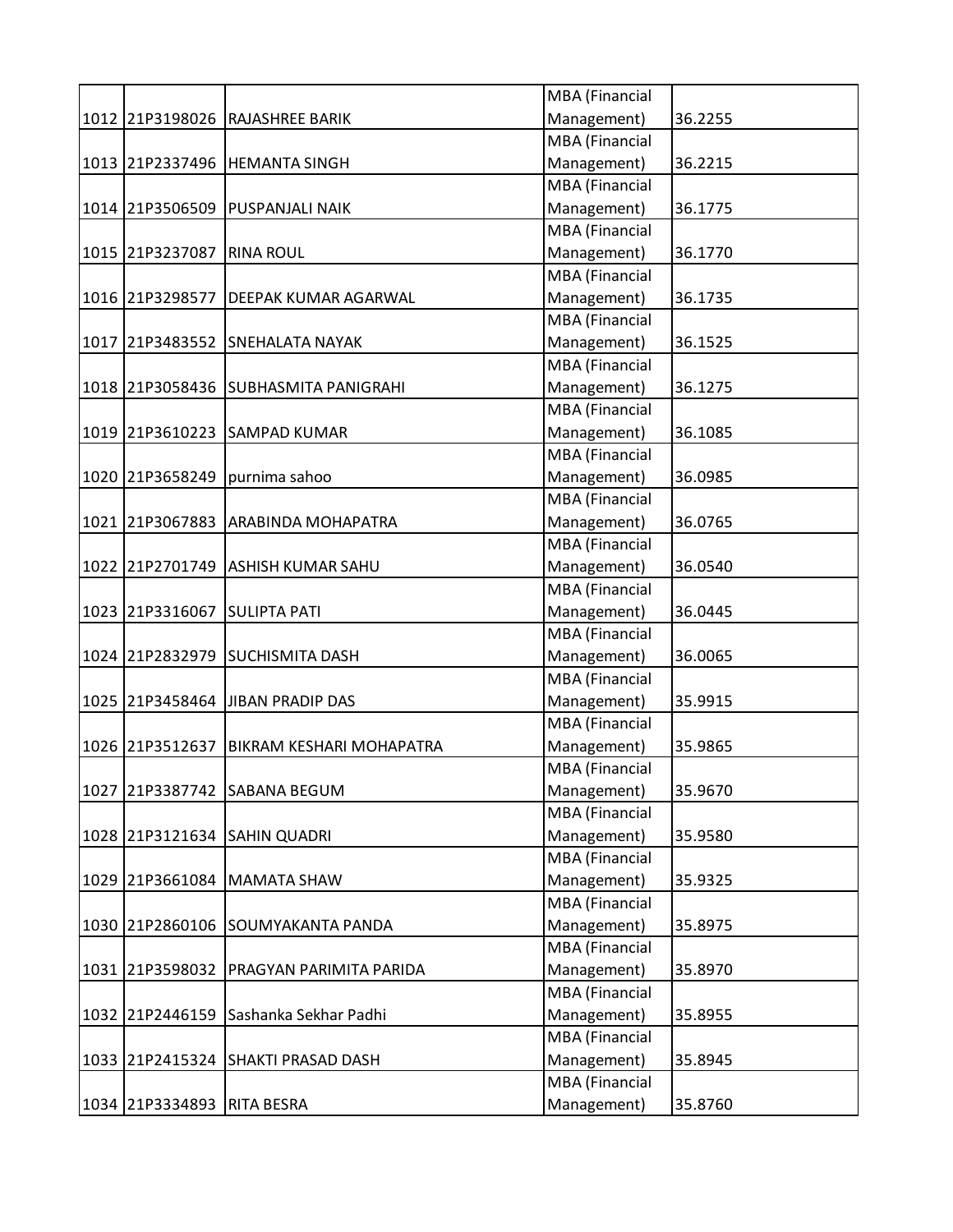| | | | | |
|---|---|---|---|---|
| 1012 | 21P3198026 | RAJASHREE BARIK | MBA (Financial Management) | 36.2255 |
| 1013 | 21P2337496 | HEMANTA SINGH | MBA (Financial Management) | 36.2215 |
| 1014 | 21P3506509 | PUSPANJALI NAIK | MBA (Financial Management) | 36.1775 |
| 1015 | 21P3237087 | RINA ROUL | MBA (Financial Management) | 36.1770 |
| 1016 | 21P3298577 | DEEPAK KUMAR AGARWAL | MBA (Financial Management) | 36.1735 |
| 1017 | 21P3483552 | SNEHALATA NAYAK | MBA (Financial Management) | 36.1525 |
| 1018 | 21P3058436 | SUBHASMITA PANIGRAHI | MBA (Financial Management) | 36.1275 |
| 1019 | 21P3610223 | SAMPAD KUMAR | MBA (Financial Management) | 36.1085 |
| 1020 | 21P3658249 | purnima sahoo | MBA (Financial Management) | 36.0985 |
| 1021 | 21P3067883 | ARABINDA MOHAPATRA | MBA (Financial Management) | 36.0765 |
| 1022 | 21P2701749 | ASHISH KUMAR SAHU | MBA (Financial Management) | 36.0540 |
| 1023 | 21P3316067 | SULIPTA PATI | MBA (Financial Management) | 36.0445 |
| 1024 | 21P2832979 | SUCHISMITA DASH | MBA (Financial Management) | 36.0065 |
| 1025 | 21P3458464 | JIBAN PRADIP DAS | MBA (Financial Management) | 35.9915 |
| 1026 | 21P3512637 | BIKRAM KESHARI MOHAPATRA | MBA (Financial Management) | 35.9865 |
| 1027 | 21P3387742 | SABANA BEGUM | MBA (Financial Management) | 35.9670 |
| 1028 | 21P3121634 | SAHIN QUADRI | MBA (Financial Management) | 35.9580 |
| 1029 | 21P3661084 | MAMATA SHAW | MBA (Financial Management) | 35.9325 |
| 1030 | 21P2860106 | SOUMYAKANTA PANDA | MBA (Financial Management) | 35.8975 |
| 1031 | 21P3598032 | PRAGYAN PARIMITA PARIDA | MBA (Financial Management) | 35.8970 |
| 1032 | 21P2446159 | Sashanka Sekhar Padhi | MBA (Financial Management) | 35.8955 |
| 1033 | 21P2415324 | SHAKTI PRASAD DASH | MBA (Financial Management) | 35.8945 |
| 1034 | 21P3334893 | RITA BESRA | MBA (Financial Management) | 35.8760 |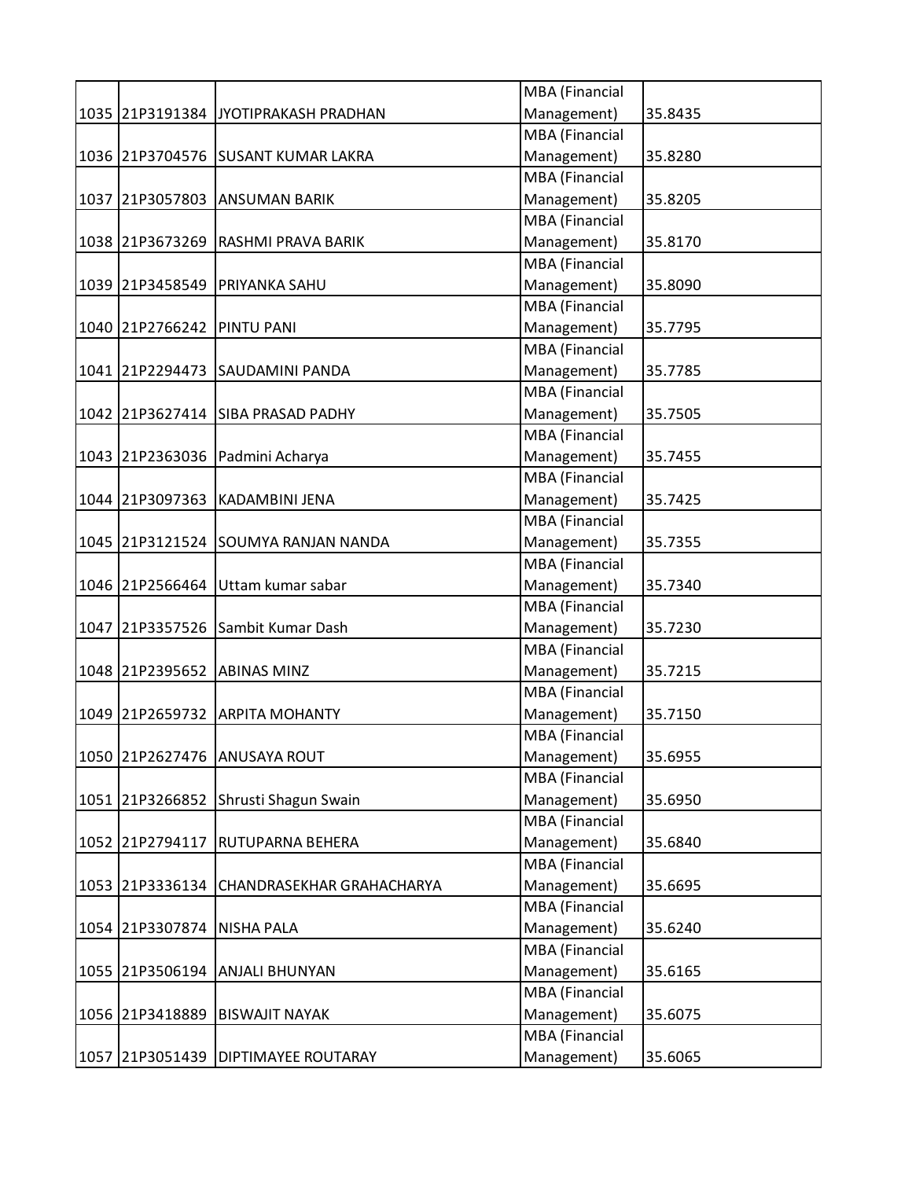| | | | | |
|---|---|---|---|---|
| 1035 | 21P3191384 | JYOTIPRAKASH PRADHAN | MBA (Financial Management) | 35.8435 |
| 1036 | 21P3704576 | SUSANT KUMAR LAKRA | MBA (Financial Management) | 35.8280 |
| 1037 | 21P3057803 | ANSUMAN BARIK | MBA (Financial Management) | 35.8205 |
| 1038 | 21P3673269 | RASHMI PRAVA BARIK | MBA (Financial Management) | 35.8170 |
| 1039 | 21P3458549 | PRIYANKA SAHU | MBA (Financial Management) | 35.8090 |
| 1040 | 21P2766242 | PINTU PANI | MBA (Financial Management) | 35.7795 |
| 1041 | 21P2294473 | SAUDAMINI PANDA | MBA (Financial Management) | 35.7785 |
| 1042 | 21P3627414 | SIBA PRASAD PADHY | MBA (Financial Management) | 35.7505 |
| 1043 | 21P2363036 | Padmini Acharya | MBA (Financial Management) | 35.7455 |
| 1044 | 21P3097363 | KADAMBINI JENA | MBA (Financial Management) | 35.7425 |
| 1045 | 21P3121524 | SOUMYA RANJAN NANDA | MBA (Financial Management) | 35.7355 |
| 1046 | 21P2566464 | Uttam kumar sabar | MBA (Financial Management) | 35.7340 |
| 1047 | 21P3357526 | Sambit Kumar Dash | MBA (Financial Management) | 35.7230 |
| 1048 | 21P2395652 | ABINAS MINZ | MBA (Financial Management) | 35.7215 |
| 1049 | 21P2659732 | ARPITA MOHANTY | MBA (Financial Management) | 35.7150 |
| 1050 | 21P2627476 | ANUSAYA ROUT | MBA (Financial Management) | 35.6955 |
| 1051 | 21P3266852 | Shrusti Shagun Swain | MBA (Financial Management) | 35.6950 |
| 1052 | 21P2794117 | RUTUPARNA BEHERA | MBA (Financial Management) | 35.6840 |
| 1053 | 21P3336134 | CHANDRASEKHAR GRAHACHARYA | MBA (Financial Management) | 35.6695 |
| 1054 | 21P3307874 | NISHA PALA | MBA (Financial Management) | 35.6240 |
| 1055 | 21P3506194 | ANJALI BHUNYAN | MBA (Financial Management) | 35.6165 |
| 1056 | 21P3418889 | BISWAJIT NAYAK | MBA (Financial Management) | 35.6075 |
| 1057 | 21P3051439 | DIPTIMAYEE ROUTARAY | MBA (Financial Management) | 35.6065 |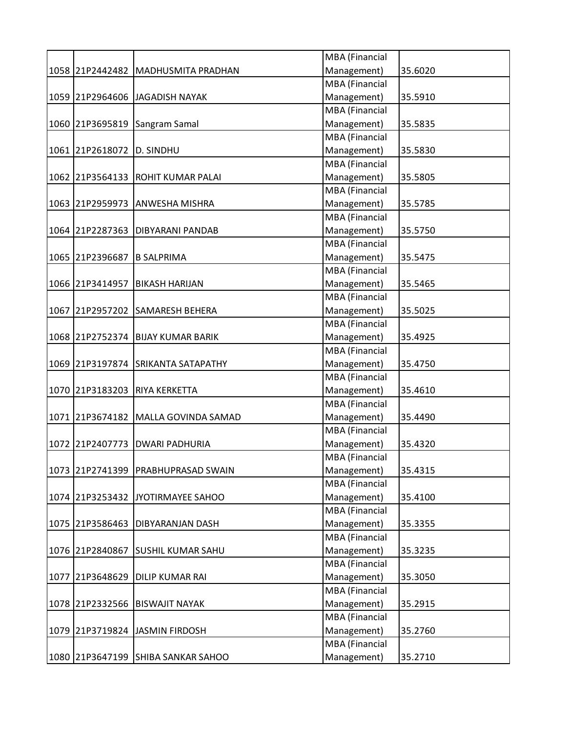| | | | | |
|---|---|---|---|---|
| 1058 | 21P2442482 | MADHUSMITA PRADHAN | MBA (Financial Management) | 35.6020 |
| 1059 | 21P2964606 | JAGADISH NAYAK | MBA (Financial Management) | 35.5910 |
| 1060 | 21P3695819 | Sangram Samal | MBA (Financial Management) | 35.5835 |
| 1061 | 21P2618072 | D. SINDHU | MBA (Financial Management) | 35.5830 |
| 1062 | 21P3564133 | ROHIT KUMAR PALAI | MBA (Financial Management) | 35.5805 |
| 1063 | 21P2959973 | ANWESHA MISHRA | MBA (Financial Management) | 35.5785 |
| 1064 | 21P2287363 | DIBYARANI PANDAB | MBA (Financial Management) | 35.5750 |
| 1065 | 21P2396687 | B SALPRIMA | MBA (Financial Management) | 35.5475 |
| 1066 | 21P3414957 | BIKASH HARIJAN | MBA (Financial Management) | 35.5465 |
| 1067 | 21P2957202 | SAMARESH BEHERA | MBA (Financial Management) | 35.5025 |
| 1068 | 21P2752374 | BIJAY KUMAR BARIK | MBA (Financial Management) | 35.4925 |
| 1069 | 21P3197874 | SRIKANTA SATAPATHY | MBA (Financial Management) | 35.4750 |
| 1070 | 21P3183203 | RIYA KERKETTA | MBA (Financial Management) | 35.4610 |
| 1071 | 21P3674182 | MALLA GOVINDA SAMAD | MBA (Financial Management) | 35.4490 |
| 1072 | 21P2407773 | DWARI PADHURIA | MBA (Financial Management) | 35.4320 |
| 1073 | 21P2741399 | PRABHUPRASAD SWAIN | MBA (Financial Management) | 35.4315 |
| 1074 | 21P3253432 | JYOTIRMAYEE SAHOO | MBA (Financial Management) | 35.4100 |
| 1075 | 21P3586463 | DIBYARANJAN DASH | MBA (Financial Management) | 35.3355 |
| 1076 | 21P2840867 | SUSHIL KUMAR SAHU | MBA (Financial Management) | 35.3235 |
| 1077 | 21P3648629 | DILIP KUMAR RAI | MBA (Financial Management) | 35.3050 |
| 1078 | 21P2332566 | BISWAJIT NAYAK | MBA (Financial Management) | 35.2915 |
| 1079 | 21P3719824 | JASMIN FIRDOSH | MBA (Financial Management) | 35.2760 |
| 1080 | 21P3647199 | SHIBA SANKAR SAHOO | MBA (Financial Management) | 35.2710 |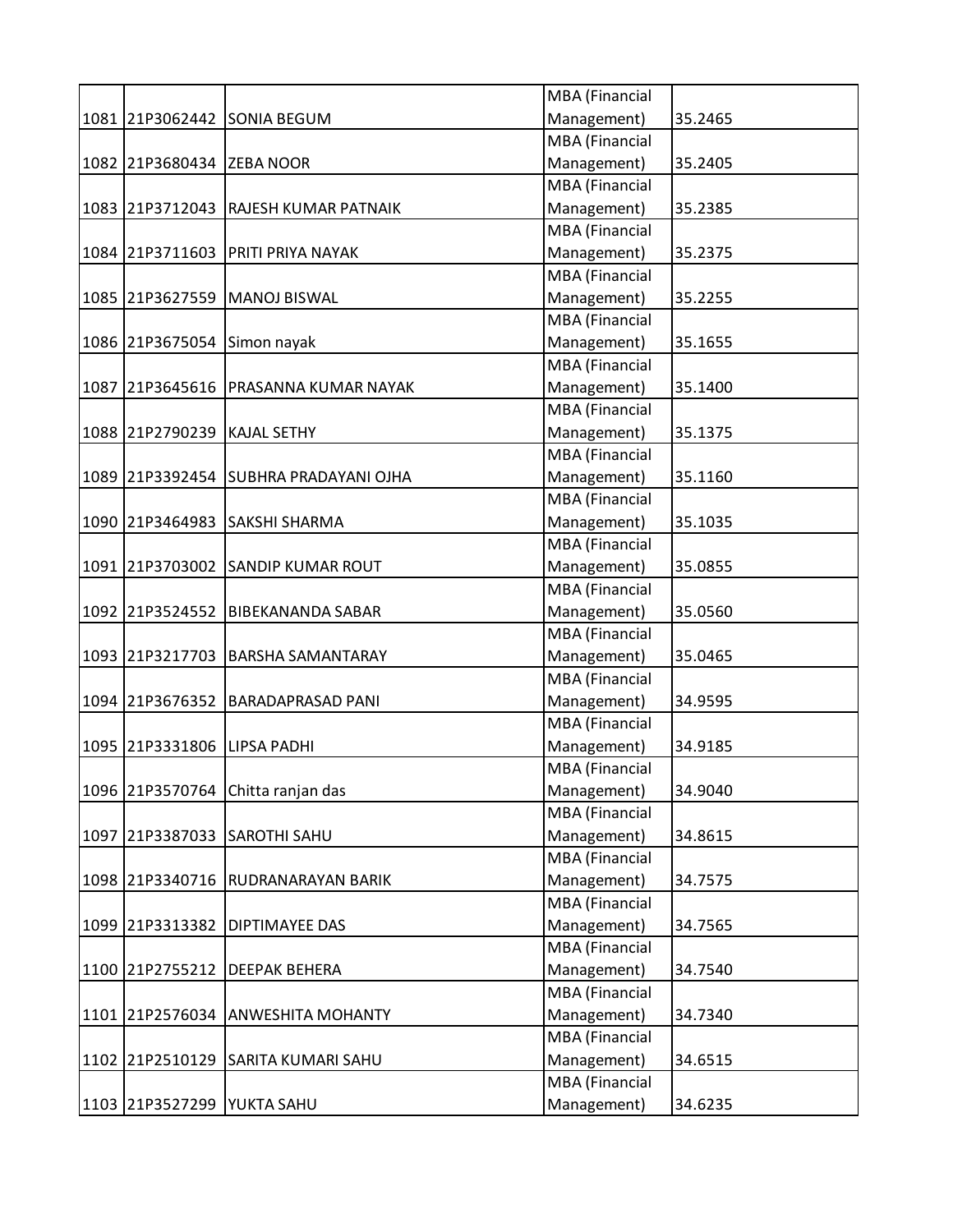| | | | | |
|---|---|---|---|---|
| 1081 | 21P3062442 | SONIA BEGUM | MBA (Financial Management) | 35.2465 |
| 1082 | 21P3680434 | ZEBA NOOR | MBA (Financial Management) | 35.2405 |
| 1083 | 21P3712043 | RAJESH KUMAR PATNAIK | MBA (Financial Management) | 35.2385 |
| 1084 | 21P3711603 | PRITI PRIYA NAYAK | MBA (Financial Management) | 35.2375 |
| 1085 | 21P3627559 | MANOJ BISWAL | MBA (Financial Management) | 35.2255 |
| 1086 | 21P3675054 | Simon nayak | MBA (Financial Management) | 35.1655 |
| 1087 | 21P3645616 | PRASANNA KUMAR NAYAK | MBA (Financial Management) | 35.1400 |
| 1088 | 21P2790239 | KAJAL SETHY | MBA (Financial Management) | 35.1375 |
| 1089 | 21P3392454 | SUBHRA PRADAYANI OJHA | MBA (Financial Management) | 35.1160 |
| 1090 | 21P3464983 | SAKSHI SHARMA | MBA (Financial Management) | 35.1035 |
| 1091 | 21P3703002 | SANDIP KUMAR ROUT | MBA (Financial Management) | 35.0855 |
| 1092 | 21P3524552 | BIBEKANANDA SABAR | MBA (Financial Management) | 35.0560 |
| 1093 | 21P3217703 | BARSHA SAMANTARAY | MBA (Financial Management) | 35.0465 |
| 1094 | 21P3676352 | BARADAPRASAD PANI | MBA (Financial Management) | 34.9595 |
| 1095 | 21P3331806 | LIPSA PADHI | MBA (Financial Management) | 34.9185 |
| 1096 | 21P3570764 | Chitta ranjan das | MBA (Financial Management) | 34.9040 |
| 1097 | 21P3387033 | SAROTHI SAHU | MBA (Financial Management) | 34.8615 |
| 1098 | 21P3340716 | RUDRANARAYAN BARIK | MBA (Financial Management) | 34.7575 |
| 1099 | 21P3313382 | DIPTIMAYEE DAS | MBA (Financial Management) | 34.7565 |
| 1100 | 21P2755212 | DEEPAK BEHERA | MBA (Financial Management) | 34.7540 |
| 1101 | 21P2576034 | ANWESHITA MOHANTY | MBA (Financial Management) | 34.7340 |
| 1102 | 21P2510129 | SARITA KUMARI SAHU | MBA (Financial Management) | 34.6515 |
| 1103 | 21P3527299 | YUKTA SAHU | MBA (Financial Management) | 34.6235 |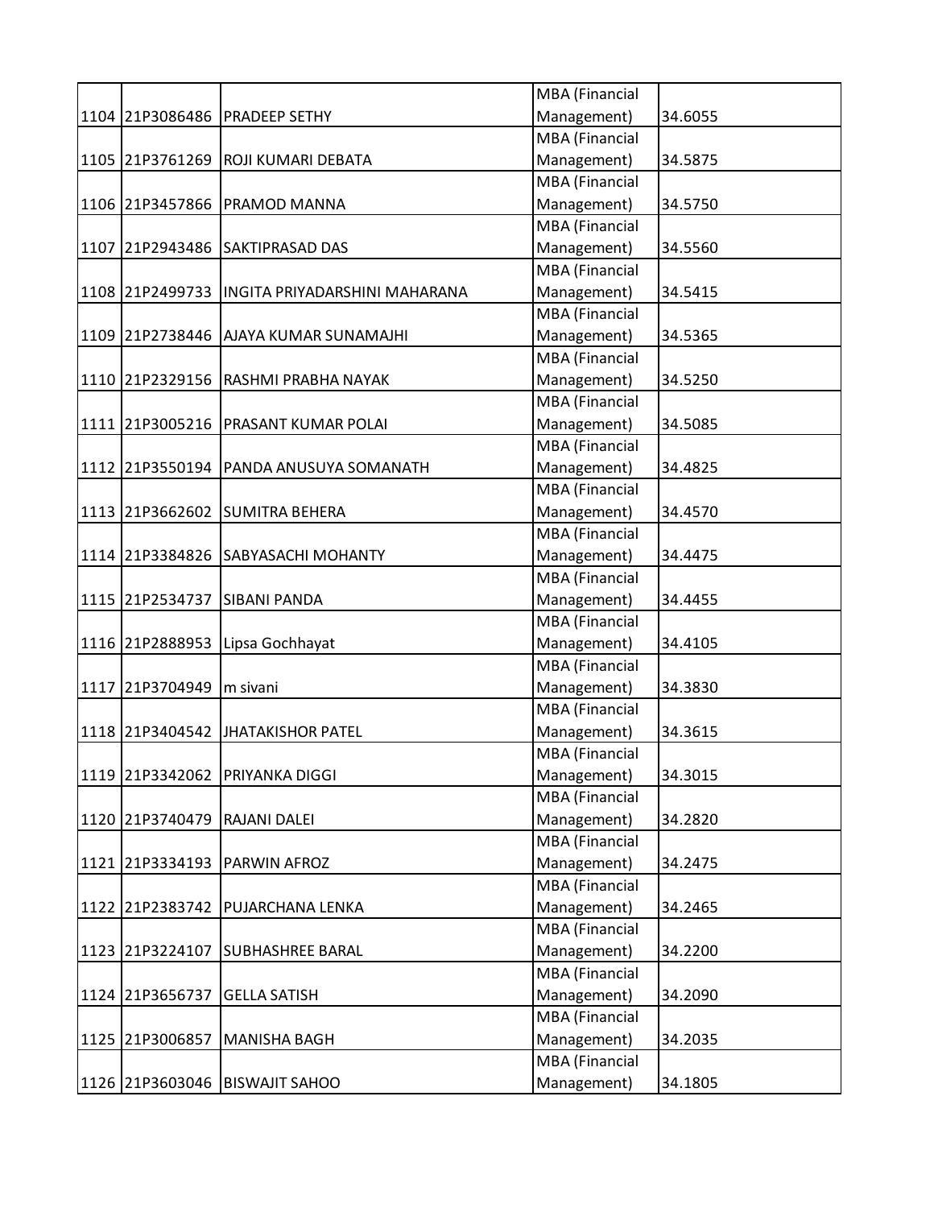| | | | | |
|---|---|---|---|---|
| 1104 | 21P3086486 | PRADEEP SETHY | MBA (Financial Management) | 34.6055 |
| 1105 | 21P3761269 | ROJI KUMARI DEBATA | MBA (Financial Management) | 34.5875 |
| 1106 | 21P3457866 | PRAMOD MANNA | MBA (Financial Management) | 34.5750 |
| 1107 | 21P2943486 | SAKTIPRASAD DAS | MBA (Financial Management) | 34.5560 |
| 1108 | 21P2499733 | INGITA PRIYADARSHINI MAHARANA | MBA (Financial Management) | 34.5415 |
| 1109 | 21P2738446 | AJAYA KUMAR SUNAMAJHI | MBA (Financial Management) | 34.5365 |
| 1110 | 21P2329156 | RASHMI PRABHA NAYAK | MBA (Financial Management) | 34.5250 |
| 1111 | 21P3005216 | PRASANT KUMAR POLAI | MBA (Financial Management) | 34.5085 |
| 1112 | 21P3550194 | PANDA ANUSUYA SOMANATH | MBA (Financial Management) | 34.4825 |
| 1113 | 21P3662602 | SUMITRA BEHERA | MBA (Financial Management) | 34.4570 |
| 1114 | 21P3384826 | SABYASACHI MOHANTY | MBA (Financial Management) | 34.4475 |
| 1115 | 21P2534737 | SIBANI PANDA | MBA (Financial Management) | 34.4455 |
| 1116 | 21P2888953 | Lipsa Gochhayat | MBA (Financial Management) | 34.4105 |
| 1117 | 21P3704949 | m sivani | MBA (Financial Management) | 34.3830 |
| 1118 | 21P3404542 | JHATAKISHOR PATEL | MBA (Financial Management) | 34.3615 |
| 1119 | 21P3342062 | PRIYANKA DIGGI | MBA (Financial Management) | 34.3015 |
| 1120 | 21P3740479 | RAJANI DALEI | MBA (Financial Management) | 34.2820 |
| 1121 | 21P3334193 | PARWIN AFROZ | MBA (Financial Management) | 34.2475 |
| 1122 | 21P2383742 | PUJARCHANA LENKA | MBA (Financial Management) | 34.2465 |
| 1123 | 21P3224107 | SUBHASHREE BARAL | MBA (Financial Management) | 34.2200 |
| 1124 | 21P3656737 | GELLA SATISH | MBA (Financial Management) | 34.2090 |
| 1125 | 21P3006857 | MANISHA BAGH | MBA (Financial Management) | 34.2035 |
| 1126 | 21P3603046 | BISWAJIT SAHOO | MBA (Financial Management) | 34.1805 |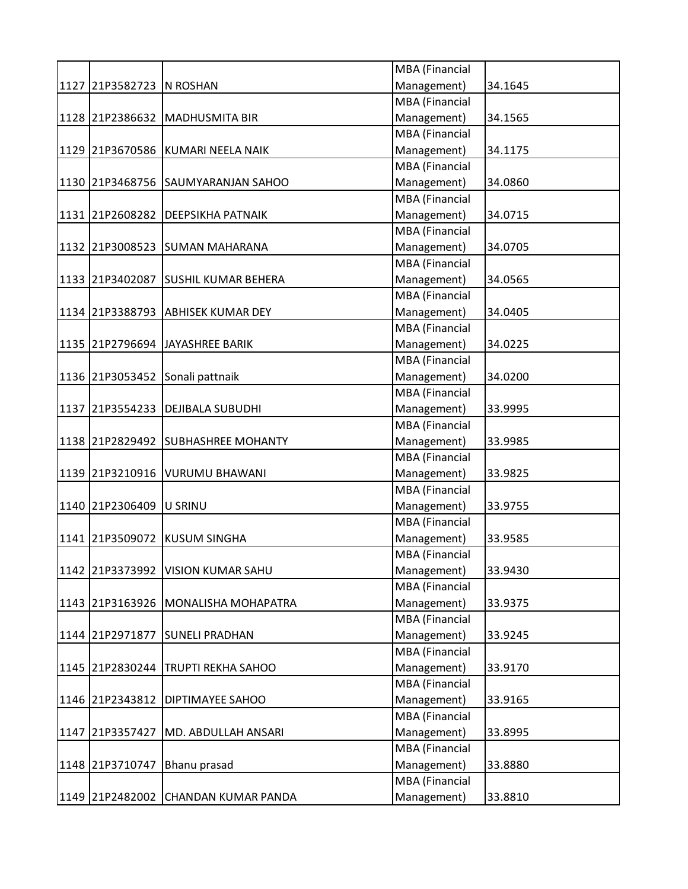| | | | | |
|---|---|---|---|---|
| 1127 | 21P3582723 | N ROSHAN | MBA (Financial Management) | 34.1645 |
| 1128 | 21P2386632 | MADHUSMITA BIR | MBA (Financial Management) | 34.1565 |
| 1129 | 21P3670586 | KUMARI NEELA NAIK | MBA (Financial Management) | 34.1175 |
| 1130 | 21P3468756 | SAUMYARANJAN SAHOO | MBA (Financial Management) | 34.0860 |
| 1131 | 21P2608282 | DEEPSIKHA PATNAIK | MBA (Financial Management) | 34.0715 |
| 1132 | 21P3008523 | SUMAN MAHARANA | MBA (Financial Management) | 34.0705 |
| 1133 | 21P3402087 | SUSHIL KUMAR BEHERA | MBA (Financial Management) | 34.0565 |
| 1134 | 21P3388793 | ABHISEK KUMAR DEY | MBA (Financial Management) | 34.0405 |
| 1135 | 21P2796694 | JAYASHREE BARIK | MBA (Financial Management) | 34.0225 |
| 1136 | 21P3053452 | Sonali pattnaik | MBA (Financial Management) | 34.0200 |
| 1137 | 21P3554233 | DEJIBALA SUBUDHI | MBA (Financial Management) | 33.9995 |
| 1138 | 21P2829492 | SUBHASHREE MOHANTY | MBA (Financial Management) | 33.9985 |
| 1139 | 21P3210916 | VURUMU BHAWANI | MBA (Financial Management) | 33.9825 |
| 1140 | 21P2306409 | U SRINU | MBA (Financial Management) | 33.9755 |
| 1141 | 21P3509072 | KUSUM SINGHA | MBA (Financial Management) | 33.9585 |
| 1142 | 21P3373992 | VISION KUMAR SAHU | MBA (Financial Management) | 33.9430 |
| 1143 | 21P3163926 | MONALISHA MOHAPATRA | MBA (Financial Management) | 33.9375 |
| 1144 | 21P2971877 | SUNELI PRADHAN | MBA (Financial Management) | 33.9245 |
| 1145 | 21P2830244 | TRUPTI REKHA SAHOO | MBA (Financial Management) | 33.9170 |
| 1146 | 21P2343812 | DIPTIMAYEE SAHOO | MBA (Financial Management) | 33.9165 |
| 1147 | 21P3357427 | MD. ABDULLAH ANSARI | MBA (Financial Management) | 33.8995 |
| 1148 | 21P3710747 | Bhanu prasad | MBA (Financial Management) | 33.8880 |
| 1149 | 21P2482002 | CHANDAN KUMAR PANDA | MBA (Financial Management) | 33.8810 |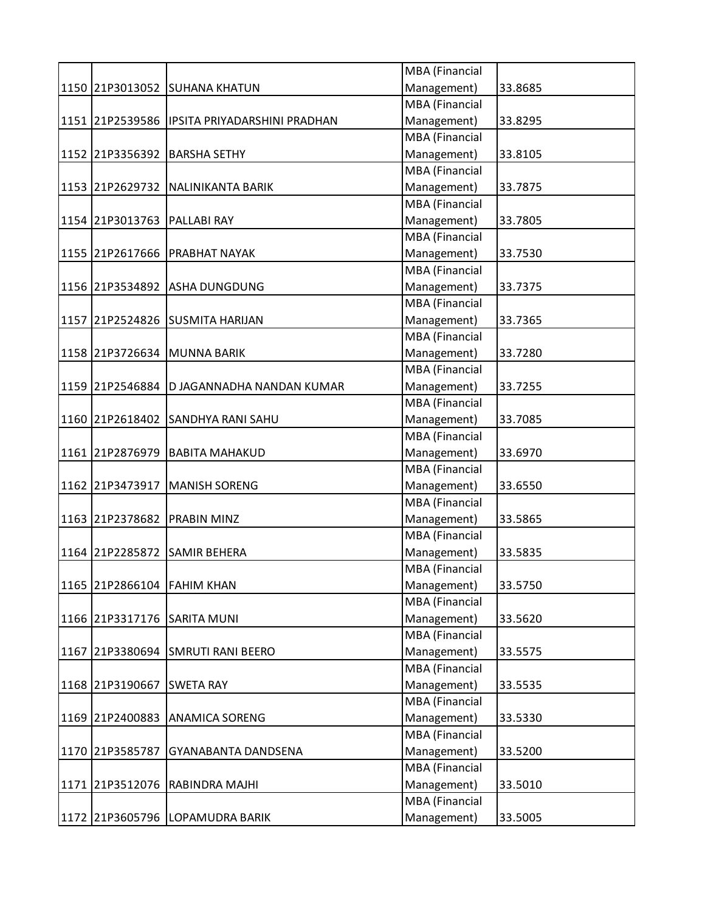| | | | | |
|---|---|---|---|---|
| 1150 | 21P3013052 | SUHANA KHATUN | MBA (Financial Management) | 33.8685 |
| 1151 | 21P2539586 | IPSITA PRIYADARSHINI PRADHAN | MBA (Financial Management) | 33.8295 |
| 1152 | 21P3356392 | BARSHA SETHY | MBA (Financial Management) | 33.8105 |
| 1153 | 21P2629732 | NALINIKANTA BARIK | MBA (Financial Management) | 33.7875 |
| 1154 | 21P3013763 | PALLABI RAY | MBA (Financial Management) | 33.7805 |
| 1155 | 21P2617666 | PRABHAT NAYAK | MBA (Financial Management) | 33.7530 |
| 1156 | 21P3534892 | ASHA DUNGDUNG | MBA (Financial Management) | 33.7375 |
| 1157 | 21P2524826 | SUSMITA HARIJAN | MBA (Financial Management) | 33.7365 |
| 1158 | 21P3726634 | MUNNA BARIK | MBA (Financial Management) | 33.7280 |
| 1159 | 21P2546884 | D JAGANNADHA NANDAN KUMAR | MBA (Financial Management) | 33.7255 |
| 1160 | 21P2618402 | SANDHYA RANI SAHU | MBA (Financial Management) | 33.7085 |
| 1161 | 21P2876979 | BABITA MAHAKUD | MBA (Financial Management) | 33.6970 |
| 1162 | 21P3473917 | MANISH SORENG | MBA (Financial Management) | 33.6550 |
| 1163 | 21P2378682 | PRABIN MINZ | MBA (Financial Management) | 33.5865 |
| 1164 | 21P2285872 | SAMIR BEHERA | MBA (Financial Management) | 33.5835 |
| 1165 | 21P2866104 | FAHIM KHAN | MBA (Financial Management) | 33.5750 |
| 1166 | 21P3317176 | SARITA MUNI | MBA (Financial Management) | 33.5620 |
| 1167 | 21P3380694 | SMRUTI RANI BEERO | MBA (Financial Management) | 33.5575 |
| 1168 | 21P3190667 | SWETA RAY | MBA (Financial Management) | 33.5535 |
| 1169 | 21P2400883 | ANAMICA SORENG | MBA (Financial Management) | 33.5330 |
| 1170 | 21P3585787 | GYANABANTA DANDSENA | MBA (Financial Management) | 33.5200 |
| 1171 | 21P3512076 | RABINDRA MAJHI | MBA (Financial Management) | 33.5010 |
| 1172 | 21P3605796 | LOPAMUDRA BARIK | MBA (Financial Management) | 33.5005 |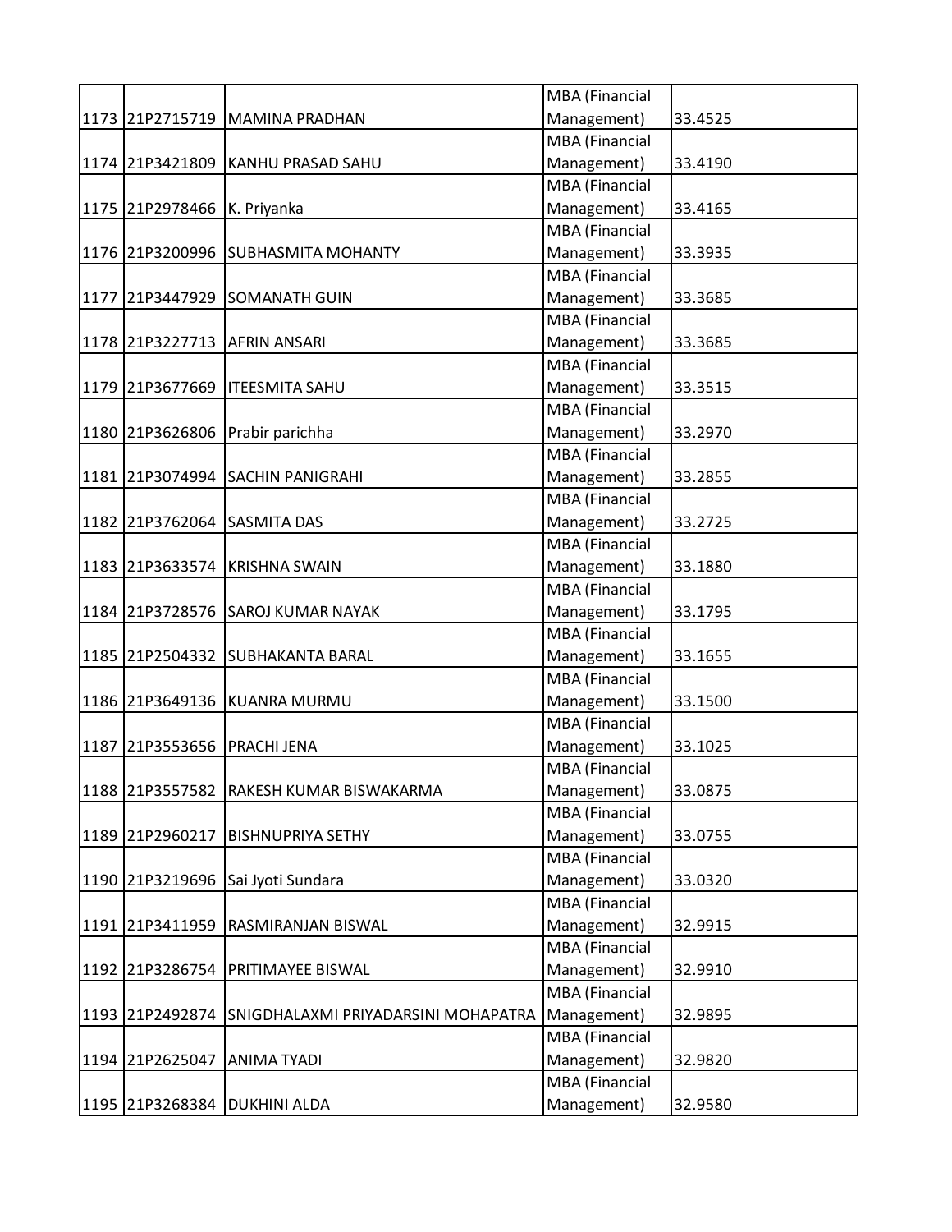| 1173 | 21P2715719 | MAMINA PRADHAN | MBA (Financial Management) | 33.4525 |
|---|---|---|---|---|
| 1174 | 21P3421809 | KANHU PRASAD SAHU | MBA (Financial Management) | 33.4190 |
| 1175 | 21P2978466 | K. Priyanka | MBA (Financial Management) | 33.4165 |
| 1176 | 21P3200996 | SUBHASMITA MOHANTY | MBA (Financial Management) | 33.3935 |
| 1177 | 21P3447929 | SOMANATH GUIN | MBA (Financial Management) | 33.3685 |
| 1178 | 21P3227713 | AFRIN ANSARI | MBA (Financial Management) | 33.3685 |
| 1179 | 21P3677669 | ITEESMITA SAHU | MBA (Financial Management) | 33.3515 |
| 1180 | 21P3626806 | Prabir parichha | MBA (Financial Management) | 33.2970 |
| 1181 | 21P3074994 | SACHIN PANIGRAHI | MBA (Financial Management) | 33.2855 |
| 1182 | 21P3762064 | SASMITA DAS | MBA (Financial Management) | 33.2725 |
| 1183 | 21P3633574 | KRISHNA SWAIN | MBA (Financial Management) | 33.1880 |
| 1184 | 21P3728576 | SAROJ KUMAR NAYAK | MBA (Financial Management) | 33.1795 |
| 1185 | 21P2504332 | SUBHAKANTA BARAL | MBA (Financial Management) | 33.1655 |
| 1186 | 21P3649136 | KUANRA MURMU | MBA (Financial Management) | 33.1500 |
| 1187 | 21P3553656 | PRACHI JENA | MBA (Financial Management) | 33.1025 |
| 1188 | 21P3557582 | RAKESH KUMAR BISWAKARMA | MBA (Financial Management) | 33.0875 |
| 1189 | 21P2960217 | BISHNUPRIYA SETHY | MBA (Financial Management) | 33.0755 |
| 1190 | 21P3219696 | Sai Jyoti Sundara | MBA (Financial Management) | 33.0320 |
| 1191 | 21P3411959 | RASMIRANJAN BISWAL | MBA (Financial Management) | 32.9915 |
| 1192 | 21P3286754 | PRITIMAYEE BISWAL | MBA (Financial Management) | 32.9910 |
| 1193 | 21P2492874 | SNIGDHALAXMI PRIYADARSINI MOHAPATRA | MBA (Financial Management) | 32.9895 |
| 1194 | 21P2625047 | ANIMA TYADI | MBA (Financial Management) | 32.9820 |
| 1195 | 21P3268384 | DUKHINI ALDA | MBA (Financial Management) | 32.9580 |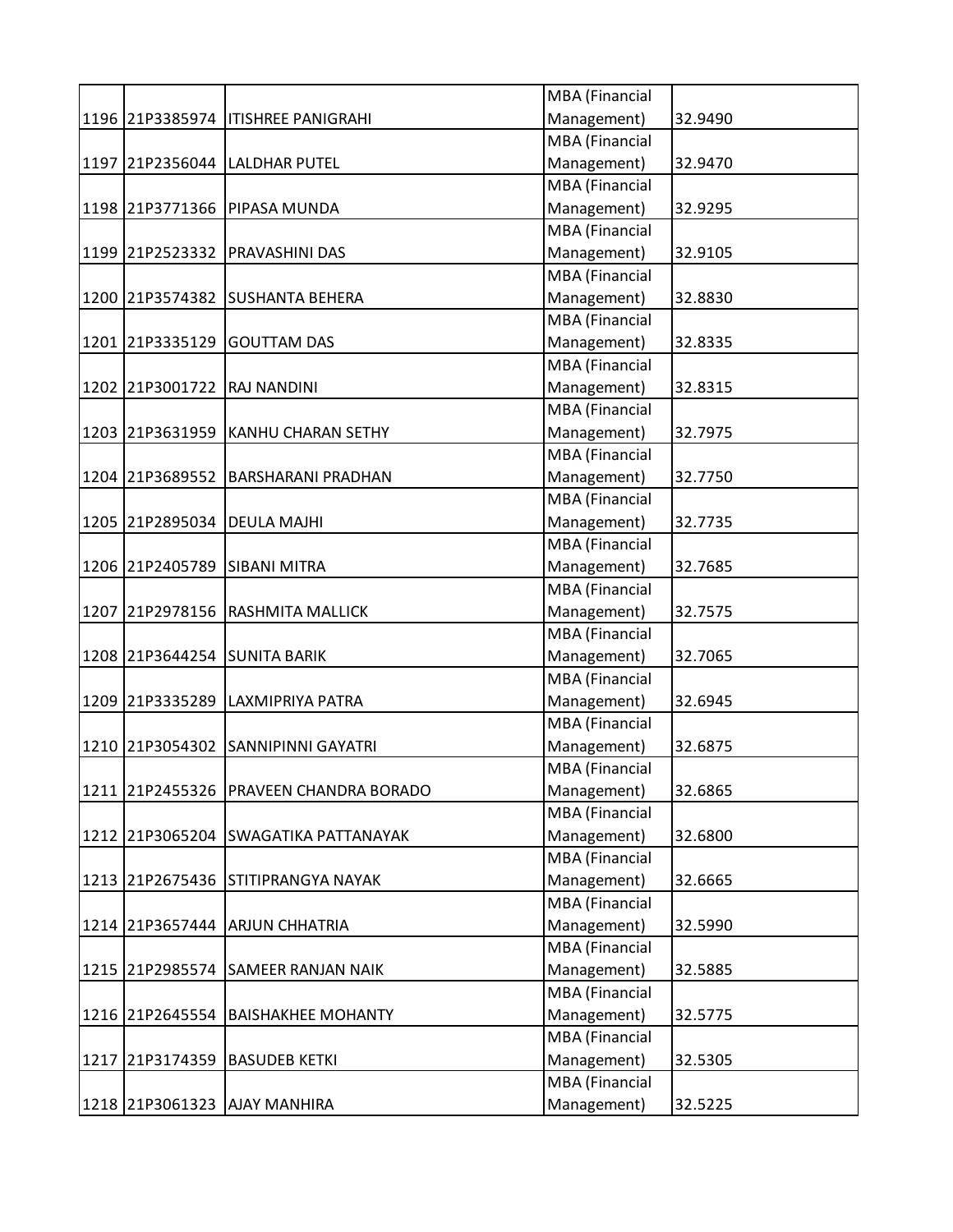| | | | | |
|---|---|---|---|---|
| 1196 | 21P3385974 | ITISHREE PANIGRAHI | MBA (Financial Management) | 32.9490 |
| 1197 | 21P2356044 | LALDHAR PUTEL | MBA (Financial Management) | 32.9470 |
| 1198 | 21P3771366 | PIPASA MUNDA | MBA (Financial Management) | 32.9295 |
| 1199 | 21P2523332 | PRAVASHINI DAS | MBA (Financial Management) | 32.9105 |
| 1200 | 21P3574382 | SUSHANTA BEHERA | MBA (Financial Management) | 32.8830 |
| 1201 | 21P3335129 | GOUTTAM DAS | MBA (Financial Management) | 32.8335 |
| 1202 | 21P3001722 | RAJ NANDINI | MBA (Financial Management) | 32.8315 |
| 1203 | 21P3631959 | KANHU CHARAN SETHY | MBA (Financial Management) | 32.7975 |
| 1204 | 21P3689552 | BARSHARANI PRADHAN | MBA (Financial Management) | 32.7750 |
| 1205 | 21P2895034 | DEULA MAJHI | MBA (Financial Management) | 32.7735 |
| 1206 | 21P2405789 | SIBANI MITRA | MBA (Financial Management) | 32.7685 |
| 1207 | 21P2978156 | RASHMITA MALLICK | MBA (Financial Management) | 32.7575 |
| 1208 | 21P3644254 | SUNITA BARIK | MBA (Financial Management) | 32.7065 |
| 1209 | 21P3335289 | LAXMIPRIYA PATRA | MBA (Financial Management) | 32.6945 |
| 1210 | 21P3054302 | SANNIPINNI GAYATRI | MBA (Financial Management) | 32.6875 |
| 1211 | 21P2455326 | PRAVEEN CHANDRA BORADO | MBA (Financial Management) | 32.6865 |
| 1212 | 21P3065204 | SWAGATIKA PATTANAYAK | MBA (Financial Management) | 32.6800 |
| 1213 | 21P2675436 | STITIPRANGYA NAYAK | MBA (Financial Management) | 32.6665 |
| 1214 | 21P3657444 | ARJUN CHHATRIA | MBA (Financial Management) | 32.5990 |
| 1215 | 21P2985574 | SAMEER RANJAN NAIK | MBA (Financial Management) | 32.5885 |
| 1216 | 21P2645554 | BAISHAKHEE MOHANTY | MBA (Financial Management) | 32.5775 |
| 1217 | 21P3174359 | BASUDEB KETKI | MBA (Financial Management) | 32.5305 |
| 1218 | 21P3061323 | AJAY MANHIRA | MBA (Financial Management) | 32.5225 |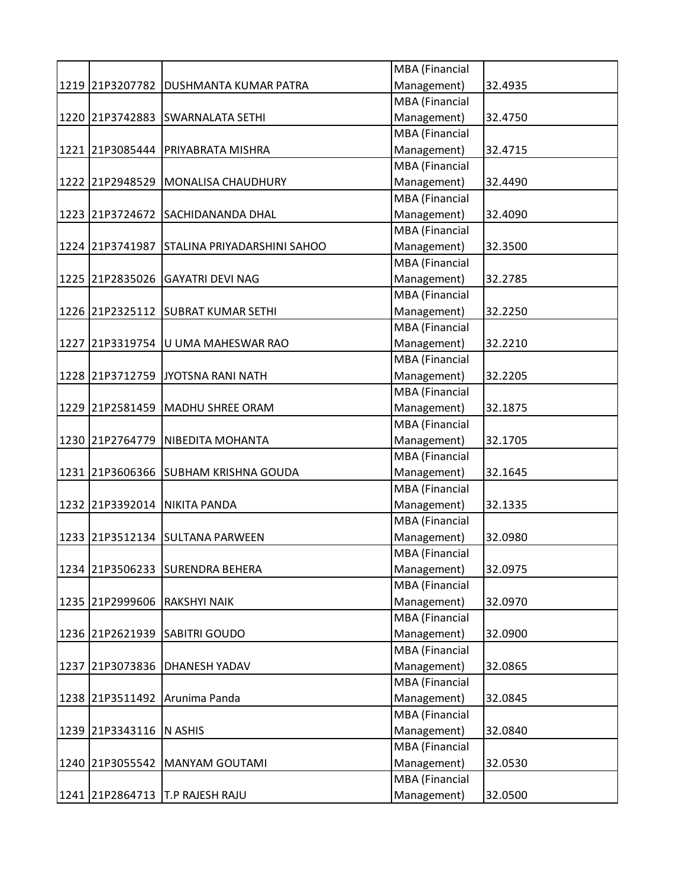| | | | | |
|---|---|---|---|---|
| 1219 | 21P3207782 | DUSHMANTA KUMAR PATRA | MBA (Financial Management) | 32.4935 |
| 1220 | 21P3742883 | SWARNALATA SETHI | MBA (Financial Management) | 32.4750 |
| 1221 | 21P3085444 | PRIYABRATA MISHRA | MBA (Financial Management) | 32.4715 |
| 1222 | 21P2948529 | MONALISA CHAUDHURY | MBA (Financial Management) | 32.4490 |
| 1223 | 21P3724672 | SACHIDANANDA DHAL | MBA (Financial Management) | 32.4090 |
| 1224 | 21P3741987 | STALINA PRIYADARSHINI SAHOO | MBA (Financial Management) | 32.3500 |
| 1225 | 21P2835026 | GAYATRI DEVI NAG | MBA (Financial Management) | 32.2785 |
| 1226 | 21P2325112 | SUBRAT KUMAR SETHI | MBA (Financial Management) | 32.2250 |
| 1227 | 21P3319754 | U UMA MAHESWAR RAO | MBA (Financial Management) | 32.2210 |
| 1228 | 21P3712759 | JYOTSNA RANI NATH | MBA (Financial Management) | 32.2205 |
| 1229 | 21P2581459 | MADHU SHREE ORAM | MBA (Financial Management) | 32.1875 |
| 1230 | 21P2764779 | NIBEDITA MOHANTA | MBA (Financial Management) | 32.1705 |
| 1231 | 21P3606366 | SUBHAM KRISHNA GOUDA | MBA (Financial Management) | 32.1645 |
| 1232 | 21P3392014 | NIKITA PANDA | MBA (Financial Management) | 32.1335 |
| 1233 | 21P3512134 | SULTANA PARWEEN | MBA (Financial Management) | 32.0980 |
| 1234 | 21P3506233 | SURENDRA BEHERA | MBA (Financial Management) | 32.0975 |
| 1235 | 21P2999606 | RAKSHYI NAIK | MBA (Financial Management) | 32.0970 |
| 1236 | 21P2621939 | SABITRI GOUDO | MBA (Financial Management) | 32.0900 |
| 1237 | 21P3073836 | DHANESH YADAV | MBA (Financial Management) | 32.0865 |
| 1238 | 21P3511492 | Arunima Panda | MBA (Financial Management) | 32.0845 |
| 1239 | 21P3343116 | N ASHIS | MBA (Financial Management) | 32.0840 |
| 1240 | 21P3055542 | MANYAM GOUTAMI | MBA (Financial Management) | 32.0530 |
| 1241 | 21P2864713 | T.P RAJESH RAJU | MBA (Financial Management) | 32.0500 |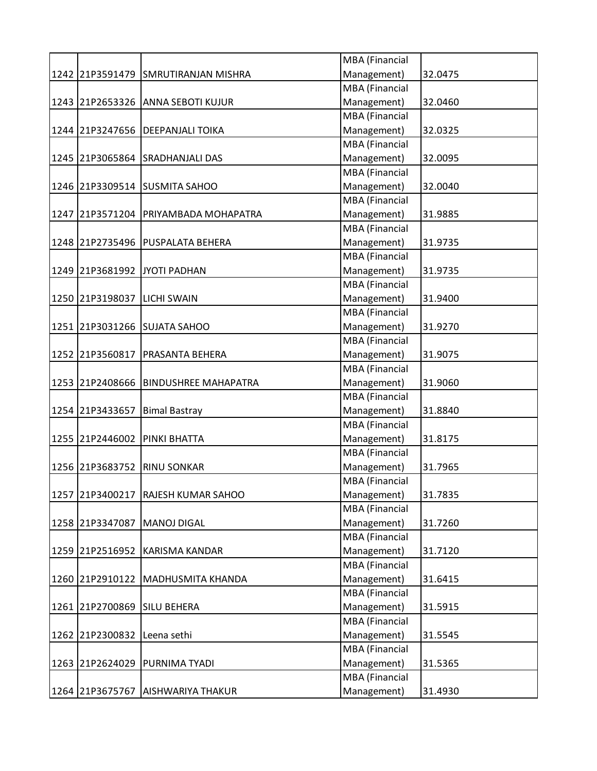| | | | | |
|---|---|---|---|---|
| 1242 | 21P3591479 | SMRUTIRANJAN MISHRA | MBA (Financial Management) | 32.0475 |
| 1243 | 21P2653326 | ANNA SEBOTI KUJUR | MBA (Financial Management) | 32.0460 |
| 1244 | 21P3247656 | DEEPANJALI TOIKA | MBA (Financial Management) | 32.0325 |
| 1245 | 21P3065864 | SRADHANJALI DAS | MBA (Financial Management) | 32.0095 |
| 1246 | 21P3309514 | SUSMITA SAHOO | MBA (Financial Management) | 32.0040 |
| 1247 | 21P3571204 | PRIYAMBADA MOHAPATRA | MBA (Financial Management) | 31.9885 |
| 1248 | 21P2735496 | PUSPALATA BEHERA | MBA (Financial Management) | 31.9735 |
| 1249 | 21P3681992 | JYOTI PADHAN | MBA (Financial Management) | 31.9735 |
| 1250 | 21P3198037 | LICHI SWAIN | MBA (Financial Management) | 31.9400 |
| 1251 | 21P3031266 | SUJATA SAHOO | MBA (Financial Management) | 31.9270 |
| 1252 | 21P3560817 | PRASANTA BEHERA | MBA (Financial Management) | 31.9075 |
| 1253 | 21P2408666 | BINDUSHREE MAHAPATRA | MBA (Financial Management) | 31.9060 |
| 1254 | 21P3433657 | Bimal Bastray | MBA (Financial Management) | 31.8840 |
| 1255 | 21P2446002 | PINKI BHATTA | MBA (Financial Management) | 31.8175 |
| 1256 | 21P3683752 | RINU SONKAR | MBA (Financial Management) | 31.7965 |
| 1257 | 21P3400217 | RAJESH KUMAR SAHOO | MBA (Financial Management) | 31.7835 |
| 1258 | 21P3347087 | MANOJ DIGAL | MBA (Financial Management) | 31.7260 |
| 1259 | 21P2516952 | KARISMA KANDAR | MBA (Financial Management) | 31.7120 |
| 1260 | 21P2910122 | MADHUSMITA KHANDA | MBA (Financial Management) | 31.6415 |
| 1261 | 21P2700869 | SILU BEHERA | MBA (Financial Management) | 31.5915 |
| 1262 | 21P2300832 | Leena sethi | MBA (Financial Management) | 31.5545 |
| 1263 | 21P2624029 | PURNIMA TYADI | MBA (Financial Management) | 31.5365 |
| 1264 | 21P3675767 | AISHWARIYA THAKUR | MBA (Financial Management) | 31.4930 |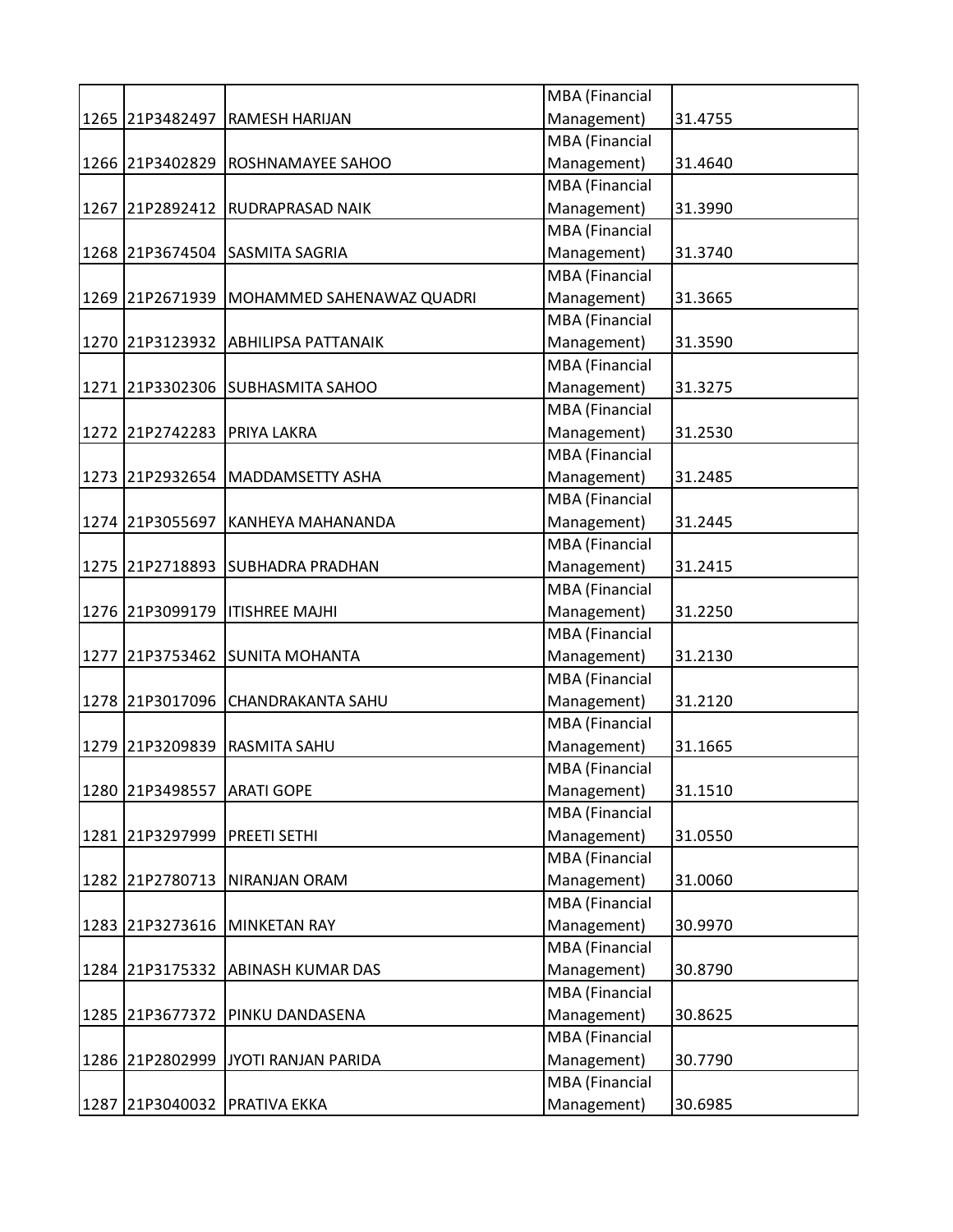| | | | | |
|---|---|---|---|---|
| 1265 | 21P3482497 | RAMESH HARIJAN | MBA (Financial Management) | 31.4755 |
| 1266 | 21P3402829 | ROSHNAMAYEE SAHOO | MBA (Financial Management) | 31.4640 |
| 1267 | 21P2892412 | RUDRAPRASAD NAIK | MBA (Financial Management) | 31.3990 |
| 1268 | 21P3674504 | SASMITA SAGRIA | MBA (Financial Management) | 31.3740 |
| 1269 | 21P2671939 | MOHAMMED SAHENAWAZ QUADRI | MBA (Financial Management) | 31.3665 |
| 1270 | 21P3123932 | ABHILIPSA PATTANAIK | MBA (Financial Management) | 31.3590 |
| 1271 | 21P3302306 | SUBHASMITA SAHOO | MBA (Financial Management) | 31.3275 |
| 1272 | 21P2742283 | PRIYA LAKRA | MBA (Financial Management) | 31.2530 |
| 1273 | 21P2932654 | MADDAMSETTY ASHA | MBA (Financial Management) | 31.2485 |
| 1274 | 21P3055697 | KANHEYA MAHANANDA | MBA (Financial Management) | 31.2445 |
| 1275 | 21P2718893 | SUBHADRA PRADHAN | MBA (Financial Management) | 31.2415 |
| 1276 | 21P3099179 | ITISHREE MAJHI | MBA (Financial Management) | 31.2250 |
| 1277 | 21P3753462 | SUNITA MOHANTA | MBA (Financial Management) | 31.2130 |
| 1278 | 21P3017096 | CHANDRAKANTA SAHU | MBA (Financial Management) | 31.2120 |
| 1279 | 21P3209839 | RASMITA SAHU | MBA (Financial Management) | 31.1665 |
| 1280 | 21P3498557 | ARATI GOPE | MBA (Financial Management) | 31.1510 |
| 1281 | 21P3297999 | PREETI SETHI | MBA (Financial Management) | 31.0550 |
| 1282 | 21P2780713 | NIRANJAN ORAM | MBA (Financial Management) | 31.0060 |
| 1283 | 21P3273616 | MINKETAN RAY | MBA (Financial Management) | 30.9970 |
| 1284 | 21P3175332 | ABINASH KUMAR DAS | MBA (Financial Management) | 30.8790 |
| 1285 | 21P3677372 | PINKU DANDASENA | MBA (Financial Management) | 30.8625 |
| 1286 | 21P2802999 | JYOTI RANJAN PARIDA | MBA (Financial Management) | 30.7790 |
| 1287 | 21P3040032 | PRATIVA EKKA | MBA (Financial Management) | 30.6985 |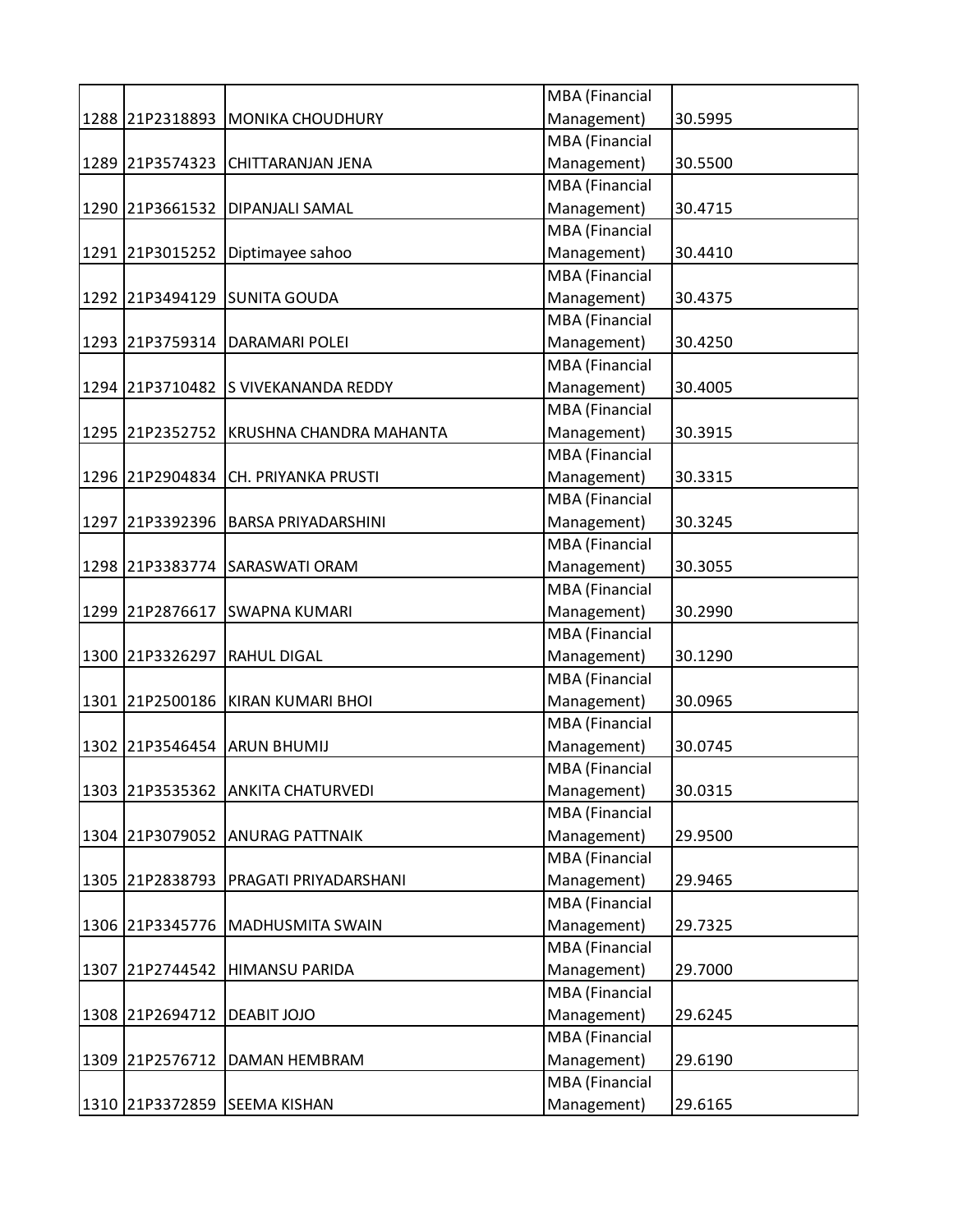| | | | | |
|---|---|---|---|---|
| 1288 | 21P2318893 | MONIKA CHOUDHURY | MBA (Financial Management) | 30.5995 |
| 1289 | 21P3574323 | CHITTARANJAN JENA | MBA (Financial Management) | 30.5500 |
| 1290 | 21P3661532 | DIPANJALI SAMAL | MBA (Financial Management) | 30.4715 |
| 1291 | 21P3015252 | Diptimayee sahoo | MBA (Financial Management) | 30.4410 |
| 1292 | 21P3494129 | SUNITA GOUDA | MBA (Financial Management) | 30.4375 |
| 1293 | 21P3759314 | DARAMARI POLEI | MBA (Financial Management) | 30.4250 |
| 1294 | 21P3710482 | S VIVEKANANDA REDDY | MBA (Financial Management) | 30.4005 |
| 1295 | 21P2352752 | KRUSHNA CHANDRA MAHANTA | MBA (Financial Management) | 30.3915 |
| 1296 | 21P2904834 | CH. PRIYANKA PRUSTI | MBA (Financial Management) | 30.3315 |
| 1297 | 21P3392396 | BARSA PRIYADARSHINI | MBA (Financial Management) | 30.3245 |
| 1298 | 21P3383774 | SARASWATI ORAM | MBA (Financial Management) | 30.3055 |
| 1299 | 21P2876617 | SWAPNA KUMARI | MBA (Financial Management) | 30.2990 |
| 1300 | 21P3326297 | RAHUL DIGAL | MBA (Financial Management) | 30.1290 |
| 1301 | 21P2500186 | KIRAN KUMARI BHOI | MBA (Financial Management) | 30.0965 |
| 1302 | 21P3546454 | ARUN BHUMIJ | MBA (Financial Management) | 30.0745 |
| 1303 | 21P3535362 | ANKITA CHATURVEDI | MBA (Financial Management) | 30.0315 |
| 1304 | 21P3079052 | ANURAG PATTNAIK | MBA (Financial Management) | 29.9500 |
| 1305 | 21P2838793 | PRAGATI PRIYADARSHANI | MBA (Financial Management) | 29.9465 |
| 1306 | 21P3345776 | MADHUSMITA SWAIN | MBA (Financial Management) | 29.7325 |
| 1307 | 21P2744542 | HIMANSU PARIDA | MBA (Financial Management) | 29.7000 |
| 1308 | 21P2694712 | DEABIT JOJO | MBA (Financial Management) | 29.6245 |
| 1309 | 21P2576712 | DAMAN HEMBRAM | MBA (Financial Management) | 29.6190 |
| 1310 | 21P3372859 | SEEMA KISHAN | MBA (Financial Management) | 29.6165 |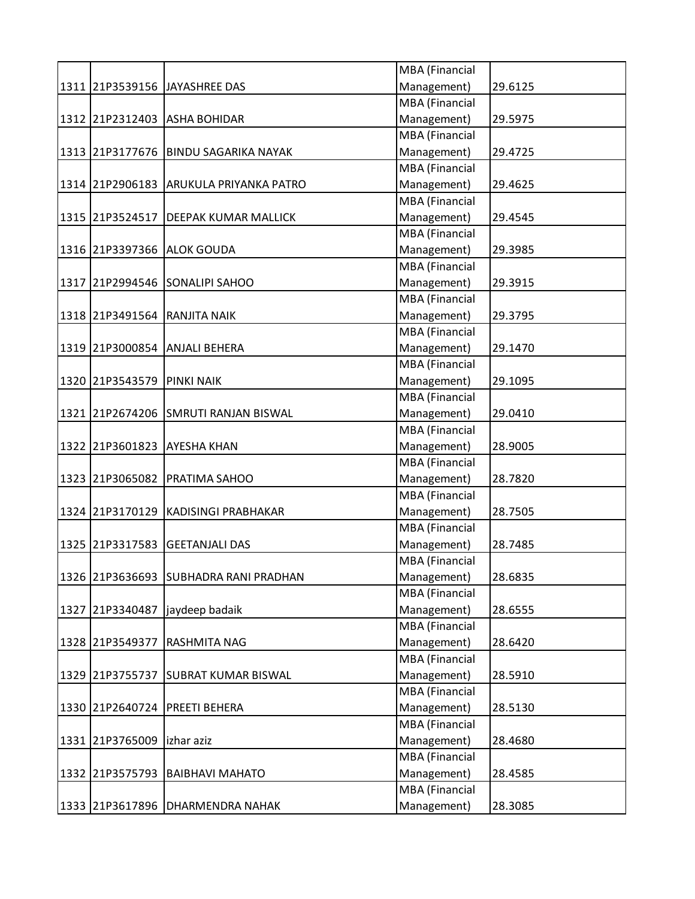| | | | | |
|---|---|---|---|---|
| 1311 | 21P3539156 | JAYASHREE DAS | MBA (Financial Management) | 29.6125 |
| 1312 | 21P2312403 | ASHA BOHIDAR | MBA (Financial Management) | 29.5975 |
| 1313 | 21P3177676 | BINDU SAGARIKA NAYAK | MBA (Financial Management) | 29.4725 |
| 1314 | 21P2906183 | ARUKULA PRIYANKA PATRO | MBA (Financial Management) | 29.4625 |
| 1315 | 21P3524517 | DEEPAK KUMAR MALLICK | MBA (Financial Management) | 29.4545 |
| 1316 | 21P3397366 | ALOK GOUDA | MBA (Financial Management) | 29.3985 |
| 1317 | 21P2994546 | SONALIPI SAHOO | MBA (Financial Management) | 29.3915 |
| 1318 | 21P3491564 | RANJITA NAIK | MBA (Financial Management) | 29.3795 |
| 1319 | 21P3000854 | ANJALI BEHERA | MBA (Financial Management) | 29.1470 |
| 1320 | 21P3543579 | PINKI NAIK | MBA (Financial Management) | 29.1095 |
| 1321 | 21P2674206 | SMRUTI RANJAN BISWAL | MBA (Financial Management) | 29.0410 |
| 1322 | 21P3601823 | AYESHA KHAN | MBA (Financial Management) | 28.9005 |
| 1323 | 21P3065082 | PRATIMA SAHOO | MBA (Financial Management) | 28.7820 |
| 1324 | 21P3170129 | KADISINGI PRABHAKAR | MBA (Financial Management) | 28.7505 |
| 1325 | 21P3317583 | GEETANJALI DAS | MBA (Financial Management) | 28.7485 |
| 1326 | 21P3636693 | SUBHADRA RANI PRADHAN | MBA (Financial Management) | 28.6835 |
| 1327 | 21P3340487 | jaydeep badaik | MBA (Financial Management) | 28.6555 |
| 1328 | 21P3549377 | RASHMITA NAG | MBA (Financial Management) | 28.6420 |
| 1329 | 21P3755737 | SUBRAT KUMAR BISWAL | MBA (Financial Management) | 28.5910 |
| 1330 | 21P2640724 | PREETI BEHERA | MBA (Financial Management) | 28.5130 |
| 1331 | 21P3765009 | izhar aziz | MBA (Financial Management) | 28.4680 |
| 1332 | 21P3575793 | BAIBHAVI MAHATO | MBA (Financial Management) | 28.4585 |
| 1333 | 21P3617896 | DHARMENDRA NAHAK | MBA (Financial Management) | 28.3085 |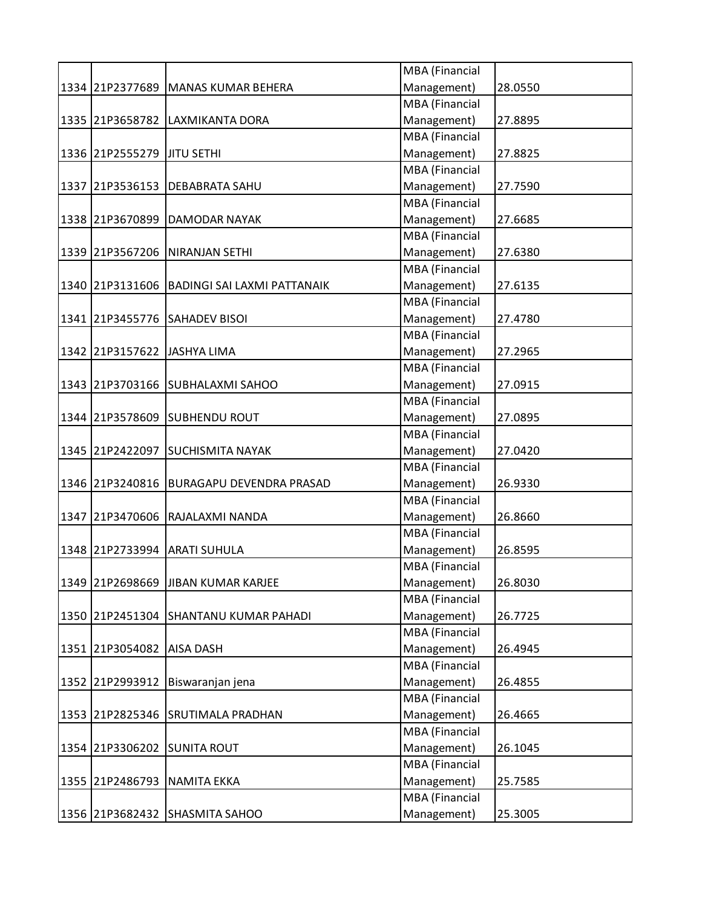| | | | | |
|---|---|---|---|---|
| 1334 | 21P2377689 | MANAS KUMAR BEHERA | MBA (Financial Management) | 28.0550 |
| 1335 | 21P3658782 | LAXMIKANTA DORA | MBA (Financial Management) | 27.8895 |
| 1336 | 21P2555279 | JITU SETHI | MBA (Financial Management) | 27.8825 |
| 1337 | 21P3536153 | DEBABRATA SAHU | MBA (Financial Management) | 27.7590 |
| 1338 | 21P3670899 | DAMODAR NAYAK | MBA (Financial Management) | 27.6685 |
| 1339 | 21P3567206 | NIRANJAN SETHI | MBA (Financial Management) | 27.6380 |
| 1340 | 21P3131606 | BADINGI SAI LAXMI PATTANAIK | MBA (Financial Management) | 27.6135 |
| 1341 | 21P3455776 | SAHADEV BISOI | MBA (Financial Management) | 27.4780 |
| 1342 | 21P3157622 | JASHYA LIMA | MBA (Financial Management) | 27.2965 |
| 1343 | 21P3703166 | SUBHALAXMI SAHOO | MBA (Financial Management) | 27.0915 |
| 1344 | 21P3578609 | SUBHENDU ROUT | MBA (Financial Management) | 27.0895 |
| 1345 | 21P2422097 | SUCHISMITA NAYAK | MBA (Financial Management) | 27.0420 |
| 1346 | 21P3240816 | BURAGAPU DEVENDRA PRASAD | MBA (Financial Management) | 26.9330 |
| 1347 | 21P3470606 | RAJALAXMI NANDA | MBA (Financial Management) | 26.8660 |
| 1348 | 21P2733994 | ARATI SUHULA | MBA (Financial Management) | 26.8595 |
| 1349 | 21P2698669 | JIBAN KUMAR KARJEE | MBA (Financial Management) | 26.8030 |
| 1350 | 21P2451304 | SHANTANU KUMAR PAHADI | MBA (Financial Management) | 26.7725 |
| 1351 | 21P3054082 | AISA DASH | MBA (Financial Management) | 26.4945 |
| 1352 | 21P2993912 | Biswaranjan jena | MBA (Financial Management) | 26.4855 |
| 1353 | 21P2825346 | SRUTIMALA PRADHAN | MBA (Financial Management) | 26.4665 |
| 1354 | 21P3306202 | SUNITA ROUT | MBA (Financial Management) | 26.1045 |
| 1355 | 21P2486793 | NAMITA EKKA | MBA (Financial Management) | 25.7585 |
| 1356 | 21P3682432 | SHASMITA SAHOO | MBA (Financial Management) | 25.3005 |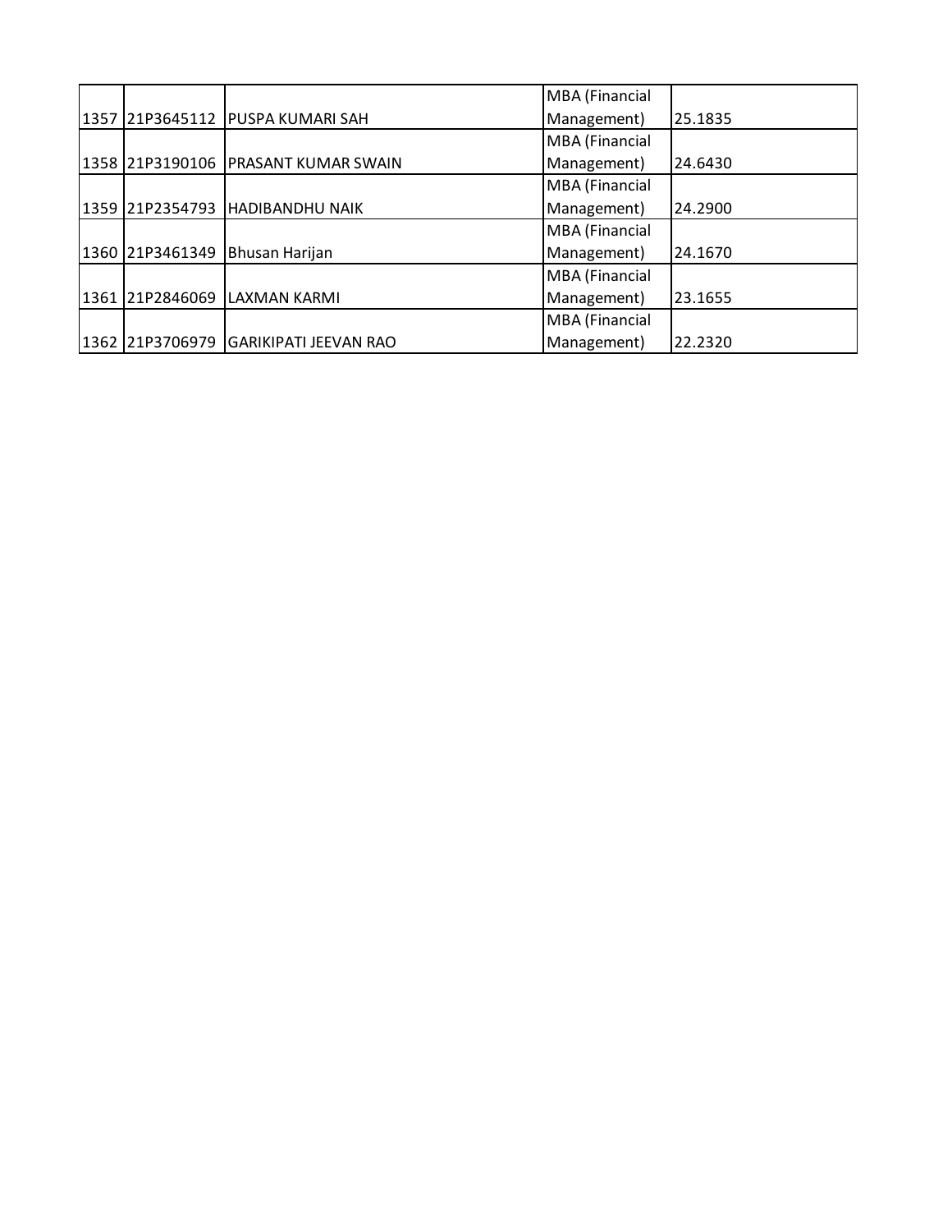| | | | | |
|---|---|---|---|---|
| 1357 | 21P3645112 | PUSPA KUMARI SAH | MBA (Financial Management) | 25.1835 |
| 1358 | 21P3190106 | PRASANT KUMAR SWAIN | MBA (Financial Management) | 24.6430 |
| 1359 | 21P2354793 | HADIBANDHU NAIK | MBA (Financial Management) | 24.2900 |
| 1360 | 21P3461349 | Bhusan Harijan | MBA (Financial Management) | 24.1670 |
| 1361 | 21P2846069 | LAXMAN KARMI | MBA (Financial Management) | 23.1655 |
| 1362 | 21P3706979 | GARIKIPATI JEEVAN RAO | MBA (Financial Management) | 22.2320 |